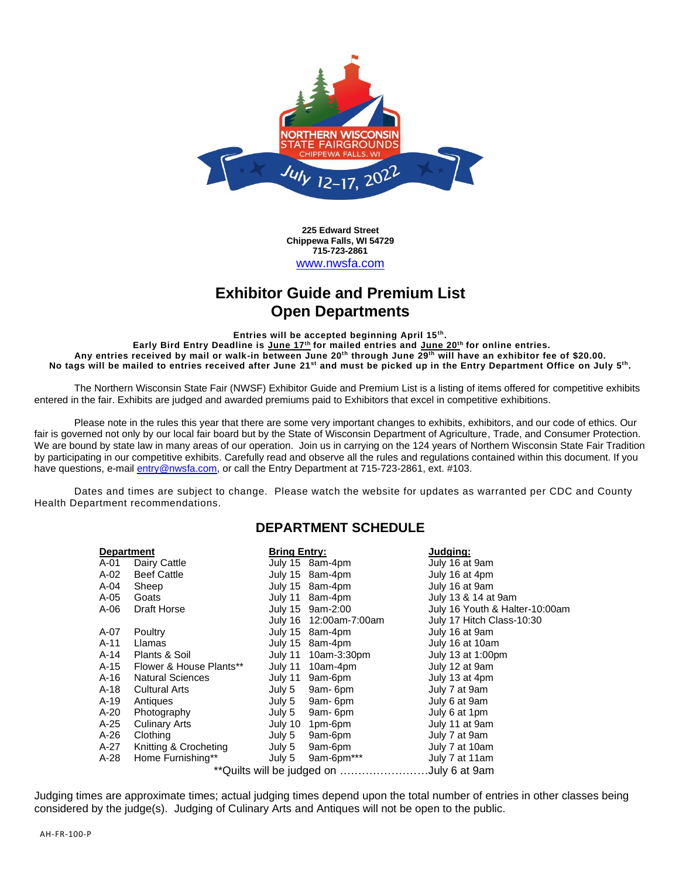NORTHERN WISCONSIN STATE FAIRGROUNDS
CHIPPEWA FALLS, WI
July 12–17, 2022

**225 Edward Street**
**Chippewa Falls, WI 54729**
**715-723-2861**
www.nwsfa.com

# Exhibitor Guide and Premium List
# Open Departments

**Entries will be accepted beginning April 15th.**
**Early Bird Entry Deadline is June 17th for mailed entries and June 20th for online entries.**
**Any entries received by mail or walk-in between June 20th through June 29th will have an exhibitor fee of $20.00.**
**No tags will be mailed to entries received after June 21st and must be picked up in the Entry Department Office on July 5th.**

The Northern Wisconsin State Fair (NWSF) Exhibitor Guide and Premium List is a listing of items offered for competitive exhibits entered in the fair. Exhibits are judged and awarded premiums paid to Exhibitors that excel in competitive exhibitions.

Please note in the rules this year that there are some very important changes to exhibits, exhibitors, and our code of ethics. Our fair is governed not only by our local fair board but by the State of Wisconsin Department of Agriculture, Trade, and Consumer Protection. We are bound by state law in many areas of our operation. Join us in carrying on the 124 years of Northern Wisconsin State Fair Tradition by participating in our competitive exhibits. Carefully read and observe all the rules and regulations contained within this document. If you have questions, e-mail entry@nwsfa.com, or call the Entry Department at 715-723-2861, ext. #103.

Dates and times are subject to change. Please watch the website for updates as warranted per CDC and County Health Department recommendations.

## DEPARTMENT SCHEDULE

| Department | | Bring Entry: | | Judging: |
|---|---|---|---|---|
| A-01 | Dairy Cattle | July 15 | 8am-4pm | July 16 at 9am |
| A-02 | Beef Cattle | July 15 | 8am-4pm | July 16 at 4pm |
| A-04 | Sheep | July 15 | 8am-4pm | July 16 at 9am |
| A-05 | Goats | July 11 | 8am-4pm | July 13 & 14 at 9am |
| A-06 | Draft Horse | July 15 | 9am-2:00 | July 16 Youth & Halter-10:00am |
| | | July 16 | 12:00am-7:00am | July 17 Hitch Class-10:30 |
| A-07 | Poultry | July 15 | 8am-4pm | July 16 at 9am |
| A-11 | Llamas | July 15 | 8am-4pm | July 16 at 10am |
| A-14 | Plants & Soil | July 11 | 10am-3:30pm | July 13 at 1:00pm |
| A-15 | Flower & House Plants** | July 11 | 10am-4pm | July 12 at 9am |
| A-16 | Natural Sciences | July 11 | 9am-6pm | July 13 at 4pm |
| A-18 | Cultural Arts | July 5 | 9am- 6pm | July 7 at 9am |
| A-19 | Antiques | July 5 | 9am- 6pm | July 6 at 9am |
| A-20 | Photography | July 5 | 9am- 6pm | July 6 at 1pm |
| A-25 | Culinary Arts | July 10 | 1pm-6pm | July 11 at 9am |
| A-26 | Clothing | July 5 | 9am-6pm | July 7 at 9am |
| A-27 | Knitting & Crocheting | July 5 | 9am-6pm | July 7 at 10am |
| A-28 | Home Furnishing** | July 5 | 9am-6pm*** | July 7 at 11am |

**Quilts will be judged on ……………………July 6 at 9am

Judging times are approximate times; actual judging times depend upon the total number of entries in other classes being considered by the judge(s). Judging of Culinary Arts and Antiques will not be open to the public.

AH-FR-100-P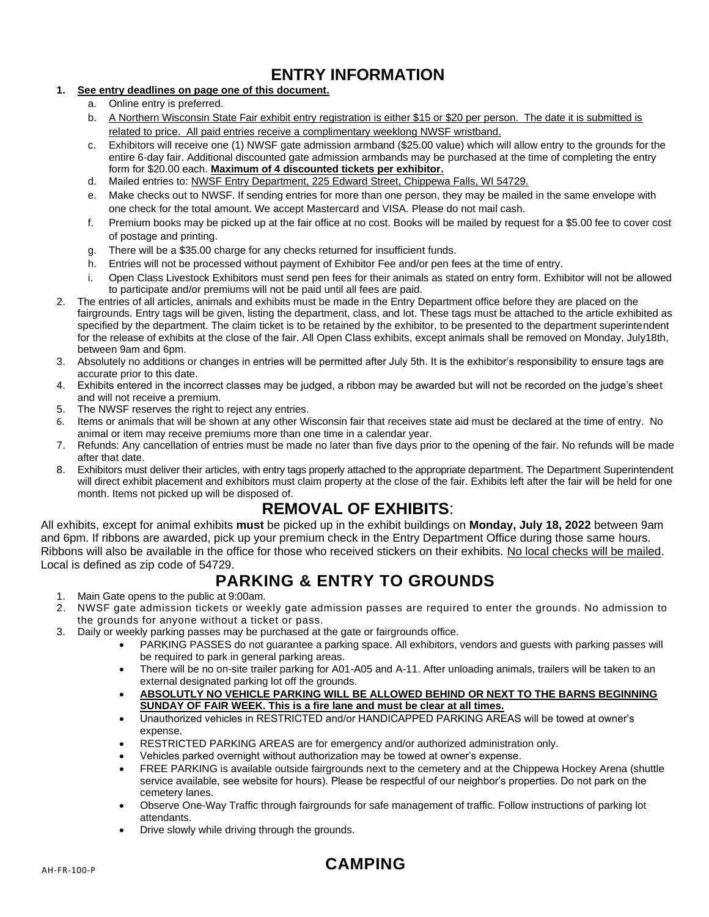# ENTRY INFORMATION

1. **See entry deadlines on page one of this document.**
    a. Online entry is preferred.
    b. A Northern Wisconsin State Fair exhibit entry registration is either $15 or $20 per person. The date it is submitted is related to price. All paid entries receive a complimentary weeklong NWSF wristband.
    c. Exhibitors will receive one (1) NWSF gate admission armband ($25.00 value) which will allow entry to the grounds for the entire 6-day fair. Additional discounted gate admission armbands may be purchased at the time of completing the entry form for $20.00 each. **Maximum of 4 discounted tickets per exhibitor.**
    d. Mailed entries to: NWSF Entry Department, 225 Edward Street, Chippewa Falls, WI 54729.
    e. Make checks out to NWSF. If sending entries for more than one person, they may be mailed in the same envelope with one check for the total amount. We accept Mastercard and VISA. Please do not mail cash.
    f. Premium books may be picked up at the fair office at no cost. Books will be mailed by request for a $5.00 fee to cover cost of postage and printing.
    g. There will be a $35.00 charge for any checks returned for insufficient funds.
    h. Entries will not be processed without payment of Exhibitor Fee and/or pen fees at the time of entry.
    i. Open Class Livestock Exhibitors must send pen fees for their animals as stated on entry form. Exhibitor will not be allowed to participate and/or premiums will not be paid until all fees are paid.
2. The entries of all articles, animals and exhibits must be made in the Entry Department office before they are placed on the fairgrounds. Entry tags will be given, listing the department, class, and lot. These tags must be attached to the article exhibited as specified by the department. The claim ticket is to be retained by the exhibitor, to be presented to the department superintendent for the release of exhibits at the close of the fair. All Open Class exhibits, except animals shall be removed on Monday, July18th, between 9am and 6pm.
3. Absolutely no additions or changes in entries will be permitted after July 5th. It is the exhibitor's responsibility to ensure tags are accurate prior to this date.
4. Exhibits entered in the incorrect classes may be judged, a ribbon may be awarded but will not be recorded on the judge's sheet and will not receive a premium.
5. The NWSF reserves the right to reject any entries.
6. Items or animals that will be shown at any other Wisconsin fair that receives state aid must be declared at the time of entry. No animal or item may receive premiums more than one time in a calendar year.
7. Refunds: Any cancellation of entries must be made no later than five days prior to the opening of the fair. No refunds will be made after that date.
8. Exhibitors must deliver their articles, with entry tags properly attached to the appropriate department. The Department Superintendent will direct exhibit placement and exhibitors must claim property at the close of the fair. Exhibits left after the fair will be held for one month. Items not picked up will be disposed of.

# REMOVAL OF EXHIBITS:

All exhibits, except for animal exhibits **must** be picked up in the exhibit buildings on **Monday, July 18, 2022** between 9am and 6pm. If ribbons are awarded, pick up your premium check in the Entry Department Office during those same hours. Ribbons will also be available in the office for those who received stickers on their exhibits. No local checks will be mailed. Local is defined as zip code of 54729.

# PARKING & ENTRY TO GROUNDS

1. Main Gate opens to the public at 9:00am.
2. NWSF gate admission tickets or weekly gate admission passes are required to enter the grounds. No admission to the grounds for anyone without a ticket or pass.
3. Daily or weekly parking passes may be purchased at the gate or fairgrounds office.
    - PARKING PASSES do not guarantee a parking space. All exhibitors, vendors and guests with parking passes will be required to park in general parking areas.
    - There will be no on-site trailer parking for A01-A05 and A-11. After unloading animals, trailers will be taken to an external designated parking lot off the grounds.
    - **ABSOLUTLY NO VEHICLE PARKING WILL BE ALLOWED BEHIND OR NEXT TO THE BARNS BEGINNING SUNDAY OF FAIR WEEK. This is a fire lane and must be clear at all times.**
    - Unauthorized vehicles in RESTRICTED and/or HANDICAPPED PARKING AREAS will be towed at owner's expense.
    - RESTRICTED PARKING AREAS are for emergency and/or authorized administration only.
    - Vehicles parked overnight without authorization may be towed at owner's expense.
    - FREE PARKING is available outside fairgrounds next to the cemetery and at the Chippewa Hockey Arena (shuttle service available, see website for hours). Please be respectful of our neighbor's properties. Do not park on the cemetery lanes.
    - Observe One-Way Traffic through fairgrounds for safe management of traffic. Follow instructions of parking lot attendants.
    - Drive slowly while driving through the grounds.

# CAMPING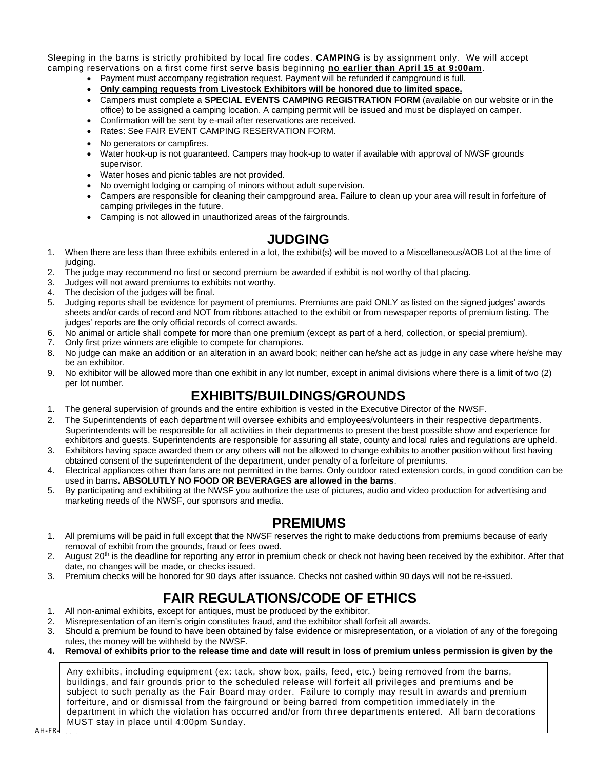Sleeping in the barns is strictly prohibited by local fire codes. **CAMPING** is by assignment only. We will accept camping reservations on a first come first serve basis beginning **no earlier than April 15 at 9:00am**.

- Payment must accompany registration request. Payment will be refunded if campground is full.
- **Only camping requests from Livestock Exhibitors will be honored due to limited space.**
- Campers must complete a **SPECIAL EVENTS CAMPING REGISTRATION FORM** (available on our website or in the office) to be assigned a camping location. A camping permit will be issued and must be displayed on camper.
- Confirmation will be sent by e-mail after reservations are received.
- Rates: See FAIR EVENT CAMPING RESERVATION FORM.
- No generators or campfires.
- Water hook-up is not guaranteed. Campers may hook-up to water if available with approval of NWSF grounds supervisor.
- Water hoses and picnic tables are not provided.
- No overnight lodging or camping of minors without adult supervision.
- Campers are responsible for cleaning their campground area. Failure to clean up your area will result in forfeiture of camping privileges in the future.
- Camping is not allowed in unauthorized areas of the fairgrounds.

## JUDGING

1. When there are less than three exhibits entered in a lot, the exhibit(s) will be moved to a Miscellaneous/AOB Lot at the time of judging.
2. The judge may recommend no first or second premium be awarded if exhibit is not worthy of that placing.
3. Judges will not award premiums to exhibits not worthy.
4. The decision of the judges will be final.
5. Judging reports shall be evidence for payment of premiums. Premiums are paid ONLY as listed on the signed judges' awards sheets and/or cards of record and NOT from ribbons attached to the exhibit or from newspaper reports of premium listing. The judges' reports are the only official records of correct awards.
6. No animal or article shall compete for more than one premium (except as part of a herd, collection, or special premium).
7. Only first prize winners are eligible to compete for champions.
8. No judge can make an addition or an alteration in an award book; neither can he/she act as judge in any case where he/she may be an exhibitor.
9. No exhibitor will be allowed more than one exhibit in any lot number, except in animal divisions where there is a limit of two (2) per lot number.

## EXHIBITS/BUILDINGS/GROUNDS

1. The general supervision of grounds and the entire exhibition is vested in the Executive Director of the NWSF.
2. The Superintendents of each department will oversee exhibits and employees/volunteers in their respective departments. Superintendents will be responsible for all activities in their departments to present the best possible show and experience for exhibitors and guests. Superintendents are responsible for assuring all state, county and local rules and regulations are upheld.
3. Exhibitors having space awarded them or any others will not be allowed to change exhibits to another position without first having obtained consent of the superintendent of the department, under penalty of a forfeiture of premiums.
4. Electrical appliances other than fans are not permitted in the barns. Only outdoor rated extension cords, in good condition can be used in barns**. ABSOLUTLY NO FOOD OR BEVERAGES are allowed in the barns**.
5. By participating and exhibiting at the NWSF you authorize the use of pictures, audio and video production for advertising and marketing needs of the NWSF, our sponsors and media.

## PREMIUMS

1. All premiums will be paid in full except that the NWSF reserves the right to make deductions from premiums because of early removal of exhibit from the grounds, fraud or fees owed.
2. August 20th is the deadline for reporting any error in premium check or check not having been received by the exhibitor. After that date, no changes will be made, or checks issued.
3. Premium checks will be honored for 90 days after issuance. Checks not cashed within 90 days will not be re-issued.

## FAIR REGULATIONS/CODE OF ETHICS

1. All non-animal exhibits, except for antiques, must be produced by the exhibitor.
2. Misrepresentation of an item's origin constitutes fraud, and the exhibitor shall forfeit all awards.
3. Should a premium be found to have been obtained by false evidence or misrepresentation, or a violation of any of the foregoing rules, the money will be withheld by the NWSF.
4. **Removal of exhibits prior to the release time and date will result in loss of premium unless permission is given by the**

Any exhibits, including equipment (ex: tack, show box, pails, feed, etc.) being removed from the barns, buildings, and fair grounds prior to the scheduled release will forfeit all privileges and premiums and be subject to such penalty as the Fair Board may order. Failure to comply may result in awards and premium forfeiture, and or dismissal from the fairground or being barred from competition immediately in the department in which the violation has occurred and/or from three departments entered. All barn decorations MUST stay in place until 4:00pm Sunday.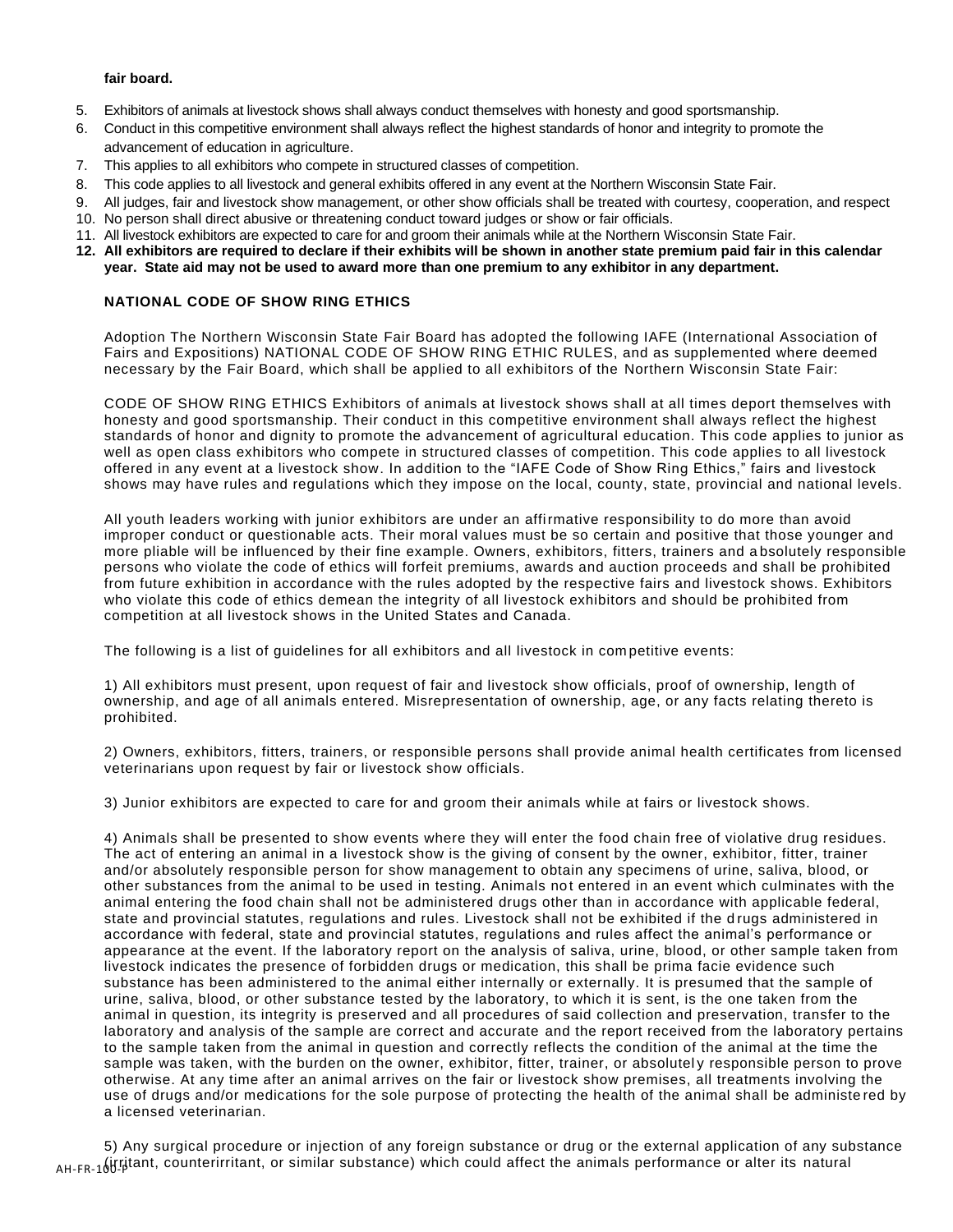**fair board.**

5. Exhibitors of animals at livestock shows shall always conduct themselves with honesty and good sportsmanship.
6. Conduct in this competitive environment shall always reflect the highest standards of honor and integrity to promote the advancement of education in agriculture.
7. This applies to all exhibitors who compete in structured classes of competition.
8. This code applies to all livestock and general exhibits offered in any event at the Northern Wisconsin State Fair.
9. All judges, fair and livestock show management, or other show officials shall be treated with courtesy, cooperation, and respect
10. No person shall direct abusive or threatening conduct toward judges or show or fair officials.
11. All livestock exhibitors are expected to care for and groom their animals while at the Northern Wisconsin State Fair.
12. **All exhibitors are required to declare if their exhibits will be shown in another state premium paid fair in this calendar year. State aid may not be used to award more than one premium to any exhibitor in any department.**

**NATIONAL CODE OF SHOW RING ETHICS**

Adoption The Northern Wisconsin State Fair Board has adopted the following IAFE (International Association of Fairs and Expositions) NATIONAL CODE OF SHOW RING ETHIC RULES, and as supplemented where deemed necessary by the Fair Board, which shall be applied to all exhibitors of the Northern Wisconsin State Fair:

CODE OF SHOW RING ETHICS Exhibitors of animals at livestock shows shall at all times deport themselves with honesty and good sportsmanship. Their conduct in this competitive environment shall always reflect the highest standards of honor and dignity to promote the advancement of agricultural education. This code applies to junior as well as open class exhibitors who compete in structured classes of competition. This code applies to all livestock offered in any event at a livestock show. In addition to the "IAFE Code of Show Ring Ethics," fairs and livestock shows may have rules and regulations which they impose on the local, county, state, provincial and national levels.

All youth leaders working with junior exhibitors are under an affirmative responsibility to do more than avoid improper conduct or questionable acts. Their moral values must be so certain and positive that those younger and more pliable will be influenced by their fine example. Owners, exhibitors, fitters, trainers and absolutely responsible persons who violate the code of ethics will forfeit premiums, awards and auction proceeds and shall be prohibited from future exhibition in accordance with the rules adopted by the respective fairs and livestock shows. Exhibitors who violate this code of ethics demean the integrity of all livestock exhibitors and should be prohibited from competition at all livestock shows in the United States and Canada.

The following is a list of guidelines for all exhibitors and all livestock in competitive events:

1) All exhibitors must present, upon request of fair and livestock show officials, proof of ownership, length of ownership, and age of all animals entered. Misrepresentation of ownership, age, or any facts relating thereto is prohibited.

2) Owners, exhibitors, fitters, trainers, or responsible persons shall provide animal health certificates from licensed veterinarians upon request by fair or livestock show officials.

3) Junior exhibitors are expected to care for and groom their animals while at fairs or livestock shows.

4) Animals shall be presented to show events where they will enter the food chain free of violative drug residues. The act of entering an animal in a livestock show is the giving of consent by the owner, exhibitor, fitter, trainer and/or absolutely responsible person for show management to obtain any specimens of urine, saliva, blood, or other substances from the animal to be used in testing. Animals not entered in an event which culminates with the animal entering the food chain shall not be administered drugs other than in accordance with applicable federal, state and provincial statutes, regulations and rules. Livestock shall not be exhibited if the drugs administered in accordance with federal, state and provincial statutes, regulations and rules affect the animal's performance or appearance at the event. If the laboratory report on the analysis of saliva, urine, blood, or other sample taken from livestock indicates the presence of forbidden drugs or medication, this shall be prima facie evidence such substance has been administered to the animal either internally or externally. It is presumed that the sample of urine, saliva, blood, or other substance tested by the laboratory, to which it is sent, is the one taken from the animal in question, its integrity is preserved and all procedures of said collection and preservation, transfer to the laboratory and analysis of the sample are correct and accurate and the report received from the laboratory pertains to the sample taken from the animal in question and correctly reflects the condition of the animal at the time the sample was taken, with the burden on the owner, exhibitor, fitter, trainer, or absolutely responsible person to prove otherwise. At any time after an animal arrives on the fair or livestock show premises, all treatments involving the use of drugs and/or medications for the sole purpose of protecting the health of the animal shall be administered by a licensed veterinarian.

5) Any surgical procedure or injection of any foreign substance or drug or the external application of any substance (irritant, counterirritant, or similar substance) which could affect the animals performance or alter its natural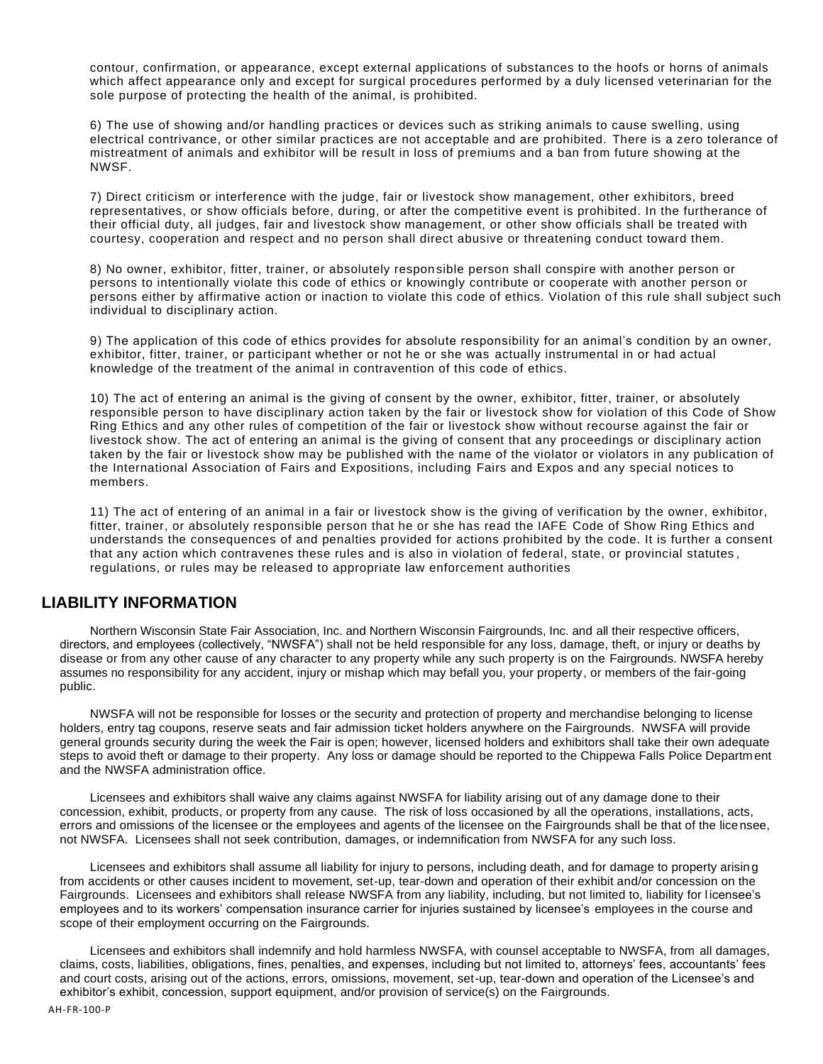contour, confirmation, or appearance, except external applications of substances to the hoofs or horns of animals which affect appearance only and except for surgical procedures performed by a duly licensed veterinarian for the sole purpose of protecting the health of the animal, is prohibited.

6) The use of showing and/or handling practices or devices such as striking animals to cause swelling, using electrical contrivance, or other similar practices are not acceptable and are prohibited. There is a zero tolerance of mistreatment of animals and exhibitor will be result in loss of premiums and a ban from future showing at the NWSF.

7) Direct criticism or interference with the judge, fair or livestock show management, other exhibitors, breed representatives, or show officials before, during, or after the competitive event is prohibited. In the furtherance of their official duty, all judges, fair and livestock show management, or other show officials shall be treated with courtesy, cooperation and respect and no person shall direct abusive or threatening conduct toward them.

8) No owner, exhibitor, fitter, trainer, or absolutely responsible person shall conspire with another person or persons to intentionally violate this code of ethics or knowingly contribute or cooperate with another person or persons either by affirmative action or inaction to violate this code of ethics. Violation of this rule shall subject such individual to disciplinary action.

9) The application of this code of ethics provides for absolute responsibility for an animal's condition by an owner, exhibitor, fitter, trainer, or participant whether or not he or she was actually instrumental in or had actual knowledge of the treatment of the animal in contravention of this code of ethics.

10) The act of entering an animal is the giving of consent by the owner, exhibitor, fitter, trainer, or absolutely responsible person to have disciplinary action taken by the fair or livestock show for violation of this Code of Show Ring Ethics and any other rules of competition of the fair or livestock show without recourse against the fair or livestock show. The act of entering an animal is the giving of consent that any proceedings or disciplinary action taken by the fair or livestock show may be published with the name of the violator or violators in any publication of the International Association of Fairs and Expositions, including Fairs and Expos and any special notices to members.

11) The act of entering of an animal in a fair or livestock show is the giving of verification by the owner, exhibitor, fitter, trainer, or absolutely responsible person that he or she has read the IAFE Code of Show Ring Ethics and understands the consequences of and penalties provided for actions prohibited by the code. It is further a consent that any action which contravenes these rules and is also in violation of federal, state, or provincial statutes, regulations, or rules may be released to appropriate law enforcement authorities

## LIABILITY INFORMATION

Northern Wisconsin State Fair Association, Inc. and Northern Wisconsin Fairgrounds, Inc. and all their respective officers, directors, and employees (collectively, "NWSFA") shall not be held responsible for any loss, damage, theft, or injury or deaths by disease or from any other cause of any character to any property while any such property is on the Fairgrounds. NWSFA hereby assumes no responsibility for any accident, injury or mishap which may befall you, your property, or members of the fair-going public.

NWSFA will not be responsible for losses or the security and protection of property and merchandise belonging to license holders, entry tag coupons, reserve seats and fair admission ticket holders anywhere on the Fairgrounds. NWSFA will provide general grounds security during the week the Fair is open; however, licensed holders and exhibitors shall take their own adequate steps to avoid theft or damage to their property. Any loss or damage should be reported to the Chippewa Falls Police Department and the NWSFA administration office.

Licensees and exhibitors shall waive any claims against NWSFA for liability arising out of any damage done to their concession, exhibit, products, or property from any cause. The risk of loss occasioned by all the operations, installations, acts, errors and omissions of the licensee or the employees and agents of the licensee on the Fairgrounds shall be that of the licensee, not NWSFA. Licensees shall not seek contribution, damages, or indemnification from NWSFA for any such loss.

Licensees and exhibitors shall assume all liability for injury to persons, including death, and for damage to property arising from accidents or other causes incident to movement, set-up, tear-down and operation of their exhibit and/or concession on the Fairgrounds. Licensees and exhibitors shall release NWSFA from any liability, including, but not limited to, liability for licensee's employees and to its workers' compensation insurance carrier for injuries sustained by licensee's employees in the course and scope of their employment occurring on the Fairgrounds.

Licensees and exhibitors shall indemnify and hold harmless NWSFA, with counsel acceptable to NWSFA, from all damages, claims, costs, liabilities, obligations, fines, penalties, and expenses, including but not limited to, attorneys' fees, accountants' fees and court costs, arising out of the actions, errors, omissions, movement, set-up, tear-down and operation of the Licensee's and exhibitor's exhibit, concession, support equipment, and/or provision of service(s) on the Fairgrounds.

AH-FR-100-P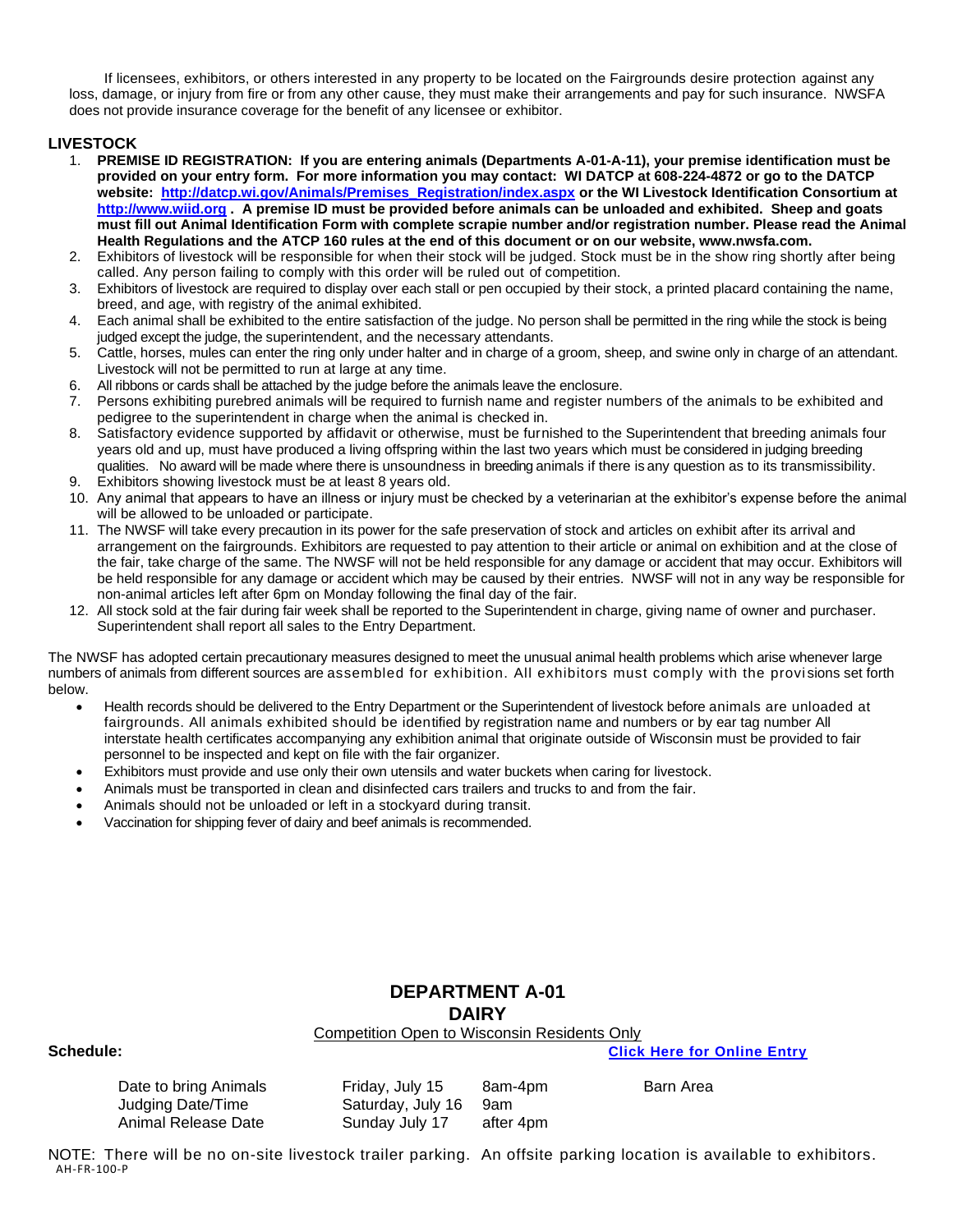If licensees, exhibitors, or others interested in any property to be located on the Fairgrounds desire protection against any loss, damage, or injury from fire or from any other cause, they must make their arrangements and pay for such insurance. NWSFA does not provide insurance coverage for the benefit of any licensee or exhibitor.

## LIVESTOCK

1. **PREMISE ID REGISTRATION: If you are entering animals (Departments A-01-A-11), your premise identification must be provided on your entry form. For more information you may contact: WI DATCP at 608-224-4872 or go to the DATCP website: [http://datcp.wi.gov/Animals/Premises_Registration/index.aspx](http://datcp.wi.gov/Animals/Premises_Registration/index.aspx) or the WI Livestock Identification Consortium at [http://www.wiid.org](http://www.wiid.org) . A premise ID must be provided before animals can be unloaded and exhibited. Sheep and goats must fill out Animal Identification Form with complete scrapie number and/or registration number. Please read the Animal Health Regulations and the ATCP 160 rules at the end of this document or on our website, www.nwsfa.com.**
2. Exhibitors of livestock will be responsible for when their stock will be judged. Stock must be in the show ring shortly after being called. Any person failing to comply with this order will be ruled out of competition.
3. Exhibitors of livestock are required to display over each stall or pen occupied by their stock, a printed placard containing the name, breed, and age, with registry of the animal exhibited.
4. Each animal shall be exhibited to the entire satisfaction of the judge. No person shall be permitted in the ring while the stock is being judged except the judge, the superintendent, and the necessary attendants.
5. Cattle, horses, mules can enter the ring only under halter and in charge of a groom, sheep, and swine only in charge of an attendant. Livestock will not be permitted to run at large at any time.
6. All ribbons or cards shall be attached by the judge before the animals leave the enclosure.
7. Persons exhibiting purebred animals will be required to furnish name and register numbers of the animals to be exhibited and pedigree to the superintendent in charge when the animal is checked in.
8. Satisfactory evidence supported by affidavit or otherwise, must be furnished to the Superintendent that breeding animals four years old and up, must have produced a living offspring within the last two years which must be considered in judging breeding qualities. No award will be made where there is unsoundness in breeding animals if there is any question as to its transmissibility.
9. Exhibitors showing livestock must be at least 8 years old.
10. Any animal that appears to have an illness or injury must be checked by a veterinarian at the exhibitor's expense before the animal will be allowed to be unloaded or participate.
11. The NWSF will take every precaution in its power for the safe preservation of stock and articles on exhibit after its arrival and arrangement on the fairgrounds. Exhibitors are requested to pay attention to their article or animal on exhibition and at the close of the fair, take charge of the same. The NWSF will not be held responsible for any damage or accident that may occur. Exhibitors will be held responsible for any damage or accident which may be caused by their entries. NWSF will not in any way be responsible for non-animal articles left after 6pm on Monday following the final day of the fair.
12. All stock sold at the fair during fair week shall be reported to the Superintendent in charge, giving name of owner and purchaser. Superintendent shall report all sales to the Entry Department.

The NWSF has adopted certain precautionary measures designed to meet the unusual animal health problems which arise whenever large numbers of animals from different sources are assembled for exhibition. All exhibitors must comply with the provisions set forth below.

- Health records should be delivered to the Entry Department or the Superintendent of livestock before animals are unloaded at fairgrounds. All animals exhibited should be identified by registration name and numbers or by ear tag number All interstate health certificates accompanying any exhibition animal that originate outside of Wisconsin must be provided to fair personnel to be inspected and kept on file with the fair organizer.
- Exhibitors must provide and use only their own utensils and water buckets when caring for livestock.
- Animals must be transported in clean and disinfected cars trailers and trucks to and from the fair.
- Animals should not be unloaded or left in a stockyard during transit.
- Vaccination for shipping fever of dairy and beef animals is recommended.

## DEPARTMENT A-01
## DAIRY

Competition Open to Wisconsin Residents Only

**Schedule:** **Click Here for Online Entry**

| | | | |
|---|---|---|---|
| Date to bring Animals | Friday, July 15 | 8am-4pm | Barn Area |
| Judging Date/Time | Saturday, July 16 | 9am | |
| Animal Release Date | Sunday July 17 | after 4pm | |

NOTE: There will be no on-site livestock trailer parking. An offsite parking location is available to exhibitors.

AH-FR-100-P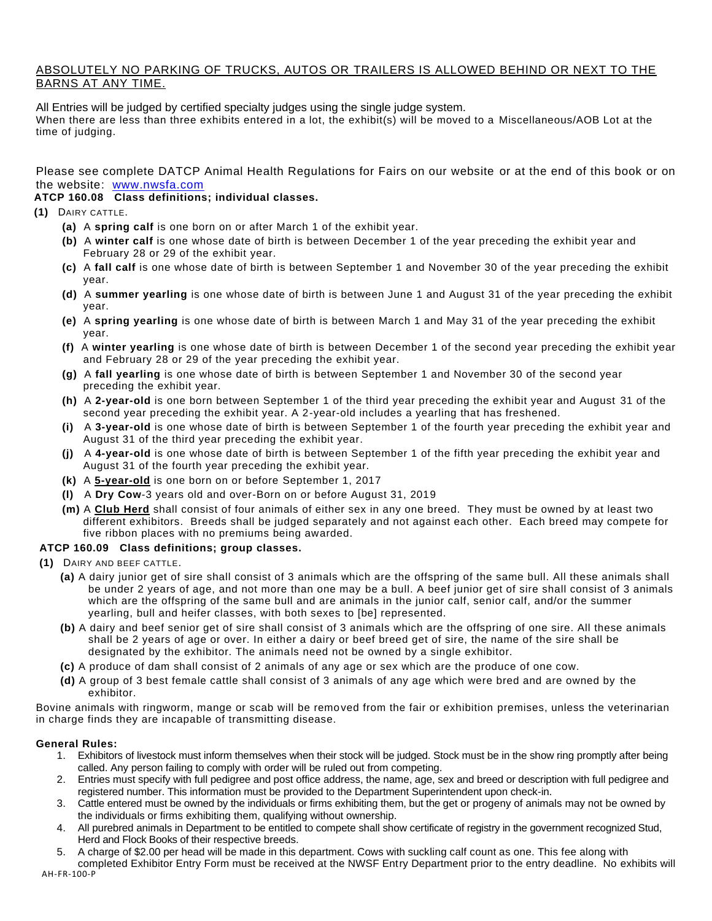ABSOLUTELY NO PARKING OF TRUCKS, AUTOS OR TRAILERS IS ALLOWED BEHIND OR NEXT TO THE BARNS AT ANY TIME.

All Entries will be judged by certified specialty judges using the single judge system.
When there are less than three exhibits entered in a lot, the exhibit(s) will be moved to a Miscellaneous/AOB Lot at the time of judging.

Please see complete DATCP Animal Health Regulations for Fairs on our website or at the end of this book or on the website: [www.nwsfa.com](http://www.nwsfa.com)

**ATCP 160.08 Class definitions; individual classes.**

**(1)** DAIRY CATTLE.

- **(a)** A **spring calf** is one born on or after March 1 of the exhibit year.
- **(b)** A **winter calf** is one whose date of birth is between December 1 of the year preceding the exhibit year and February 28 or 29 of the exhibit year.
- **(c)** A **fall calf** is one whose date of birth is between September 1 and November 30 of the year preceding the exhibit year.
- **(d)** A **summer yearling** is one whose date of birth is between June 1 and August 31 of the year preceding the exhibit year.
- **(e)** A **spring yearling** is one whose date of birth is between March 1 and May 31 of the year preceding the exhibit year.
- **(f)** A **winter yearling** is one whose date of birth is between December 1 of the second year preceding the exhibit year and February 28 or 29 of the year preceding the exhibit year.
- **(g)** A **fall yearling** is one whose date of birth is between September 1 and November 30 of the second year preceding the exhibit year.
- **(h)** A **2-year-old** is one born between September 1 of the third year preceding the exhibit year and August 31 of the second year preceding the exhibit year. A 2-year-old includes a yearling that has freshened.
- **(i)** A **3-year-old** is one whose date of birth is between September 1 of the fourth year preceding the exhibit year and August 31 of the third year preceding the exhibit year.
- **(j)** A **4-year-old** is one whose date of birth is between September 1 of the fifth year preceding the exhibit year and August 31 of the fourth year preceding the exhibit year.
- **(k)** A **5-year-old** is one born on or before September 1, 2017
- **(l)** A **Dry Cow**-3 years old and over-Born on or before August 31, 2019
- **(m)** A **Club Herd** shall consist of four animals of either sex in any one breed. They must be owned by at least two different exhibitors. Breeds shall be judged separately and not against each other. Each breed may compete for five ribbon places with no premiums being awarded.

**ATCP 160.09 Class definitions; group classes.**

**(1)** DAIRY AND BEEF CATTLE.

- **(a)** A dairy junior get of sire shall consist of 3 animals which are the offspring of the same bull. All these animals shall be under 2 years of age, and not more than one may be a bull. A beef junior get of sire shall consist of 3 animals which are the offspring of the same bull and are animals in the junior calf, senior calf, and/or the summer yearling, bull and heifer classes, with both sexes to [be] represented.
- **(b)** A dairy and beef senior get of sire shall consist of 3 animals which are the offspring of one sire. All these animals shall be 2 years of age or over. In either a dairy or beef breed get of sire, the name of the sire shall be designated by the exhibitor. The animals need not be owned by a single exhibitor.
- **(c)** A produce of dam shall consist of 2 animals of any age or sex which are the produce of one cow.
- **(d)** A group of 3 best female cattle shall consist of 3 animals of any age which were bred and are owned by the exhibitor.

Bovine animals with ringworm, mange or scab will be removed from the fair or exhibition premises, unless the veterinarian in charge finds they are incapable of transmitting disease.

**General Rules:**

1. Exhibitors of livestock must inform themselves when their stock will be judged. Stock must be in the show ring promptly after being called. Any person failing to comply with order will be ruled out from competing.
2. Entries must specify with full pedigree and post office address, the name, age, sex and breed or description with full pedigree and registered number. This information must be provided to the Department Superintendent upon check-in.
3. Cattle entered must be owned by the individuals or firms exhibiting them, but the get or progeny of animals may not be owned by the individuals or firms exhibiting them, qualifying without ownership.
4. All purebred animals in Department to be entitled to compete shall show certificate of registry in the government recognized Stud, Herd and Flock Books of their respective breeds.
5. A charge of $2.00 per head will be made in this department. Cows with suckling calf count as one. This fee along with completed Exhibitor Entry Form must be received at the NWSF Entry Department prior to the entry deadline. No exhibits will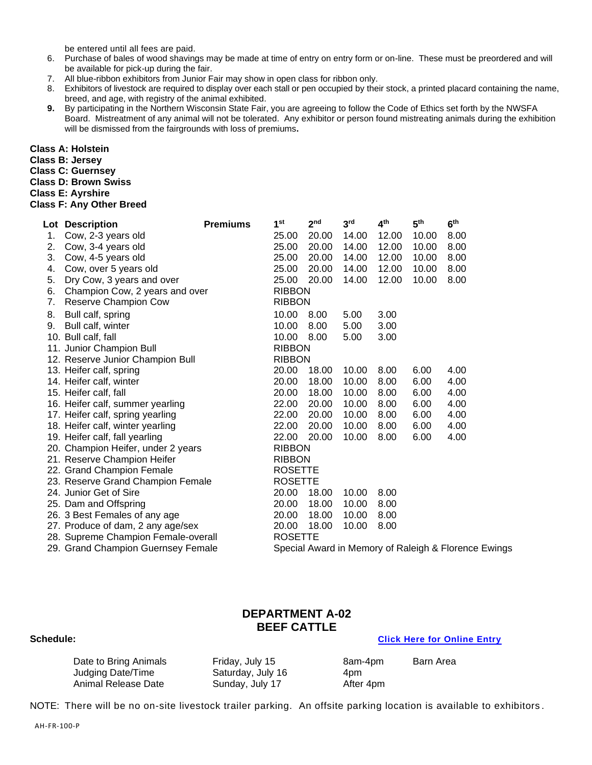be entered until all fees are paid.

6. Purchase of bales of wood shavings may be made at time of entry on entry form or on-line. These must be preordered and will be available for pick-up during the fair.
7. All blue-ribbon exhibitors from Junior Fair may show in open class for ribbon only.
8. Exhibitors of livestock are required to display over each stall or pen occupied by their stock, a printed placard containing the name, breed, and age, with registry of the animal exhibited.
9. By participating in the Northern Wisconsin State Fair, you are agreeing to follow the Code of Ethics set forth by the NWSFA Board. Mistreatment of any animal will not be tolerated. Any exhibitor or person found mistreating animals during the exhibition will be dismissed from the fairgrounds with loss of premiums.

**Class A: Holstein**
**Class B: Jersey**
**Class C: Guernsey**
**Class D: Brown Swiss**
**Class E: Ayrshire**
**Class F: Any Other Breed**

| Lot | Description | 1st | 2nd | 3rd | 4th | 5th | 6th |
|---|---|---|---|---|---|---|---|
| 1. | Cow, 2-3 years old | 25.00 | 20.00 | 14.00 | 12.00 | 10.00 | 8.00 |
| 2. | Cow, 3-4 years old | 25.00 | 20.00 | 14.00 | 12.00 | 10.00 | 8.00 |
| 3. | Cow, 4-5 years old | 25.00 | 20.00 | 14.00 | 12.00 | 10.00 | 8.00 |
| 4. | Cow, over 5 years old | 25.00 | 20.00 | 14.00 | 12.00 | 10.00 | 8.00 |
| 5. | Dry Cow, 3 years and over | 25.00 | 20.00 | 14.00 | 12.00 | 10.00 | 8.00 |
| 6. | Champion Cow, 2 years and over | RIBBON | | | | | |
| 7. | Reserve Champion Cow | RIBBON | | | | | |
| 8. | Bull calf, spring | 10.00 | 8.00 | 5.00 | 3.00 | | |
| 9. | Bull calf, winter | 10.00 | 8.00 | 5.00 | 3.00 | | |
| 10. | Bull calf, fall | 10.00 | 8.00 | 5.00 | 3.00 | | |
| 11. | Junior Champion Bull | RIBBON | | | | | |
| 12. | Reserve Junior Champion Bull | RIBBON | | | | | |
| 13. | Heifer calf, spring | 20.00 | 18.00 | 10.00 | 8.00 | 6.00 | 4.00 |
| 14. | Heifer calf, winter | 20.00 | 18.00 | 10.00 | 8.00 | 6.00 | 4.00 |
| 15. | Heifer calf, fall | 20.00 | 18.00 | 10.00 | 8.00 | 6.00 | 4.00 |
| 16. | Heifer calf, summer yearling | 22.00 | 20.00 | 10.00 | 8.00 | 6.00 | 4.00 |
| 17. | Heifer calf, spring yearling | 22.00 | 20.00 | 10.00 | 8.00 | 6.00 | 4.00 |
| 18. | Heifer calf, winter yearling | 22.00 | 20.00 | 10.00 | 8.00 | 6.00 | 4.00 |
| 19. | Heifer calf, fall yearling | 22.00 | 20.00 | 10.00 | 8.00 | 6.00 | 4.00 |
| 20. | Champion Heifer, under 2 years | RIBBON | | | | | |
| 21. | Reserve Champion Heifer | RIBBON | | | | | |
| 22. | Grand Champion Female | ROSETTE | | | | | |
| 23. | Reserve Grand Champion Female | ROSETTE | | | | | |
| 24. | Junior Get of Sire | 20.00 | 18.00 | 10.00 | 8.00 | | |
| 25. | Dam and Offspring | 20.00 | 18.00 | 10.00 | 8.00 | | |
| 26. | 3 Best Females of any age | 20.00 | 18.00 | 10.00 | 8.00 | | |
| 27. | Produce of dam, 2 any age/sex | 20.00 | 18.00 | 10.00 | 8.00 | | |
| 28. | Supreme Champion Female-overall | ROSETTE | | | | | |
| 29. | Grand Champion Guernsey Female | Special Award in Memory of Raleigh & Florence Ewings | | | | | |

Premiums

## DEPARTMENT A-02
## BEEF CATTLE

**Schedule:** **Click Here for Online Entry**

| | | | |
|---|---|---|---|
| Date to Bring Animals | Friday, July 15 | 8am-4pm | Barn Area |
| Judging Date/Time | Saturday, July 16 | 4pm | |
| Animal Release Date | Sunday, July 17 | After 4pm | |

NOTE: There will be no on-site livestock trailer parking. An offsite parking location is available to exhibitors.

AH-FR-100-P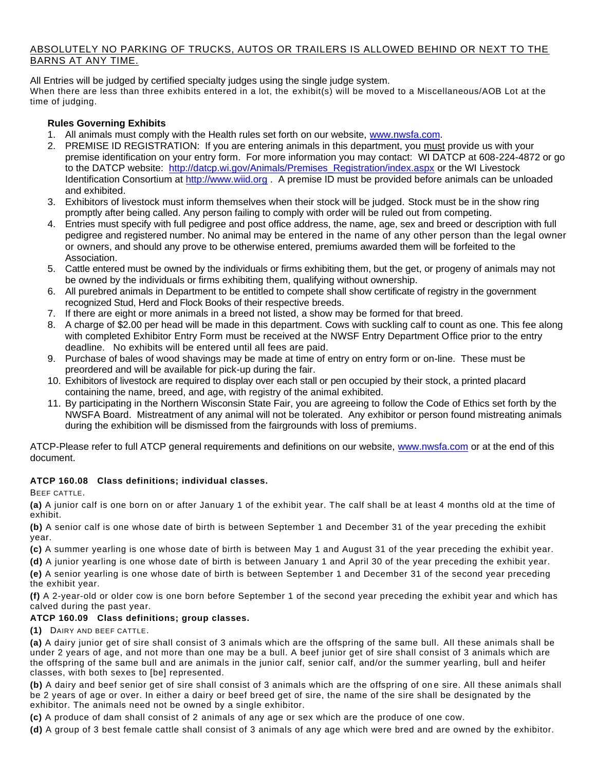ABSOLUTELY NO PARKING OF TRUCKS, AUTOS OR TRAILERS IS ALLOWED BEHIND OR NEXT TO THE BARNS AT ANY TIME.

All Entries will be judged by certified specialty judges using the single judge system.
When there are less than three exhibits entered in a lot, the exhibit(s) will be moved to a Miscellaneous/AOB Lot at the time of judging.

**Rules Governing Exhibits**

1. All animals must comply with the Health rules set forth on our website, www.nwsfa.com.
2. PREMISE ID REGISTRATION: If you are entering animals in this department, you must provide us with your premise identification on your entry form. For more information you may contact: WI DATCP at 608-224-4872 or go to the DATCP website: http://datcp.wi.gov/Animals/Premises_Registration/index.aspx or the WI Livestock Identification Consortium at http://www.wiid.org . A premise ID must be provided before animals can be unloaded and exhibited.
3. Exhibitors of livestock must inform themselves when their stock will be judged. Stock must be in the show ring promptly after being called. Any person failing to comply with order will be ruled out from competing.
4. Entries must specify with full pedigree and post office address, the name, age, sex and breed or description with full pedigree and registered number. No animal may be entered in the name of any other person than the legal owner or owners, and should any prove to be otherwise entered, premiums awarded them will be forfeited to the Association.
5. Cattle entered must be owned by the individuals or firms exhibiting them, but the get, or progeny of animals may not be owned by the individuals or firms exhibiting them, qualifying without ownership.
6. All purebred animals in Department to be entitled to compete shall show certificate of registry in the government recognized Stud, Herd and Flock Books of their respective breeds.
7. If there are eight or more animals in a breed not listed, a show may be formed for that breed.
8. A charge of $2.00 per head will be made in this department. Cows with suckling calf to count as one. This fee along with completed Exhibitor Entry Form must be received at the NWSF Entry Department Office prior to the entry deadline. No exhibits will be entered until all fees are paid.
9. Purchase of bales of wood shavings may be made at time of entry on entry form or on-line. These must be preordered and will be available for pick-up during the fair.
10. Exhibitors of livestock are required to display over each stall or pen occupied by their stock, a printed placard containing the name, breed, and age, with registry of the animal exhibited.
11. By participating in the Northern Wisconsin State Fair, you are agreeing to follow the Code of Ethics set forth by the NWSFA Board. Mistreatment of any animal will not be tolerated. Any exhibitor or person found mistreating animals during the exhibition will be dismissed from the fairgrounds with loss of premiums.

ATCP-Please refer to full ATCP general requirements and definitions on our website, www.nwsfa.com or at the end of this document.

**ATCP 160.08 Class definitions; individual classes.**

BEEF CATTLE.

**(a)** A junior calf is one born on or after January 1 of the exhibit year. The calf shall be at least 4 months old at the time of exhibit.

**(b)** A senior calf is one whose date of birth is between September 1 and December 31 of the year preceding the exhibit year.

**(c)** A summer yearling is one whose date of birth is between May 1 and August 31 of the year preceding the exhibit year.

**(d)** A junior yearling is one whose date of birth is between January 1 and April 30 of the year preceding the exhibit year.

**(e)** A senior yearling is one whose date of birth is between September 1 and December 31 of the second year preceding the exhibit year.

**(f)** A 2-year-old or older cow is one born before September 1 of the second year preceding the exhibit year and which has calved during the past year.

**ATCP 160.09 Class definitions; group classes.**

**(1)** DAIRY AND BEEF CATTLE.

**(a)** A dairy junior get of sire shall consist of 3 animals which are the offspring of the same bull. All these animals shall be under 2 years of age, and not more than one may be a bull. A beef junior get of sire shall consist of 3 animals which are the offspring of the same bull and are animals in the junior calf, senior calf, and/or the summer yearling, bull and heifer classes, with both sexes to [be] represented.

**(b)** A dairy and beef senior get of sire shall consist of 3 animals which are the offspring of one sire. All these animals shall be 2 years of age or over. In either a dairy or beef breed get of sire, the name of the sire shall be designated by the exhibitor. The animals need not be owned by a single exhibitor.

**(c)** A produce of dam shall consist of 2 animals of any age or sex which are the produce of one cow.

**(d)** A group of 3 best female cattle shall consist of 3 animals of any age which were bred and are owned by the exhibitor.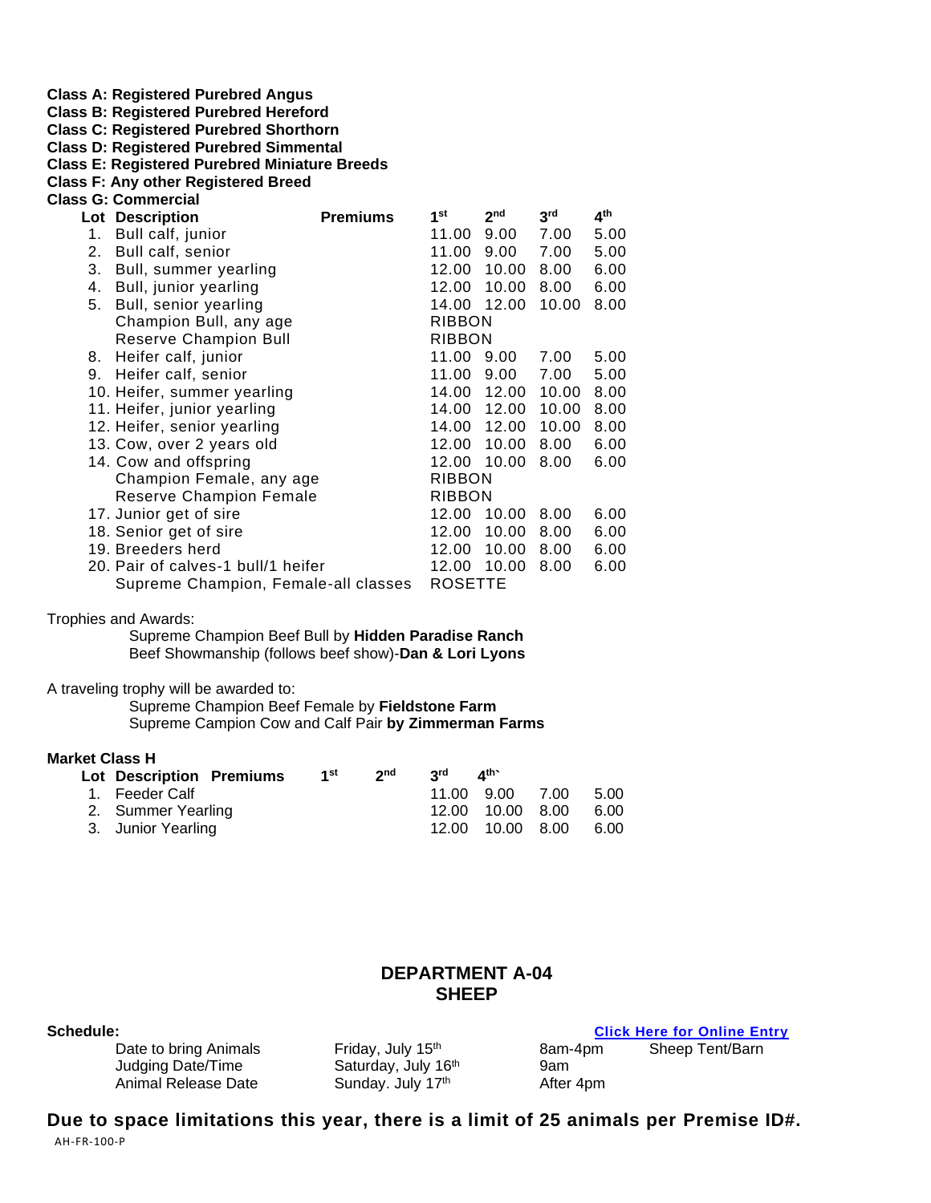**Class A: Registered Purebred Angus**
**Class B: Registered Purebred Hereford**
**Class C: Registered Purebred Shorthorn**
**Class D: Registered Purebred Simmental**
**Class E: Registered Purebred Miniature Breeds**
**Class F: Any other Registered Breed**
**Class G: Commercial**

| Lot | Description | Premiums | 1st | 2nd | 3rd | 4th |
|---|---|---|---|---|---|---|
| 1. | Bull calf, junior | | 11.00 | 9.00 | 7.00 | 5.00 |
| 2. | Bull calf, senior | | 11.00 | 9.00 | 7.00 | 5.00 |
| 3. | Bull, summer yearling | | 12.00 | 10.00 | 8.00 | 6.00 |
| 4. | Bull, junior yearling | | 12.00 | 10.00 | 8.00 | 6.00 |
| 5. | Bull, senior yearling | | 14.00 | 12.00 | 10.00 | 8.00 |
| | Champion Bull, any age | | RIBBON | | | |
| | Reserve Champion Bull | | RIBBON | | | |
| 8. | Heifer calf, junior | | 11.00 | 9.00 | 7.00 | 5.00 |
| 9. | Heifer calf, senior | | 11.00 | 9.00 | 7.00 | 5.00 |
| 10. | Heifer, summer yearling | | 14.00 | 12.00 | 10.00 | 8.00 |
| 11. | Heifer, junior yearling | | 14.00 | 12.00 | 10.00 | 8.00 |
| 12. | Heifer, senior yearling | | 14.00 | 12.00 | 10.00 | 8.00 |
| 13. | Cow, over 2 years old | | 12.00 | 10.00 | 8.00 | 6.00 |
| 14. | Cow and offspring | | 12.00 | 10.00 | 8.00 | 6.00 |
| | Champion Female, any age | | RIBBON | | | |
| | Reserve Champion Female | | RIBBON | | | |
| 17. | Junior get of sire | | 12.00 | 10.00 | 8.00 | 6.00 |
| 18. | Senior get of sire | | 12.00 | 10.00 | 8.00 | 6.00 |
| 19. | Breeders herd | | 12.00 | 10.00 | 8.00 | 6.00 |
| 20. | Pair of calves-1 bull/1 heifer | | 12.00 | 10.00 | 8.00 | 6.00 |
| | Supreme Champion, Female-all classes | | ROSETTE | | | |

Trophies and Awards:

Supreme Champion Beef Bull by **Hidden Paradise Ranch**
Beef Showmanship (follows beef show)-**Dan & Lori Lyons**

A traveling trophy will be awarded to:

Supreme Champion Beef Female by **Fieldstone Farm**
Supreme Campion Cow and Calf Pair **by Zimmerman Farms**

**Market Class H**

| Lot | Description Premiums | 1st | 2nd | 3rd | 4th` |
|---|---|---|---|---|---|
| 1. | Feeder Calf | 11.00 | 9.00 | 7.00 | 5.00 |
| 2. | Summer Yearling | 12.00 | 10.00 | 8.00 | 6.00 |
| 3. | Junior Yearling | 12.00 | 10.00 | 8.00 | 6.00 |

## DEPARTMENT A-04
## SHEEP

**Schedule:** **Click Here for Online Entry**

| | | | |
|---|---|---|---|
| Date to bring Animals | Friday, July 15th | 8am-4pm | Sheep Tent/Barn |
| Judging Date/Time | Saturday, July 16th | 9am | |
| Animal Release Date | Sunday. July 17th | After 4pm | |

**Due to space limitations this year, there is a limit of 25 animals per Premise ID#.**

AH-FR-100-P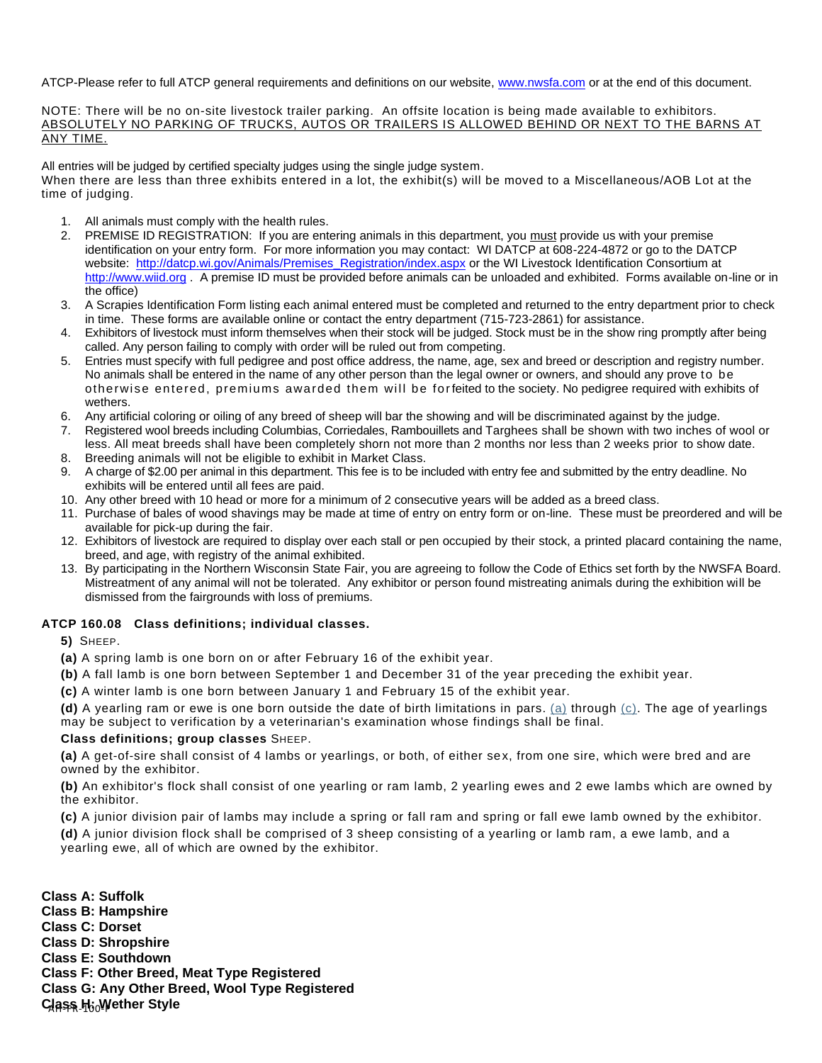ATCP-Please refer to full ATCP general requirements and definitions on our website, www.nwsfa.com or at the end of this document.

NOTE: There will be no on-site livestock trailer parking. An offsite location is being made available to exhibitors. ABSOLUTELY NO PARKING OF TRUCKS, AUTOS OR TRAILERS IS ALLOWED BEHIND OR NEXT TO THE BARNS AT ANY TIME.

All entries will be judged by certified specialty judges using the single judge system.
When there are less than three exhibits entered in a lot, the exhibit(s) will be moved to a Miscellaneous/AOB Lot at the time of judging.

1. All animals must comply with the health rules.
2. PREMISE ID REGISTRATION: If you are entering animals in this department, you must provide us with your premise identification on your entry form. For more information you may contact: WI DATCP at 608-224-4872 or go to the DATCP website: http://datcp.wi.gov/Animals/Premises_Registration/index.aspx or the WI Livestock Identification Consortium at http://www.wiid.org . A premise ID must be provided before animals can be unloaded and exhibited. Forms available on-line or in the office)
3. A Scrapies Identification Form listing each animal entered must be completed and returned to the entry department prior to check in time. These forms are available online or contact the entry department (715-723-2861) for assistance.
4. Exhibitors of livestock must inform themselves when their stock will be judged. Stock must be in the show ring promptly after being called. Any person failing to comply with order will be ruled out from competing.
5. Entries must specify with full pedigree and post office address, the name, age, sex and breed or description and registry number. No animals shall be entered in the name of any other person than the legal owner or owners, and should any prove to be otherwise entered, premiums awarded them will be forfeited to the society. No pedigree required with exhibits of wethers.
6. Any artificial coloring or oiling of any breed of sheep will bar the showing and will be discriminated against by the judge.
7. Registered wool breeds including Columbias, Corriedales, Rambouillets and Targhees shall be shown with two inches of wool or less. All meat breeds shall have been completely shorn not more than 2 months nor less than 2 weeks prior to show date.
8. Breeding animals will not be eligible to exhibit in Market Class.
9. A charge of $2.00 per animal in this department. This fee is to be included with entry fee and submitted by the entry deadline. No exhibits will be entered until all fees are paid.
10. Any other breed with 10 head or more for a minimum of 2 consecutive years will be added as a breed class.
11. Purchase of bales of wood shavings may be made at time of entry on entry form or on-line. These must be preordered and will be available for pick-up during the fair.
12. Exhibitors of livestock are required to display over each stall or pen occupied by their stock, a printed placard containing the name, breed, and age, with registry of the animal exhibited.
13. By participating in the Northern Wisconsin State Fair, you are agreeing to follow the Code of Ethics set forth by the NWSFA Board. Mistreatment of any animal will not be tolerated. Any exhibitor or person found mistreating animals during the exhibition will be dismissed from the fairgrounds with loss of premiums.

**ATCP 160.08 Class definitions; individual classes.**

**5)** SHEEP.

**(a)** A spring lamb is one born on or after February 16 of the exhibit year.

**(b)** A fall lamb is one born between September 1 and December 31 of the year preceding the exhibit year.

**(c)** A winter lamb is one born between January 1 and February 15 of the exhibit year.

**(d)** A yearling ram or ewe is one born outside the date of birth limitations in pars. (a) through (c). The age of yearlings may be subject to verification by a veterinarian's examination whose findings shall be final.

**Class definitions; group classes** SHEEP.

**(a)** A get-of-sire shall consist of 4 lambs or yearlings, or both, of either sex, from one sire, which were bred and are owned by the exhibitor.

**(b)** An exhibitor's flock shall consist of one yearling or ram lamb, 2 yearling ewes and 2 ewe lambs which are owned by the exhibitor.

**(c)** A junior division pair of lambs may include a spring or fall ram and spring or fall ewe lamb owned by the exhibitor.

**(d)** A junior division flock shall be comprised of 3 sheep consisting of a yearling or lamb ram, a ewe lamb, and a yearling ewe, all of which are owned by the exhibitor.

**Class A: Suffolk**
**Class B: Hampshire**
**Class C: Dorset**
**Class D: Shropshire**
**Class E: Southdown**
**Class F: Other Breed, Meat Type Registered**
**Class G: Any Other Breed, Wool Type Registered**
**Class H: Wether Style**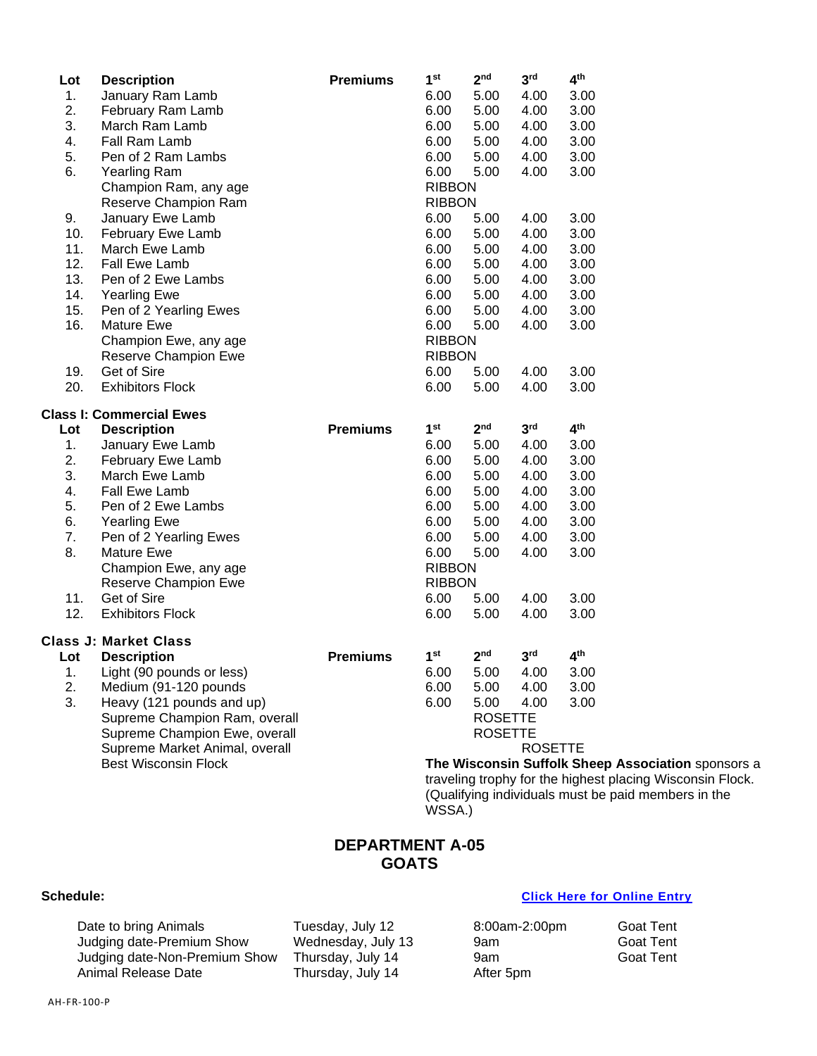| Lot | Description | Premiums | 1st | 2nd | 3rd | 4th |
|---|---|---|---|---|---|---|
| 1. | January Ram Lamb | | 6.00 | 5.00 | 4.00 | 3.00 |
| 2. | February Ram Lamb | | 6.00 | 5.00 | 4.00 | 3.00 |
| 3. | March Ram Lamb | | 6.00 | 5.00 | 4.00 | 3.00 |
| 4. | Fall Ram Lamb | | 6.00 | 5.00 | 4.00 | 3.00 |
| 5. | Pen of 2 Ram Lambs | | 6.00 | 5.00 | 4.00 | 3.00 |
| 6. | Yearling Ram | | 6.00 | 5.00 | 4.00 | 3.00 |
| | Champion Ram, any age | | RIBBON | | | |
| | Reserve Champion Ram | | RIBBON | | | |
| 9. | January Ewe Lamb | | 6.00 | 5.00 | 4.00 | 3.00 |
| 10. | February Ewe Lamb | | 6.00 | 5.00 | 4.00 | 3.00 |
| 11. | March Ewe Lamb | | 6.00 | 5.00 | 4.00 | 3.00 |
| 12. | Fall Ewe Lamb | | 6.00 | 5.00 | 4.00 | 3.00 |
| 13. | Pen of 2 Ewe Lambs | | 6.00 | 5.00 | 4.00 | 3.00 |
| 14. | Yearling Ewe | | 6.00 | 5.00 | 4.00 | 3.00 |
| 15. | Pen of 2 Yearling Ewes | | 6.00 | 5.00 | 4.00 | 3.00 |
| 16. | Mature Ewe | | 6.00 | 5.00 | 4.00 | 3.00 |
| | Champion Ewe, any age | | RIBBON | | | |
| | Reserve Champion Ewe | | RIBBON | | | |
| 19. | Get of Sire | | 6.00 | 5.00 | 4.00 | 3.00 |
| 20. | Exhibitors Flock | | 6.00 | 5.00 | 4.00 | 3.00 |

**Class I: Commercial Ewes**

| Lot | Description | Premiums | 1st | 2nd | 3rd | 4th |
|---|---|---|---|---|---|---|
| 1. | January Ewe Lamb | | 6.00 | 5.00 | 4.00 | 3.00 |
| 2. | February Ewe Lamb | | 6.00 | 5.00 | 4.00 | 3.00 |
| 3. | March Ewe Lamb | | 6.00 | 5.00 | 4.00 | 3.00 |
| 4. | Fall Ewe Lamb | | 6.00 | 5.00 | 4.00 | 3.00 |
| 5. | Pen of 2 Ewe Lambs | | 6.00 | 5.00 | 4.00 | 3.00 |
| 6. | Yearling Ewe | | 6.00 | 5.00 | 4.00 | 3.00 |
| 7. | Pen of 2 Yearling Ewes | | 6.00 | 5.00 | 4.00 | 3.00 |
| 8. | Mature Ewe | | 6.00 | 5.00 | 4.00 | 3.00 |
| | Champion Ewe, any age | | RIBBON | | | |
| | Reserve Champion Ewe | | RIBBON | | | |
| 11. | Get of Sire | | 6.00 | 5.00 | 4.00 | 3.00 |
| 12. | Exhibitors Flock | | 6.00 | 5.00 | 4.00 | 3.00 |

**Class J: Market Class**

| Lot | Description | Premiums | 1st | 2nd | 3rd | 4th |
|---|---|---|---|---|---|---|
| 1. | Light (90 pounds or less) | | 6.00 | 5.00 | 4.00 | 3.00 |
| 2. | Medium (91-120 pounds | | 6.00 | 5.00 | 4.00 | 3.00 |
| 3. | Heavy (121 pounds and up) | | 6.00 | 5.00 | 4.00 | 3.00 |
| | Supreme Champion Ram, overall | | | ROSETTE | | |
| | Supreme Champion Ewe, overall | | | ROSETTE | | |
| | Supreme Market Animal, overall | | | | ROSETTE | |
| | Best Wisconsin Flock | | **The Wisconsin Suffolk Sheep Association** sponsors a traveling trophy for the highest placing Wisconsin Flock. (Qualifying individuals must be paid members in the WSSA.) | | | |

# DEPARTMENT A-05
# GOATS

**Schedule:** **Click Here for Online Entry**

| | | | |
|---|---|---|---|
| Date to bring Animals | Tuesday, July 12 | 8:00am-2:00pm | Goat Tent |
| Judging date-Premium Show | Wednesday, July 13 | 9am | Goat Tent |
| Judging date-Non-Premium Show | Thursday, July 14 | 9am | Goat Tent |
| Animal Release Date | Thursday, July 14 | After 5pm | |

AH-FR-100-P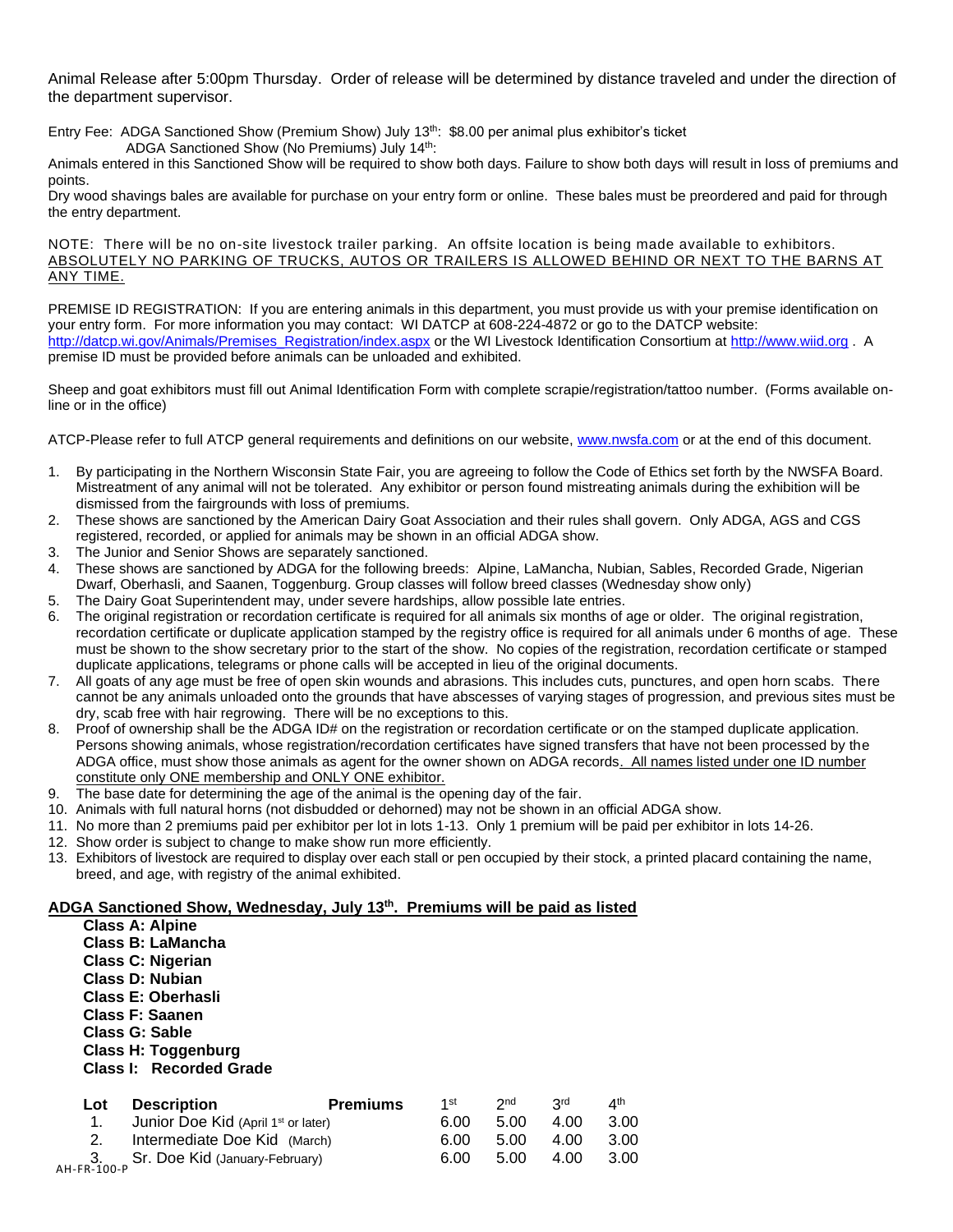Animal Release after 5:00pm Thursday. Order of release will be determined by distance traveled and under the direction of the department supervisor.

Entry Fee: ADGA Sanctioned Show (Premium Show) July 13th: $8.00 per animal plus exhibitor's ticket
ADGA Sanctioned Show (No Premiums) July 14th:

Animals entered in this Sanctioned Show will be required to show both days. Failure to show both days will result in loss of premiums and points.

Dry wood shavings bales are available for purchase on your entry form or online. These bales must be preordered and paid for through the entry department.

NOTE: There will be no on-site livestock trailer parking. An offsite location is being made available to exhibitors. <u>ABSOLUTELY NO PARKING OF TRUCKS, AUTOS OR TRAILERS IS ALLOWED BEHIND OR NEXT TO THE BARNS AT ANY TIME.</u>

PREMISE ID REGISTRATION: If you are entering animals in this department, you must provide us with your premise identification on your entry form. For more information you may contact: WI DATCP at 608-224-4872 or go to the DATCP website: http://datcp.wi.gov/Animals/Premises_Registration/index.aspx or the WI Livestock Identification Consortium at http://www.wiid.org . A premise ID must be provided before animals can be unloaded and exhibited.

Sheep and goat exhibitors must fill out Animal Identification Form with complete scrapie/registration/tattoo number. (Forms available on-line or in the office)

ATCP-Please refer to full ATCP general requirements and definitions on our website, www.nwsfa.com or at the end of this document.

1. By participating in the Northern Wisconsin State Fair, you are agreeing to follow the Code of Ethics set forth by the NWSFA Board. Mistreatment of any animal will not be tolerated. Any exhibitor or person found mistreating animals during the exhibition will be dismissed from the fairgrounds with loss of premiums.
2. These shows are sanctioned by the American Dairy Goat Association and their rules shall govern. Only ADGA, AGS and CGS registered, recorded, or applied for animals may be shown in an official ADGA show.
3. The Junior and Senior Shows are separately sanctioned.
4. These shows are sanctioned by ADGA for the following breeds: Alpine, LaMancha, Nubian, Sables, Recorded Grade, Nigerian Dwarf, Oberhasli, and Saanen, Toggenburg. Group classes will follow breed classes (Wednesday show only)
5. The Dairy Goat Superintendent may, under severe hardships, allow possible late entries.
6. The original registration or recordation certificate is required for all animals six months of age or older. The original registration, recordation certificate or duplicate application stamped by the registry office is required for all animals under 6 months of age. These must be shown to the show secretary prior to the start of the show. No copies of the registration, recordation certificate or stamped duplicate applications, telegrams or phone calls will be accepted in lieu of the original documents.
7. All goats of any age must be free of open skin wounds and abrasions. This includes cuts, punctures, and open horn scabs. There cannot be any animals unloaded onto the grounds that have abscesses of varying stages of progression, and previous sites must be dry, scab free with hair regrowing. There will be no exceptions to this.
8. Proof of ownership shall be the ADGA ID# on the registration or recordation certificate or on the stamped duplicate application. Persons showing animals, whose registration/recordation certificates have signed transfers that have not been processed by the ADGA office, must show those animals as agent for the owner shown on ADGA records. <u>All names listed under one ID number constitute only ONE membership and ONLY ONE exhibitor.</u>
9. The base date for determining the age of the animal is the opening day of the fair.
10. Animals with full natural horns (not disbudded or dehorned) may not be shown in an official ADGA show.
11. No more than 2 premiums paid per exhibitor per lot in lots 1-13. Only 1 premium will be paid per exhibitor in lots 14-26.
12. Show order is subject to change to make show run more efficiently.
13. Exhibitors of livestock are required to display over each stall or pen occupied by their stock, a printed placard containing the name, breed, and age, with registry of the animal exhibited.

## ADGA Sanctioned Show, Wednesday, July 13th. Premiums will be paid as listed

**Class A: Alpine**
**Class B: LaMancha**
**Class C: Nigerian**
**Class D: Nubian**
**Class E: Oberhasli**
**Class F: Saanen**
**Class G: Sable**
**Class H: Toggenburg**
**Class I: Recorded Grade**

| Lot | Description | Premiums | 1st | 2nd | 3rd | 4th |
|---|---|---|---|---|---|---|
| 1. | Junior Doe Kid (April 1st or later) | | 6.00 | 5.00 | 4.00 | 3.00 |
| 2. | Intermediate Doe Kid (March) | | 6.00 | 5.00 | 4.00 | 3.00 |
| 3. | Sr. Doe Kid (January-February) | | 6.00 | 5.00 | 4.00 | 3.00 |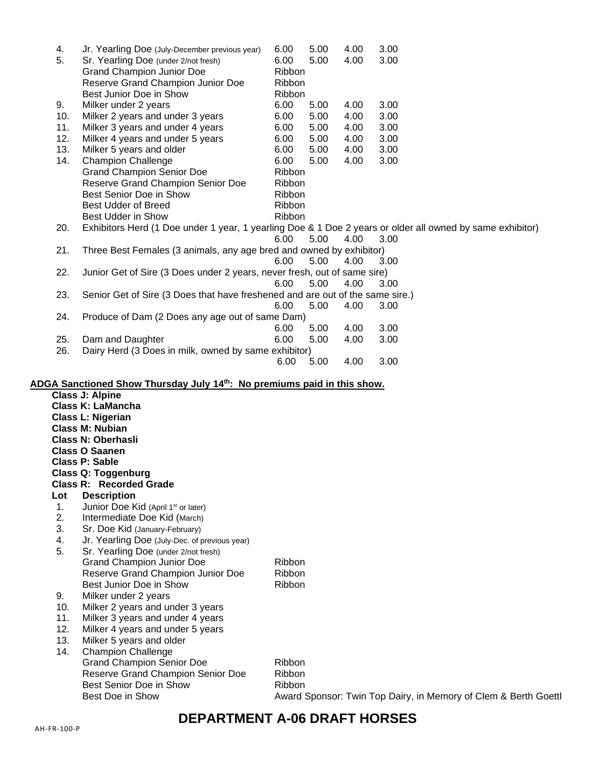| Lot | Description | 1st | 2nd | 3rd | 4th |
|---|---|---|---|---|---|
| 4. | Jr. Yearling Doe (July-December previous year) | 6.00 | 5.00 | 4.00 | 3.00 |
| 5. | Sr. Yearling Doe (under 2/not fresh) | 6.00 | 5.00 | 4.00 | 3.00 |
| | Grand Champion Junior Doe | Ribbon | | | |
| | Reserve Grand Champion Junior Doe | Ribbon | | | |
| | Best Junior Doe in Show | Ribbon | | | |
| 9. | Milker under 2 years | 6.00 | 5.00 | 4.00 | 3.00 |
| 10. | Milker 2 years and under 3 years | 6.00 | 5.00 | 4.00 | 3.00 |
| 11. | Milker 3 years and under 4 years | 6.00 | 5.00 | 4.00 | 3.00 |
| 12. | Milker 4 years and under 5 years | 6.00 | 5.00 | 4.00 | 3.00 |
| 13. | Milker 5 years and older | 6.00 | 5.00 | 4.00 | 3.00 |
| 14. | Champion Challenge | 6.00 | 5.00 | 4.00 | 3.00 |
| | Grand Champion Senior Doe | Ribbon | | | |
| | Reserve Grand Champion Senior Doe | Ribbon | | | |
| | Best Senior Doe in Show | Ribbon | | | |
| | Best Udder of Breed | Ribbon | | | |
| | Best Udder in Show | Ribbon | | | |
| 20. | Exhibitors Herd (1 Doe under 1 year, 1 yearling Doe & 1 Doe 2 years or older all owned by same exhibitor) | 6.00 | 5.00 | 4.00 | 3.00 |
| 21. | Three Best Females (3 animals, any age bred and owned by exhibitor) | 6.00 | 5.00 | 4.00 | 3.00 |
| 22. | Junior Get of Sire (3 Does under 2 years, never fresh, out of same sire) | 6.00 | 5.00 | 4.00 | 3.00 |
| 23. | Senior Get of Sire (3 Does that have freshened and are out of the same sire.) | 6.00 | 5.00 | 4.00 | 3.00 |
| 24. | Produce of Dam (2 Does any age out of same Dam) | 6.00 | 5.00 | 4.00 | 3.00 |
| 25. | Dam and Daughter | 6.00 | 5.00 | 4.00 | 3.00 |
| 26. | Dairy Herd (3 Does in milk, owned by same exhibitor) | 6.00 | 5.00 | 4.00 | 3.00 |

**ADGA Sanctioned Show Thursday July 14th: No premiums paid in this show.**

**Class J: Alpine**
**Class K: LaMancha**
**Class L: Nigerian**
**Class M: Nubian**
**Class N: Oberhasli**
**Class O Saanen**
**Class P: Sable**
**Class Q: Toggenburg**
**Class R: Recorded Grade**

| Lot | Description | |
|---|---|---|
| 1. | Junior Doe Kid (April 1st or later) | |
| 2. | Intermediate Doe Kid (March) | |
| 3. | Sr. Doe Kid (January-February) | |
| 4. | Jr. Yearling Doe (July-Dec. of previous year) | |
| 5. | Sr. Yearling Doe (under 2/not fresh) | |
| | Grand Champion Junior Doe | Ribbon |
| | Reserve Grand Champion Junior Doe | Ribbon |
| | Best Junior Doe in Show | Ribbon |
| 9. | Milker under 2 years | |
| 10. | Milker 2 years and under 3 years | |
| 11. | Milker 3 years and under 4 years | |
| 12. | Milker 4 years and under 5 years | |
| 13. | Milker 5 years and older | |
| 14. | Champion Challenge | |
| | Grand Champion Senior Doe | Ribbon |
| | Reserve Grand Champion Senior Doe | Ribbon |
| | Best Senior Doe in Show | Ribbon |
| | Best Doe in Show | Award Sponsor: Twin Top Dairy, in Memory of Clem & Berth Goettl |

## DEPARTMENT A-06 DRAFT HORSES

AH-FR-100-P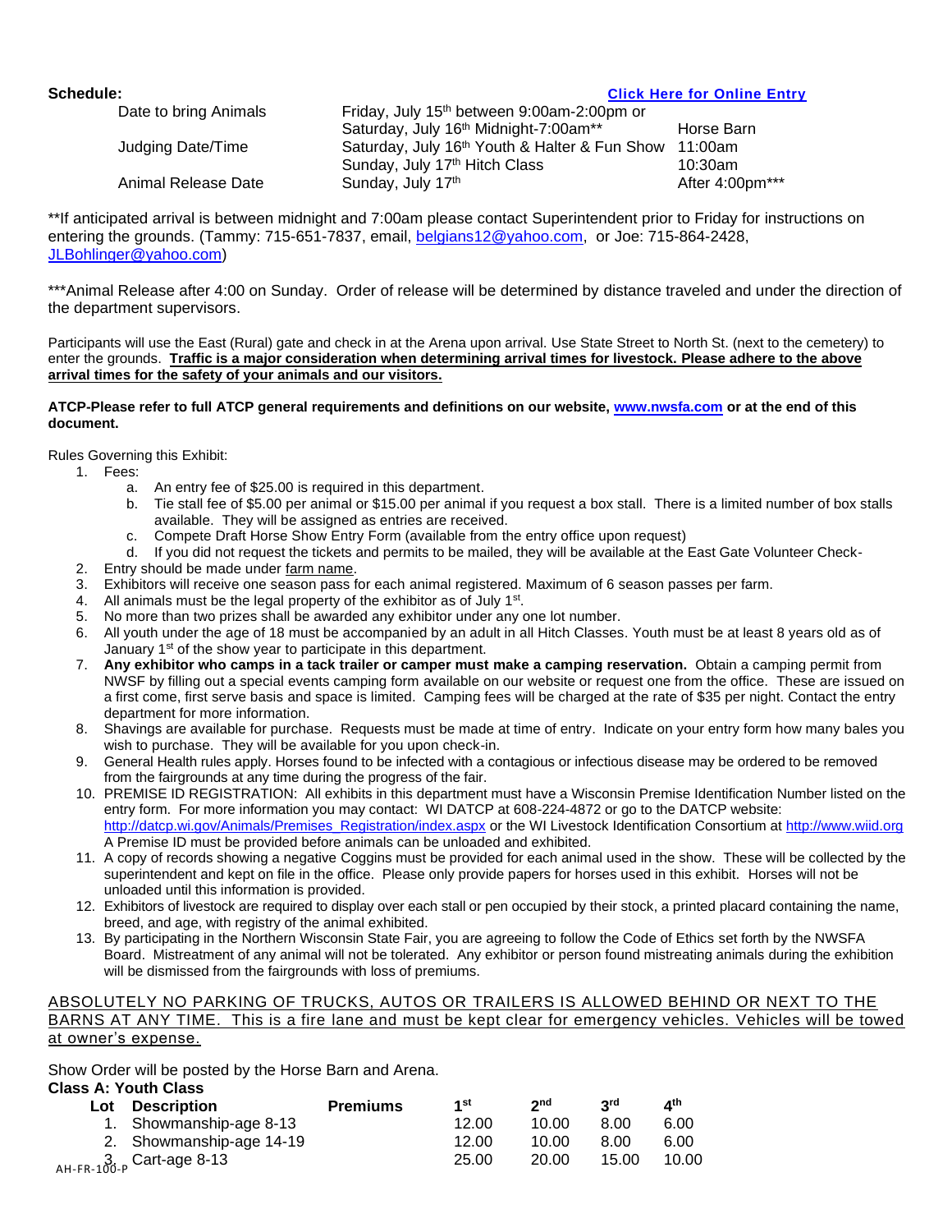**Schedule:** **Click Here for Online Entry**

| | | |
|---|---|---|
| Date to bring Animals | Friday, July 15th between 9:00am-2:00pm or | |
| | Saturday, July 16th Midnight-7:00am** | Horse Barn |
| Judging Date/Time | Saturday, July 16th Youth & Halter & Fun Show | 11:00am |
| | Sunday, July 17th Hitch Class | 10:30am |
| Animal Release Date | Sunday, July 17th | After 4:00pm*** |

**If anticipated arrival is between midnight and 7:00am please contact Superintendent prior to Friday for instructions on entering the grounds. (Tammy: 715-651-7837, email, belgians12@yahoo.com, or Joe: 715-864-2428, JLBohlinger@yahoo.com)

***Animal Release after 4:00 on Sunday. Order of release will be determined by distance traveled and under the direction of the department supervisors.

Participants will use the East (Rural) gate and check in at the Arena upon arrival. Use State Street to North St. (next to the cemetery) to enter the grounds. **Traffic is a major consideration when determining arrival times for livestock. Please adhere to the above arrival times for the safety of your animals and our visitors.**

**ATCP-Please refer to full ATCP general requirements and definitions on our website, www.nwsfa.com or at the end of this document.**

Rules Governing this Exhibit:

1. Fees:
   a. An entry fee of $25.00 is required in this department.
   b. Tie stall fee of $5.00 per animal or $15.00 per animal if you request a box stall. There is a limited number of box stalls available. They will be assigned as entries are received.
   c. Compete Draft Horse Show Entry Form (available from the entry office upon request)
   d. If you did not request the tickets and permits to be mailed, they will be available at the East Gate Volunteer Check-
2. Entry should be made under farm name.
3. Exhibitors will receive one season pass for each animal registered. Maximum of 6 season passes per farm.
4. All animals must be the legal property of the exhibitor as of July 1st.
5. No more than two prizes shall be awarded any exhibitor under any one lot number.
6. All youth under the age of 18 must be accompanied by an adult in all Hitch Classes. Youth must be at least 8 years old as of January 1st of the show year to participate in this department.
7. **Any exhibitor who camps in a tack trailer or camper must make a camping reservation.** Obtain a camping permit from NWSF by filling out a special events camping form available on our website or request one from the office. These are issued on a first come, first serve basis and space is limited. Camping fees will be charged at the rate of $35 per night. Contact the entry department for more information.
8. Shavings are available for purchase. Requests must be made at time of entry. Indicate on your entry form how many bales you wish to purchase. They will be available for you upon check-in.
9. General Health rules apply. Horses found to be infected with a contagious or infectious disease may be ordered to be removed from the fairgrounds at any time during the progress of the fair.
10. PREMISE ID REGISTRATION: All exhibits in this department must have a Wisconsin Premise Identification Number listed on the entry form. For more information you may contact: WI DATCP at 608-224-4872 or go to the DATCP website: http://datcp.wi.gov/Animals/Premises_Registration/index.aspx or the WI Livestock Identification Consortium at http://www.wiid.org A Premise ID must be provided before animals can be unloaded and exhibited.
11. A copy of records showing a negative Coggins must be provided for each animal used in the show. These will be collected by the superintendent and kept on file in the office. Please only provide papers for horses used in this exhibit. Horses will not be unloaded until this information is provided.
12. Exhibitors of livestock are required to display over each stall or pen occupied by their stock, a printed placard containing the name, breed, and age, with registry of the animal exhibited.
13. By participating in the Northern Wisconsin State Fair, you are agreeing to follow the Code of Ethics set forth by the NWSFA Board. Mistreatment of any animal will not be tolerated. Any exhibitor or person found mistreating animals during the exhibition will be dismissed from the fairgrounds with loss of premiums.

ABSOLUTELY NO PARKING OF TRUCKS, AUTOS OR TRAILERS IS ALLOWED BEHIND OR NEXT TO THE BARNS AT ANY TIME. This is a fire lane and must be kept clear for emergency vehicles. Vehicles will be towed at owner's expense.

Show Order will be posted by the Horse Barn and Arena.

**Class A: Youth Class**

| Lot | Description | Premiums | 1st | 2nd | 3rd | 4th |
|---|---|---|---|---|---|---|
| 1. | Showmanship-age 8-13 | | 12.00 | 10.00 | 8.00 | 6.00 |
| 2. | Showmanship-age 14-19 | | 12.00 | 10.00 | 8.00 | 6.00 |
| 3. | Cart-age 8-13 | | 25.00 | 20.00 | 15.00 | 10.00 |

AH-FR-100-P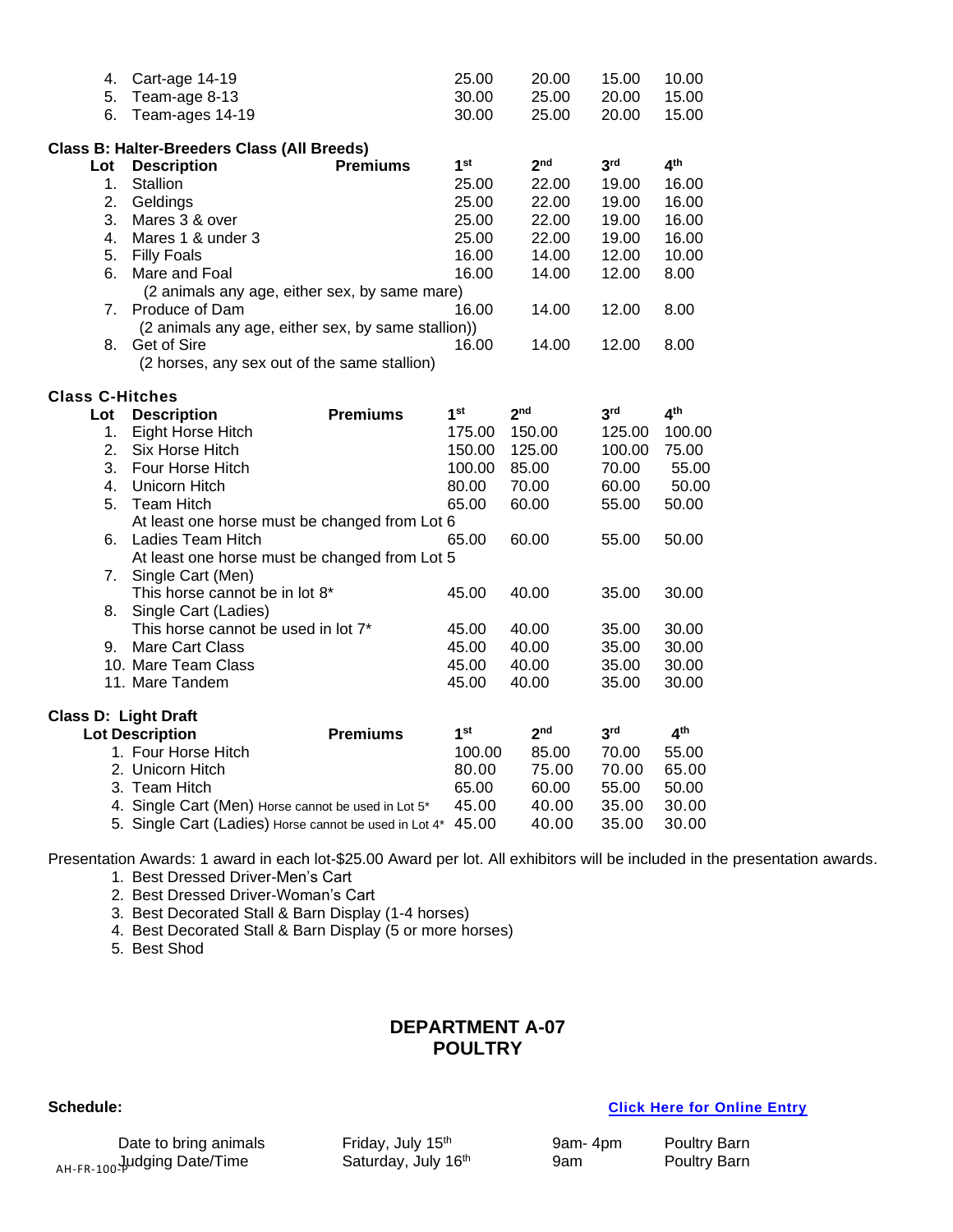| Lot | Description | 1st | 2nd | 3rd | 4th |
|---|---|---|---|---|---|
| 4. | Cart-age 14-19 | 25.00 | 20.00 | 15.00 | 10.00 |
| 5. | Team-age 8-13 | 30.00 | 25.00 | 20.00 | 15.00 |
| 6. | Team-ages 14-19 | 30.00 | 25.00 | 20.00 | 15.00 |

**Class B: Halter-Breeders Class (All Breeds)**

| Lot | Description | Premiums | 1st | 2nd | 3rd | 4th |
|---|---|---|---|---|---|---|
| 1. | Stallion | | 25.00 | 22.00 | 19.00 | 16.00 |
| 2. | Geldings | | 25.00 | 22.00 | 19.00 | 16.00 |
| 3. | Mares 3 & over | | 25.00 | 22.00 | 19.00 | 16.00 |
| 4. | Mares 1 & under 3 | | 25.00 | 22.00 | 19.00 | 16.00 |
| 5. | Filly Foals | | 16.00 | 14.00 | 12.00 | 10.00 |
| 6. | Mare and Foal (2 animals any age, either sex, by same mare) | | 16.00 | 14.00 | 12.00 | 8.00 |
| 7. | Produce of Dam (2 animals any age, either sex, by same stallion)) | | 16.00 | 14.00 | 12.00 | 8.00 |
| 8. | Get of Sire (2 horses, any sex out of the same stallion) | | 16.00 | 14.00 | 12.00 | 8.00 |

**Class C-Hitches**

| Lot | Description | Premiums | 1st | 2nd | 3rd | 4th |
|---|---|---|---|---|---|---|
| 1. | Eight Horse Hitch | | 175.00 | 150.00 | 125.00 | 100.00 |
| 2. | Six Horse Hitch | | 150.00 | 125.00 | 100.00 | 75.00 |
| 3. | Four Horse Hitch | | 100.00 | 85.00 | 70.00 | 55.00 |
| 4. | Unicorn Hitch | | 80.00 | 70.00 | 60.00 | 50.00 |
| 5. | Team Hitch At least one horse must be changed from Lot 6 | | 65.00 | 60.00 | 55.00 | 50.00 |
| 6. | Ladies Team Hitch At least one horse must be changed from Lot 5 | | 65.00 | 60.00 | 55.00 | 50.00 |
| 7. | Single Cart (Men) This horse cannot be in lot 8* | | 45.00 | 40.00 | 35.00 | 30.00 |
| 8. | Single Cart (Ladies) This horse cannot be used in lot 7* | | 45.00 | 40.00 | 35.00 | 30.00 |
| 9. | Mare Cart Class | | 45.00 | 40.00 | 35.00 | 30.00 |
| 10. | Mare Team Class | | 45.00 | 40.00 | 35.00 | 30.00 |
| 11. | Mare Tandem | | 45.00 | 40.00 | 35.00 | 30.00 |

**Class D: Light Draft**

| Lot | Description | Premiums | 1st | 2nd | 3rd | 4th |
|---|---|---|---|---|---|---|
| 1. | Four Horse Hitch | | 100.00 | 85.00 | 70.00 | 55.00 |
| 2. | Unicorn Hitch | | 80.00 | 75.00 | 70.00 | 65.00 |
| 3. | Team Hitch | | 65.00 | 60.00 | 55.00 | 50.00 |
| 4. | Single Cart (Men) Horse cannot be used in Lot 5* | | 45.00 | 40.00 | 35.00 | 30.00 |
| 5. | Single Cart (Ladies) Horse cannot be used in Lot 4* | | 45.00 | 40.00 | 35.00 | 30.00 |

Presentation Awards: 1 award in each lot-$25.00 Award per lot. All exhibitors will be included in the presentation awards.

1. Best Dressed Driver-Men's Cart
2. Best Dressed Driver-Woman's Cart
3. Best Decorated Stall & Barn Display (1-4 horses)
4. Best Decorated Stall & Barn Display (5 or more horses)
5. Best Shod

## DEPARTMENT A-07
## POULTRY

**Schedule:** **Click Here for Online Entry**

| | | | |
|---|---|---|---|
| Date to bring animals | Friday, July 15th | 9am- 4pm | Poultry Barn |
| Judging Date/Time | Saturday, July 16th | 9am | Poultry Barn |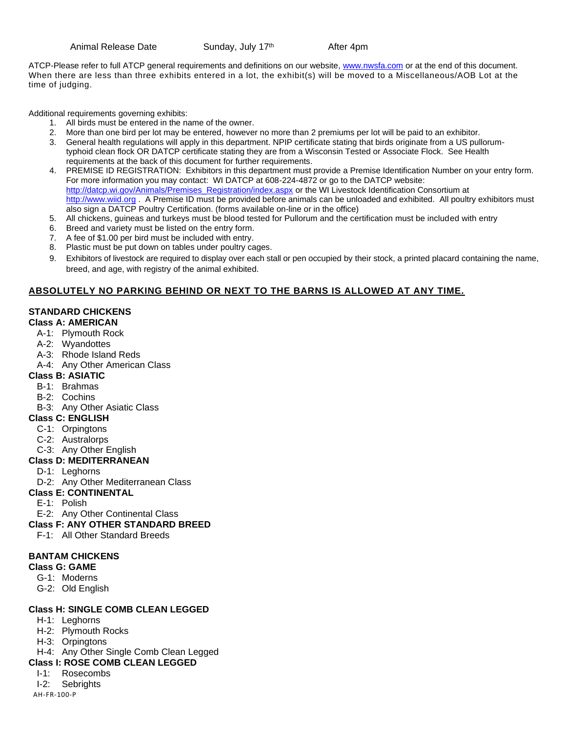Animal Release Date Sunday, July 17th After 4pm

ATCP-Please refer to full ATCP general requirements and definitions on our website, [www.nwsfa.com](http://www.nwsfa.com) or at the end of this document.
When there are less than three exhibits entered in a lot, the exhibit(s) will be moved to a Miscellaneous/AOB Lot at the time of judging.

Additional requirements governing exhibits:

1. All birds must be entered in the name of the owner.
2. More than one bird per lot may be entered, however no more than 2 premiums per lot will be paid to an exhibitor.
3. General health regulations will apply in this department. NPIP certificate stating that birds originate from a US pullorum-typhoid clean flock OR DATCP certificate stating they are from a Wisconsin Tested or Associate Flock. See Health requirements at the back of this document for further requirements.
4. PREMISE ID REGISTRATION: Exhibitors in this department must provide a Premise Identification Number on your entry form. For more information you may contact: WI DATCP at 608-224-4872 or go to the DATCP website: [http://datcp.wi.gov/Animals/Premises_Registration/index.aspx](http://datcp.wi.gov/Animals/Premises_Registration/index.aspx) or the WI Livestock Identification Consortium at [http://www.wiid.org](http://www.wiid.org) . A Premise ID must be provided before animals can be unloaded and exhibited. All poultry exhibitors must also sign a DATCP Poultry Certification. (forms available on-line or in the office)
5. All chickens, guineas and turkeys must be blood tested for Pullorum and the certification must be included with entry
6. Breed and variety must be listed on the entry form.
7. A fee of $1.00 per bird must be included with entry.
8. Plastic must be put down on tables under poultry cages.
9. Exhibitors of livestock are required to display over each stall or pen occupied by their stock, a printed placard containing the name, breed, and age, with registry of the animal exhibited.

**ABSOLUTELY NO PARKING BEHIND OR NEXT TO THE BARNS IS ALLOWED AT ANY TIME.**

## STANDARD CHICKENS

**Class A: AMERICAN**

- A-1: Plymouth Rock
- A-2: Wyandottes
- A-3: Rhode Island Reds
- A-4: Any Other American Class

**Class B: ASIATIC**

- B-1: Brahmas
- B-2: Cochins
- B-3: Any Other Asiatic Class

**Class C: ENGLISH**

- C-1: Orpingtons
- C-2: Australorps
- C-3: Any Other English

**Class D: MEDITERRANEAN**

- D-1: Leghorns
- D-2: Any Other Mediterranean Class

**Class E: CONTINENTAL**

- E-1: Polish
- E-2: Any Other Continental Class

**Class F: ANY OTHER STANDARD BREED**

- F-1: All Other Standard Breeds

## BANTAM CHICKENS

**Class G: GAME**

- G-1: Moderns
- G-2: Old English

**Class H: SINGLE COMB CLEAN LEGGED**

- H-1: Leghorns
- H-2: Plymouth Rocks
- H-3: Orpingtons
- H-4: Any Other Single Comb Clean Legged

**Class I: ROSE COMB CLEAN LEGGED**

- I-1: Rosecombs
- I-2: Sebrights

AH-FR-100-P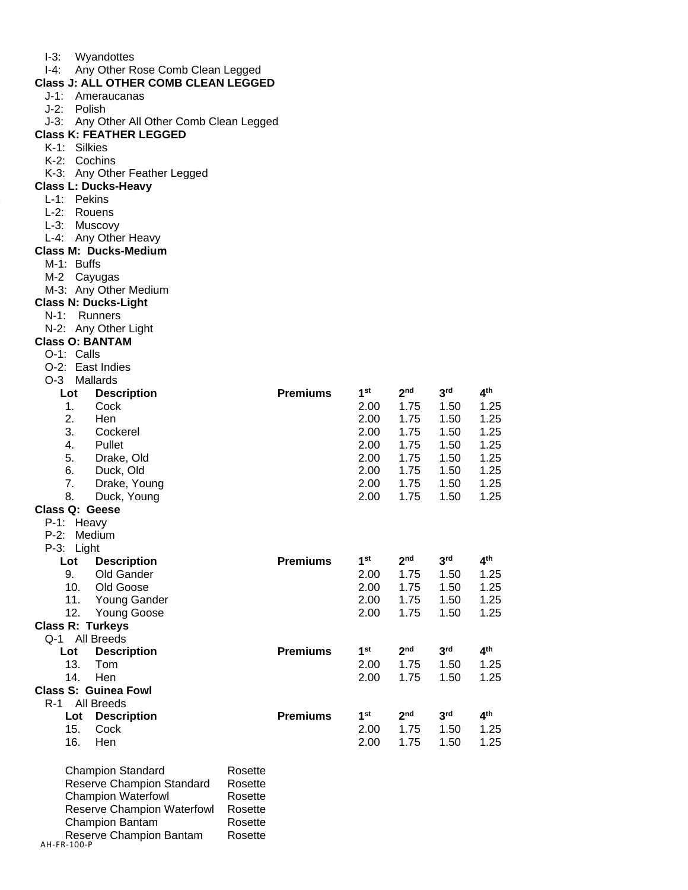I-3: Wyandottes
I-4: Any Other Rose Comb Clean Legged

**Class J: ALL OTHER COMB CLEAN LEGGED**

J-1: Ameraucanas
J-2: Polish
J-3: Any Other All Other Comb Clean Legged

**Class K: FEATHER LEGGED**

K-1: Silkies
K-2: Cochins
K-3: Any Other Feather Legged

**Class L: Ducks-Heavy**

L-1: Pekins
L-2: Rouens
L-3: Muscovy
L-4: Any Other Heavy

**Class M: Ducks-Medium**

M-1: Buffs
M-2 Cayugas
M-3: Any Other Medium

**Class N: Ducks-Light**

N-1: Runners
N-2: Any Other Light

**Class O: BANTAM**

O-1: Calls
O-2: East Indies
O-3 Mallards

| Lot | Description | Premiums | 1st | 2nd | 3rd | 4th |
|---|---|---|---|---|---|---|
| 1. | Cock | | 2.00 | 1.75 | 1.50 | 1.25 |
| 2. | Hen | | 2.00 | 1.75 | 1.50 | 1.25 |
| 3. | Cockerel | | 2.00 | 1.75 | 1.50 | 1.25 |
| 4. | Pullet | | 2.00 | 1.75 | 1.50 | 1.25 |
| 5. | Drake, Old | | 2.00 | 1.75 | 1.50 | 1.25 |
| 6. | Duck, Old | | 2.00 | 1.75 | 1.50 | 1.25 |
| 7. | Drake, Young | | 2.00 | 1.75 | 1.50 | 1.25 |
| 8. | Duck, Young | | 2.00 | 1.75 | 1.50 | 1.25 |

**Class Q: Geese**

P-1: Heavy
P-2: Medium
P-3: Light

| Lot | Description | Premiums | 1st | 2nd | 3rd | 4th |
|---|---|---|---|---|---|---|
| 9. | Old Gander | | 2.00 | 1.75 | 1.50 | 1.25 |
| 10. | Old Goose | | 2.00 | 1.75 | 1.50 | 1.25 |
| 11. | Young Gander | | 2.00 | 1.75 | 1.50 | 1.25 |
| 12. | Young Goose | | 2.00 | 1.75 | 1.50 | 1.25 |

**Class R: Turkeys**

Q-1 All Breeds

| Lot | Description | Premiums | 1st | 2nd | 3rd | 4th |
|---|---|---|---|---|---|---|
| 13. | Tom | | 2.00 | 1.75 | 1.50 | 1.25 |
| 14. | Hen | | 2.00 | 1.75 | 1.50 | 1.25 |

**Class S: Guinea Fowl**

R-1 All Breeds

| Lot | Description | Premiums | 1st | 2nd | 3rd | 4th |
|---|---|---|---|---|---|---|
| 15. | Cock | | 2.00 | 1.75 | 1.50 | 1.25 |
| 16. | Hen | | 2.00 | 1.75 | 1.50 | 1.25 |

| | |
|---|---|
| Champion Standard | Rosette |
| Reserve Champion Standard | Rosette |
| Champion Waterfowl | Rosette |
| Reserve Champion Waterfowl | Rosette |
| Champion Bantam | Rosette |
| Reserve Champion Bantam | Rosette |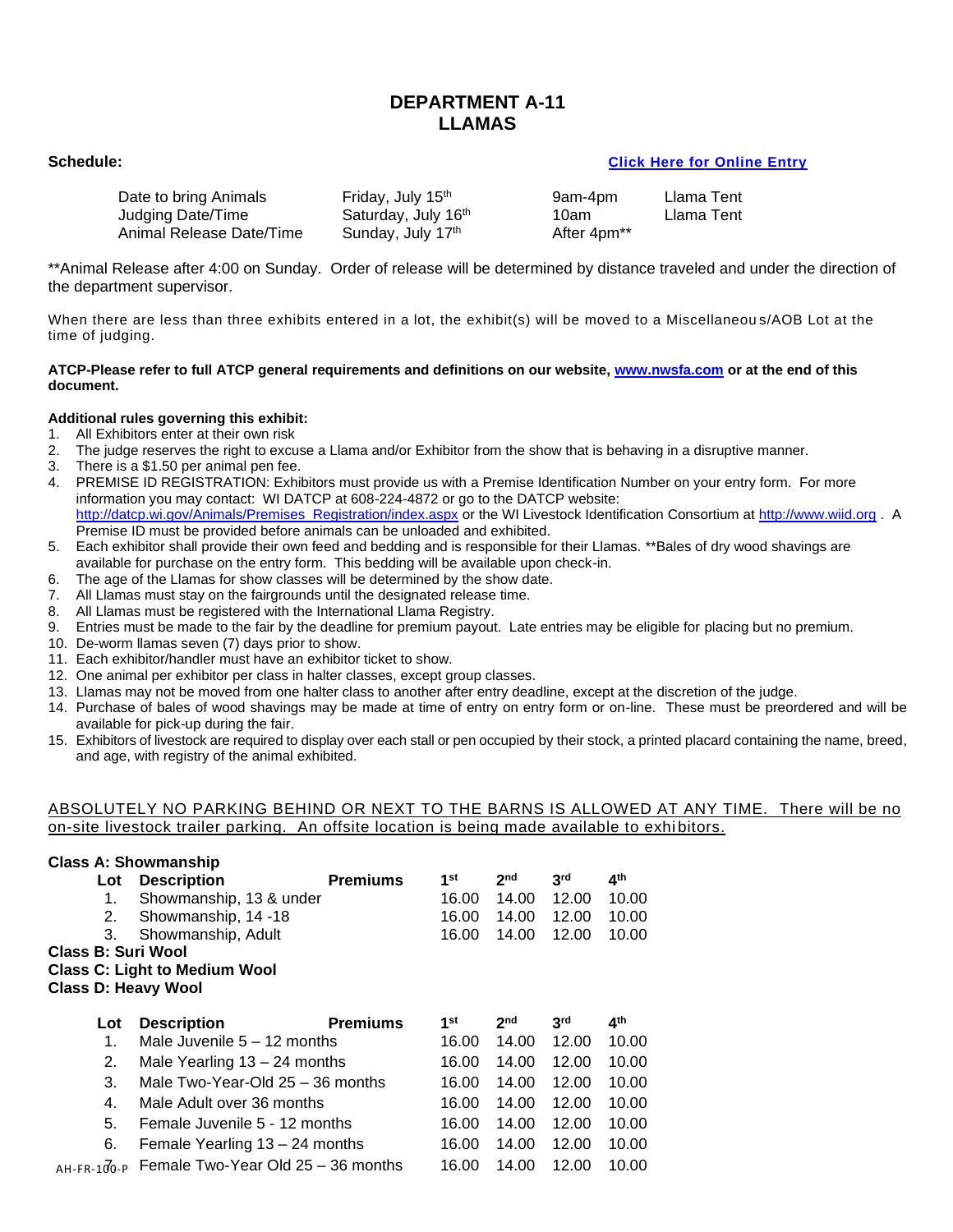# DEPARTMENT A-11
# LLAMAS

**Schedule:** [Click Here for Online Entry]

| | | | |
|---|---|---|---|
| Date to bring Animals | Friday, July 15th | 9am-4pm | Llama Tent |
| Judging Date/Time | Saturday, July 16th | 10am | Llama Tent |
| Animal Release Date/Time | Sunday, July 17th | After 4pm** | |

**Animal Release after 4:00 on Sunday. Order of release will be determined by distance traveled and under the direction of the department supervisor.

When there are less than three exhibits entered in a lot, the exhibit(s) will be moved to a Miscellaneous/AOB Lot at the time of judging.

**ATCP-Please refer to full ATCP general requirements and definitions on our website, www.nwsfa.com or at the end of this document.**

**Additional rules governing this exhibit:**

1. All Exhibitors enter at their own risk
2. The judge reserves the right to excuse a Llama and/or Exhibitor from the show that is behaving in a disruptive manner.
3. There is a $1.50 per animal pen fee.
4. PREMISE ID REGISTRATION: Exhibitors must provide us with a Premise Identification Number on your entry form. For more information you may contact: WI DATCP at 608-224-4872 or go to the DATCP website: http://datcp.wi.gov/Animals/Premises_Registration/index.aspx or the WI Livestock Identification Consortium at http://www.wiid.org . A Premise ID must be provided before animals can be unloaded and exhibited.
5. Each exhibitor shall provide their own feed and bedding and is responsible for their Llamas. **Bales of dry wood shavings are available for purchase on the entry form. This bedding will be available upon check-in.
6. The age of the Llamas for show classes will be determined by the show date.
7. All Llamas must stay on the fairgrounds until the designated release time.
8. All Llamas must be registered with the International Llama Registry.
9. Entries must be made to the fair by the deadline for premium payout. Late entries may be eligible for placing but no premium.
10. De-worm llamas seven (7) days prior to show.
11. Each exhibitor/handler must have an exhibitor ticket to show.
12. One animal per exhibitor per class in halter classes, except group classes.
13. Llamas may not be moved from one halter class to another after entry deadline, except at the discretion of the judge.
14. Purchase of bales of wood shavings may be made at time of entry on entry form or on-line. These must be preordered and will be available for pick-up during the fair.
15. Exhibitors of livestock are required to display over each stall or pen occupied by their stock, a printed placard containing the name, breed, and age, with registry of the animal exhibited.

ABSOLUTELY NO PARKING BEHIND OR NEXT TO THE BARNS IS ALLOWED AT ANY TIME. There will be no on-site livestock trailer parking. An offsite location is being made available to exhibitors.

**Class A: Showmanship**

| Lot | Description | Premiums | 1st | 2nd | 3rd | 4th |
|---|---|---|---|---|---|---|
| 1. | Showmanship, 13 & under | | 16.00 | 14.00 | 12.00 | 10.00 |
| 2. | Showmanship, 14 -18 | | 16.00 | 14.00 | 12.00 | 10.00 |
| 3. | Showmanship, Adult | | 16.00 | 14.00 | 12.00 | 10.00 |

**Class B: Suri Wool**
**Class C: Light to Medium Wool**
**Class D: Heavy Wool**

| Lot | Description | Premiums | 1st | 2nd | 3rd | 4th |
|---|---|---|---|---|---|---|
| 1. | Male Juvenile 5 – 12 months | | 16.00 | 14.00 | 12.00 | 10.00 |
| 2. | Male Yearling 13 – 24 months | | 16.00 | 14.00 | 12.00 | 10.00 |
| 3. | Male Two-Year-Old 25 – 36 months | | 16.00 | 14.00 | 12.00 | 10.00 |
| 4. | Male Adult over 36 months | | 16.00 | 14.00 | 12.00 | 10.00 |
| 5. | Female Juvenile 5 - 12 months | | 16.00 | 14.00 | 12.00 | 10.00 |
| 6. | Female Yearling 13 – 24 months | | 16.00 | 14.00 | 12.00 | 10.00 |
| 7. | Female Two-Year Old 25 – 36 months | | 16.00 | 14.00 | 12.00 | 10.00 |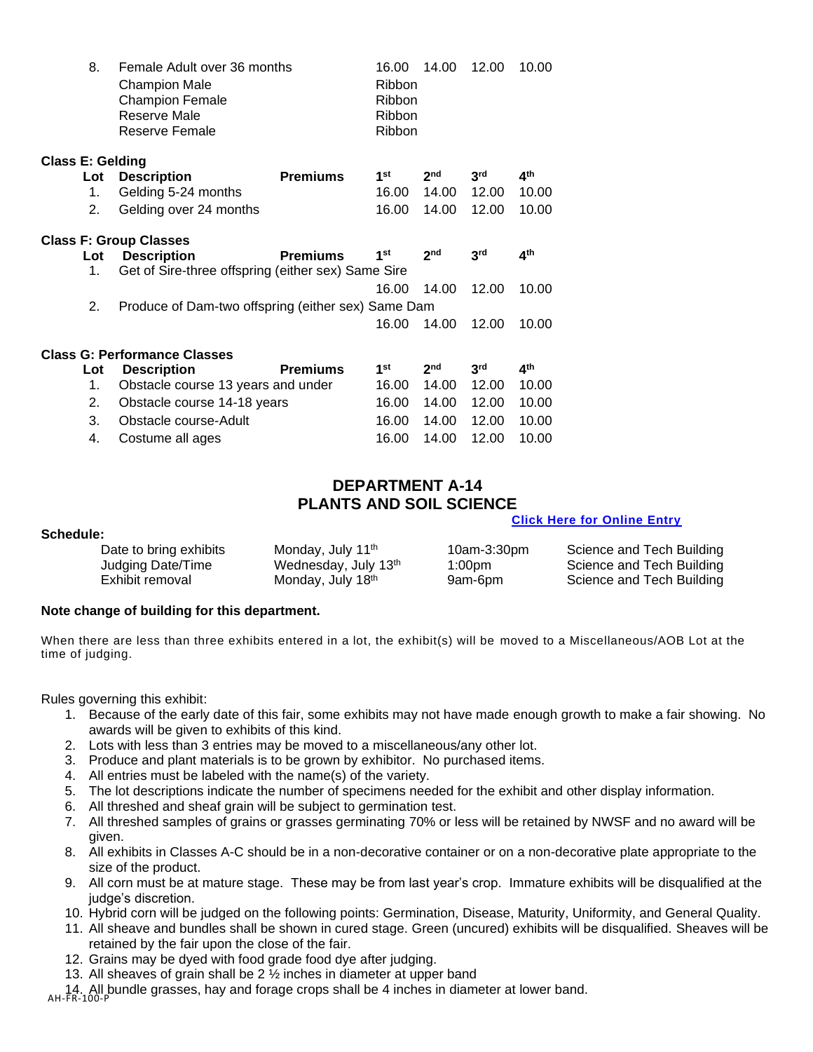| | | | | | | |
|---|---|---|---|---|---|---|
| 8. | Female Adult over 36 months | | 16.00 | 14.00 | 12.00 | 10.00 |
| | Champion Male | | Ribbon | | | |
| | Champion Female | | Ribbon | | | |
| | Reserve Male | | Ribbon | | | |
| | Reserve Female | | Ribbon | | | |

**Class E: Gelding**

| Lot | Description | Premiums | 1st | 2nd | 3rd | 4th |
|---|---|---|---|---|---|---|
| 1. | Gelding 5-24 months | | 16.00 | 14.00 | 12.00 | 10.00 |
| 2. | Gelding over 24 months | | 16.00 | 14.00 | 12.00 | 10.00 |

**Class F: Group Classes**

| Lot | Description | Premiums | 1st | 2nd | 3rd | 4th |
|---|---|---|---|---|---|---|
| 1. | Get of Sire-three offspring (either sex) Same Sire | | 16.00 | 14.00 | 12.00 | 10.00 |
| 2. | Produce of Dam-two offspring (either sex) Same Dam | | 16.00 | 14.00 | 12.00 | 10.00 |

**Class G: Performance Classes**

| Lot | Description | Premiums | 1st | 2nd | 3rd | 4th |
|---|---|---|---|---|---|---|
| 1. | Obstacle course 13 years and under | | 16.00 | 14.00 | 12.00 | 10.00 |
| 2. | Obstacle course 14-18 years | | 16.00 | 14.00 | 12.00 | 10.00 |
| 3. | Obstacle course-Adult | | 16.00 | 14.00 | 12.00 | 10.00 |
| 4. | Costume all ages | | 16.00 | 14.00 | 12.00 | 10.00 |

## DEPARTMENT A-14
## PLANTS AND SOIL SCIENCE

**Click Here for Online Entry**

**Schedule:**

| | | | |
|---|---|---|---|
| Date to bring exhibits | Monday, July 11th | 10am-3:30pm | Science and Tech Building |
| Judging Date/Time | Wednesday, July 13th | 1:00pm | Science and Tech Building |
| Exhibit removal | Monday, July 18th | 9am-6pm | Science and Tech Building |

**Note change of building for this department.**

When there are less than three exhibits entered in a lot, the exhibit(s) will be moved to a Miscellaneous/AOB Lot at the time of judging.

Rules governing this exhibit:

1. Because of the early date of this fair, some exhibits may not have made enough growth to make a fair showing. No awards will be given to exhibits of this kind.
2. Lots with less than 3 entries may be moved to a miscellaneous/any other lot.
3. Produce and plant materials is to be grown by exhibitor. No purchased items.
4. All entries must be labeled with the name(s) of the variety.
5. The lot descriptions indicate the number of specimens needed for the exhibit and other display information.
6. All threshed and sheaf grain will be subject to germination test.
7. All threshed samples of grains or grasses germinating 70% or less will be retained by NWSF and no award will be given.
8. All exhibits in Classes A-C should be in a non-decorative container or on a non-decorative plate appropriate to the size of the product.
9. All corn must be at mature stage. These may be from last year's crop. Immature exhibits will be disqualified at the judge's discretion.
10. Hybrid corn will be judged on the following points: Germination, Disease, Maturity, Uniformity, and General Quality.
11. All sheave and bundles shall be shown in cured stage. Green (uncured) exhibits will be disqualified. Sheaves will be retained by the fair upon the close of the fair.
12. Grains may be dyed with food grade food dye after judging.
13. All sheaves of grain shall be 2 ½ inches in diameter at upper band
14. All bundle grasses, hay and forage crops shall be 4 inches in diameter at lower band.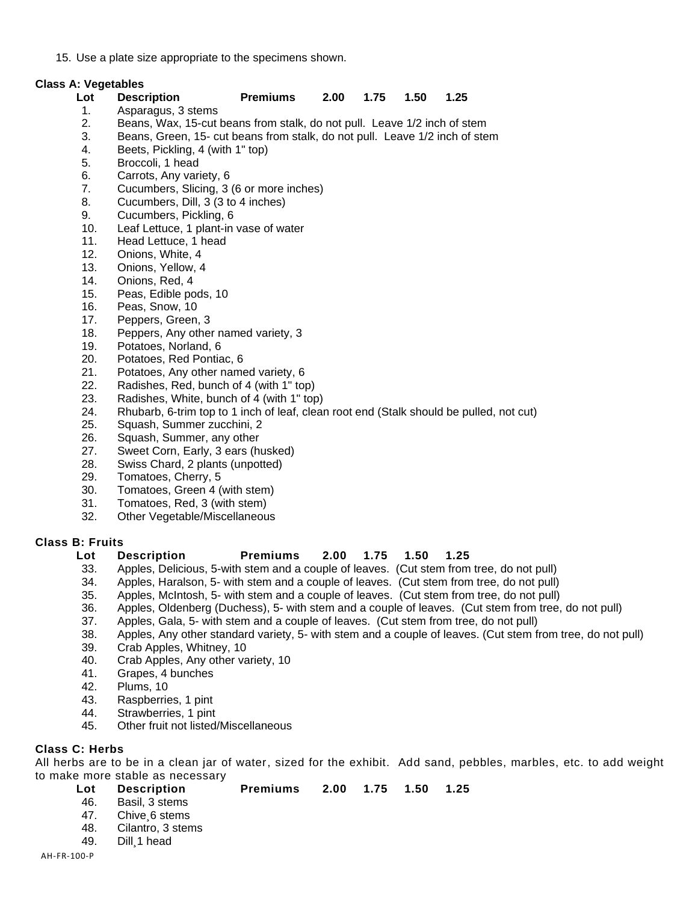15. Use a plate size appropriate to the specimens shown.

**Class A: Vegetables**

| Lot | Description | Premiums | 2.00 | 1.75 | 1.50 | 1.25 |
|---|---|---|---|---|---|---|
| 1. | Asparagus, 3 stems | | | | | |
| 2. | Beans, Wax, 15-cut beans from stalk, do not pull. Leave 1/2 inch of stem | | | | | |
| 3. | Beans, Green, 15- cut beans from stalk, do not pull. Leave 1/2 inch of stem | | | | | |
| 4. | Beets, Pickling, 4 (with 1" top) | | | | | |
| 5. | Broccoli, 1 head | | | | | |
| 6. | Carrots, Any variety, 6 | | | | | |
| 7. | Cucumbers, Slicing, 3 (6 or more inches) | | | | | |
| 8. | Cucumbers, Dill, 3 (3 to 4 inches) | | | | | |
| 9. | Cucumbers, Pickling, 6 | | | | | |
| 10. | Leaf Lettuce, 1 plant-in vase of water | | | | | |
| 11. | Head Lettuce, 1 head | | | | | |
| 12. | Onions, White, 4 | | | | | |
| 13. | Onions, Yellow, 4 | | | | | |
| 14. | Onions, Red, 4 | | | | | |
| 15. | Peas, Edible pods, 10 | | | | | |
| 16. | Peas, Snow, 10 | | | | | |
| 17. | Peppers, Green, 3 | | | | | |
| 18. | Peppers, Any other named variety, 3 | | | | | |
| 19. | Potatoes, Norland, 6 | | | | | |
| 20. | Potatoes, Red Pontiac, 6 | | | | | |
| 21. | Potatoes, Any other named variety, 6 | | | | | |
| 22. | Radishes, Red, bunch of 4 (with 1" top) | | | | | |
| 23. | Radishes, White, bunch of 4 (with 1" top) | | | | | |
| 24. | Rhubarb, 6-trim top to 1 inch of leaf, clean root end (Stalk should be pulled, not cut) | | | | | |
| 25. | Squash, Summer zucchini, 2 | | | | | |
| 26. | Squash, Summer, any other | | | | | |
| 27. | Sweet Corn, Early, 3 ears (husked) | | | | | |
| 28. | Swiss Chard, 2 plants (unpotted) | | | | | |
| 29. | Tomatoes, Cherry, 5 | | | | | |
| 30. | Tomatoes, Green 4 (with stem) | | | | | |
| 31. | Tomatoes, Red, 3 (with stem) | | | | | |
| 32. | Other Vegetable/Miscellaneous | | | | | |

**Class B: Fruits**

| Lot | Description | Premiums | 2.00 | 1.75 | 1.50 | 1.25 |
|---|---|---|---|---|---|---|
| 33. | Apples, Delicious, 5-with stem and a couple of leaves. (Cut stem from tree, do not pull) | | | | | |
| 34. | Apples, Haralson, 5- with stem and a couple of leaves. (Cut stem from tree, do not pull) | | | | | |
| 35. | Apples, McIntosh, 5- with stem and a couple of leaves. (Cut stem from tree, do not pull) | | | | | |
| 36. | Apples, Oldenberg (Duchess), 5- with stem and a couple of leaves. (Cut stem from tree, do not pull) | | | | | |
| 37. | Apples, Gala, 5- with stem and a couple of leaves. (Cut stem from tree, do not pull) | | | | | |
| 38. | Apples, Any other standard variety, 5- with stem and a couple of leaves. (Cut stem from tree, do not pull) | | | | | |
| 39. | Crab Apples, Whitney, 10 | | | | | |
| 40. | Crab Apples, Any other variety, 10 | | | | | |
| 41. | Grapes, 4 bunches | | | | | |
| 42. | Plums, 10 | | | | | |
| 43. | Raspberries, 1 pint | | | | | |
| 44. | Strawberries, 1 pint | | | | | |
| 45. | Other fruit not listed/Miscellaneous | | | | | |

**Class C: Herbs**

All herbs are to be in a clean jar of water, sized for the exhibit. Add sand, pebbles, marbles, etc. to add weight to make more stable as necessary

| Lot | Description | Premiums | 2.00 | 1.75 | 1.50 | 1.25 |
|---|---|---|---|---|---|---|
| 46. | Basil, 3 stems | | | | | |
| 47. | Chive¸6 stems | | | | | |
| 48. | Cilantro, 3 stems | | | | | |
| 49. | Dill¸1 head | | | | | |

AH-FR-100-P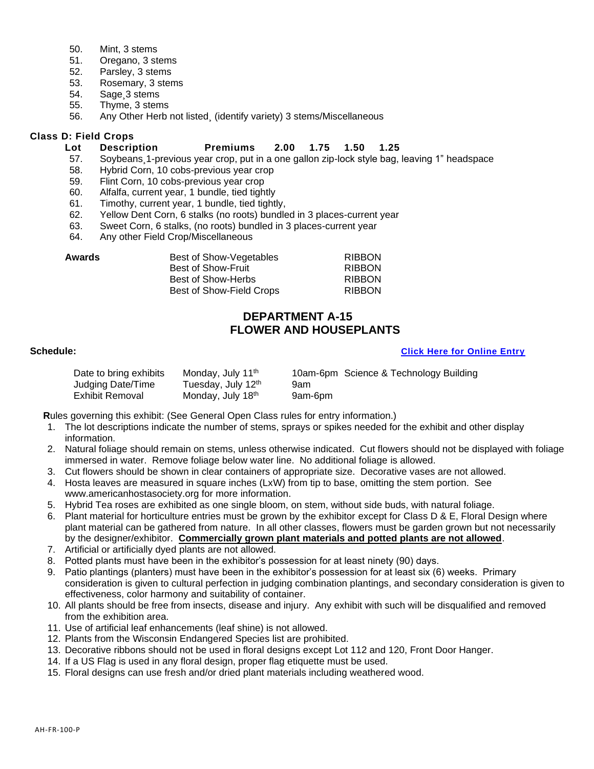50. Mint, 3 stems
51. Oregano, 3 stems
52. Parsley, 3 stems
53. Rosemary, 3 stems
54. Sage¸3 stems
55. Thyme, 3 stems
56. Any Other Herb not listed¸ (identify variety) 3 stems/Miscellaneous

**Class D: Field Crops**

| Lot | Description | Premiums | 2.00 | 1.75 | 1.50 | 1.25 |
|---|---|---|---|---|---|---|

57. Soybeans¸1-previous year crop, put in a one gallon zip-lock style bag, leaving 1" headspace
58. Hybrid Corn, 10 cobs-previous year crop
59. Flint Corn, 10 cobs-previous year crop
60. Alfalfa, current year, 1 bundle, tied tightly
61. Timothy, current year, 1 bundle, tied tightly,
62. Yellow Dent Corn, 6 stalks (no roots) bundled in 3 places-current year
63. Sweet Corn, 6 stalks, (no roots) bundled in 3 places-current year
64. Any other Field Crop/Miscellaneous

| **Awards** | | |
|---|---|---|
| | Best of Show-Vegetables | RIBBON |
| | Best of Show-Fruit | RIBBON |
| | Best of Show-Herbs | RIBBON |
| | Best of Show-Field Crops | RIBBON |

## DEPARTMENT A-15
## FLOWER AND HOUSEPLANTS

**Schedule:** **Click Here for Online Entry**

| | | | |
|---|---|---|---|
| Date to bring exhibits | Monday, July 11th | 10am-6pm | Science & Technology Building |
| Judging Date/Time | Tuesday, July 12th | 9am | |
| Exhibit Removal | Monday, July 18th | 9am-6pm | |

**R**ules governing this exhibit: (See General Open Class rules for entry information.)

1. The lot descriptions indicate the number of stems, sprays or spikes needed for the exhibit and other display information.
2. Natural foliage should remain on stems, unless otherwise indicated. Cut flowers should not be displayed with foliage immersed in water. Remove foliage below water line. No additional foliage is allowed.
3. Cut flowers should be shown in clear containers of appropriate size. Decorative vases are not allowed.
4. Hosta leaves are measured in square inches (LxW) from tip to base, omitting the stem portion. See www.americanhostasociety.org for more information.
5. Hybrid Tea roses are exhibited as one single bloom, on stem, without side buds, with natural foliage.
6. Plant material for horticulture entries must be grown by the exhibitor except for Class D & E, Floral Design where plant material can be gathered from nature. In all other classes, flowers must be garden grown but not necessarily by the designer/exhibitor. **Commercially grown plant materials and potted plants are not allowed**.
7. Artificial or artificially dyed plants are not allowed.
8. Potted plants must have been in the exhibitor's possession for at least ninety (90) days.
9. Patio plantings (planters) must have been in the exhibitor's possession for at least six (6) weeks. Primary consideration is given to cultural perfection in judging combination plantings, and secondary consideration is given to effectiveness, color harmony and suitability of container.
10. All plants should be free from insects, disease and injury. Any exhibit with such will be disqualified and removed from the exhibition area.
11. Use of artificial leaf enhancements (leaf shine) is not allowed.
12. Plants from the Wisconsin Endangered Species list are prohibited.
13. Decorative ribbons should not be used in floral designs except Lot 112 and 120, Front Door Hanger.
14. If a US Flag is used in any floral design, proper flag etiquette must be used.
15. Floral designs can use fresh and/or dried plant materials including weathered wood.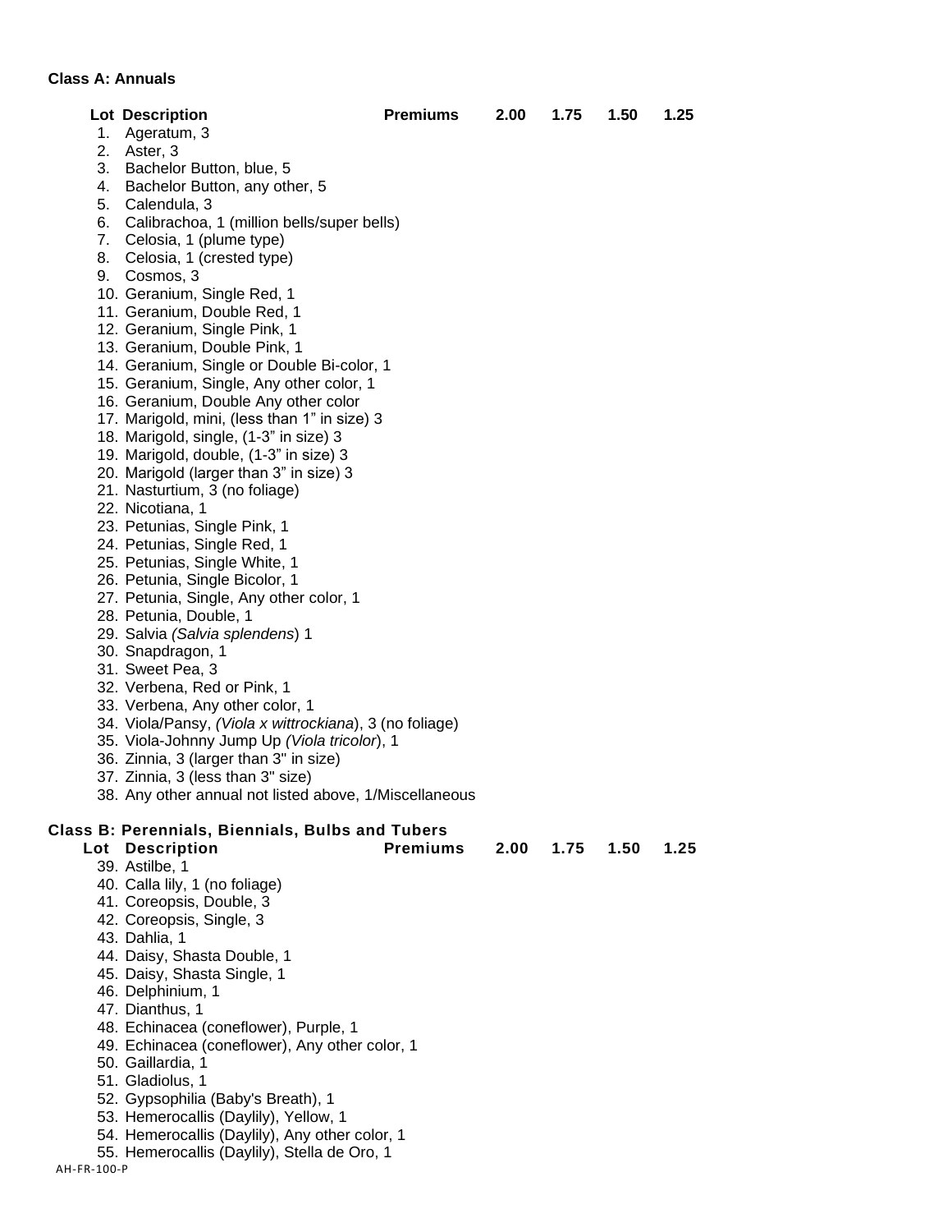**Class A: Annuals**

| Lot | Description | Premiums | 2.00 | 1.75 | 1.50 | 1.25 |
|---|---|---|---|---|---|---|
| 1. | Ageratum, 3 | | | | | |
| 2. | Aster, 3 | | | | | |
| 3. | Bachelor Button, blue, 5 | | | | | |
| 4. | Bachelor Button, any other, 5 | | | | | |
| 5. | Calendula, 3 | | | | | |
| 6. | Calibrachoa, 1 (million bells/super bells) | | | | | |
| 7. | Celosia, 1 (plume type) | | | | | |
| 8. | Celosia, 1 (crested type) | | | | | |
| 9. | Cosmos, 3 | | | | | |
| 10. | Geranium, Single Red, 1 | | | | | |
| 11. | Geranium, Double Red, 1 | | | | | |
| 12. | Geranium, Single Pink, 1 | | | | | |
| 13. | Geranium, Double Pink, 1 | | | | | |
| 14. | Geranium, Single or Double Bi-color, 1 | | | | | |
| 15. | Geranium, Single, Any other color, 1 | | | | | |
| 16. | Geranium, Double Any other color | | | | | |
| 17. | Marigold, mini, (less than 1" in size) 3 | | | | | |
| 18. | Marigold, single, (1-3" in size) 3 | | | | | |
| 19. | Marigold, double, (1-3" in size) 3 | | | | | |
| 20. | Marigold (larger than 3" in size) 3 | | | | | |
| 21. | Nasturtium, 3 (no foliage) | | | | | |
| 22. | Nicotiana, 1 | | | | | |
| 23. | Petunias, Single Pink, 1 | | | | | |
| 24. | Petunias, Single Red, 1 | | | | | |
| 25. | Petunias, Single White, 1 | | | | | |
| 26. | Petunia, Single Bicolor, 1 | | | | | |
| 27. | Petunia, Single, Any other color, 1 | | | | | |
| 28. | Petunia, Double, 1 | | | | | |
| 29. | Salvia *(Salvia splendens*) 1 | | | | | |
| 30. | Snapdragon, 1 | | | | | |
| 31. | Sweet Pea, 3 | | | | | |
| 32. | Verbena, Red or Pink, 1 | | | | | |
| 33. | Verbena, Any other color, 1 | | | | | |
| 34. | Viola/Pansy, *(Viola x wittrockiana*), 3 (no foliage) | | | | | |
| 35. | Viola-Johnny Jump Up *(Viola tricolor*), 1 | | | | | |
| 36. | Zinnia, 3 (larger than 3" in size) | | | | | |
| 37. | Zinnia, 3 (less than 3" size) | | | | | |
| 38. | Any other annual not listed above, 1/Miscellaneous | | | | | |

**Class B: Perennials, Biennials, Bulbs and Tubers**

| Lot | Description | Premiums | 2.00 | 1.75 | 1.50 | 1.25 |
|---|---|---|---|---|---|---|
| 39. | Astilbe, 1 | | | | | |
| 40. | Calla lily, 1 (no foliage) | | | | | |
| 41. | Coreopsis, Double, 3 | | | | | |
| 42. | Coreopsis, Single, 3 | | | | | |
| 43. | Dahlia, 1 | | | | | |
| 44. | Daisy, Shasta Double, 1 | | | | | |
| 45. | Daisy, Shasta Single, 1 | | | | | |
| 46. | Delphinium, 1 | | | | | |
| 47. | Dianthus, 1 | | | | | |
| 48. | Echinacea (coneflower), Purple, 1 | | | | | |
| 49. | Echinacea (coneflower), Any other color, 1 | | | | | |
| 50. | Gaillardia, 1 | | | | | |
| 51. | Gladiolus, 1 | | | | | |
| 52. | Gypsophilia (Baby's Breath), 1 | | | | | |
| 53. | Hemerocallis (Daylily), Yellow, 1 | | | | | |
| 54. | Hemerocallis (Daylily), Any other color, 1 | | | | | |
| 55. | Hemerocallis (Daylily), Stella de Oro, 1 | | | | | |

AH-FR-100-P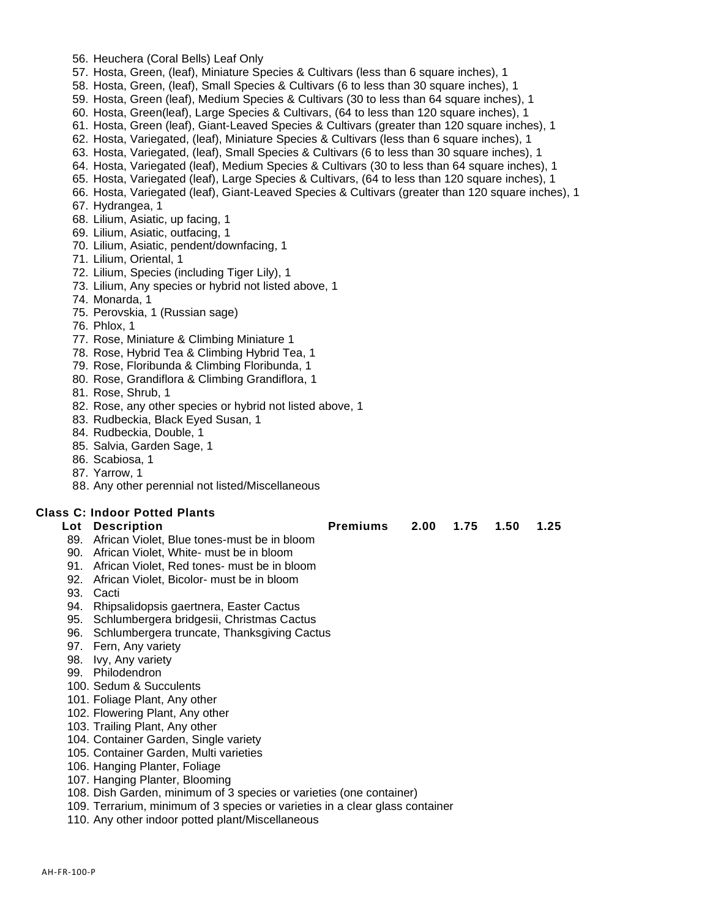56. Heuchera (Coral Bells) Leaf Only
57. Hosta, Green, (leaf), Miniature Species & Cultivars (less than 6 square inches), 1
58. Hosta, Green, (leaf), Small Species & Cultivars (6 to less than 30 square inches), 1
59. Hosta, Green (leaf), Medium Species & Cultivars (30 to less than 64 square inches), 1
60. Hosta, Green(leaf), Large Species & Cultivars, (64 to less than 120 square inches), 1
61. Hosta, Green (leaf), Giant-Leaved Species & Cultivars (greater than 120 square inches), 1
62. Hosta, Variegated, (leaf), Miniature Species & Cultivars (less than 6 square inches), 1
63. Hosta, Variegated, (leaf), Small Species & Cultivars (6 to less than 30 square inches), 1
64. Hosta, Variegated (leaf), Medium Species & Cultivars (30 to less than 64 square inches), 1
65. Hosta, Variegated (leaf), Large Species & Cultivars, (64 to less than 120 square inches), 1
66. Hosta, Variegated (leaf), Giant-Leaved Species & Cultivars (greater than 120 square inches), 1
67. Hydrangea, 1
68. Lilium, Asiatic, up facing, 1
69. Lilium, Asiatic, outfacing, 1
70. Lilium, Asiatic, pendent/downfacing, 1
71. Lilium, Oriental, 1
72. Lilium, Species (including Tiger Lily), 1
73. Lilium, Any species or hybrid not listed above, 1
74. Monarda, 1
75. Perovskia, 1 (Russian sage)
76. Phlox, 1
77. Rose, Miniature & Climbing Miniature 1
78. Rose, Hybrid Tea & Climbing Hybrid Tea, 1
79. Rose, Floribunda & Climbing Floribunda, 1
80. Rose, Grandiflora & Climbing Grandiflora, 1
81. Rose, Shrub, 1
82. Rose, any other species or hybrid not listed above, 1
83. Rudbeckia, Black Eyed Susan, 1
84. Rudbeckia, Double, 1
85. Salvia, Garden Sage, 1
86. Scabiosa, 1
87. Yarrow, 1
88. Any other perennial not listed/Miscellaneous

**Class C: Indoor Potted Plants**

**Lot Description** **Premiums 2.00 1.75 1.50 1.25**

89. African Violet, Blue tones-must be in bloom
90. African Violet, White- must be in bloom
91. African Violet, Red tones- must be in bloom
92. African Violet, Bicolor- must be in bloom
93. Cacti
94. Rhipsalidopsis gaertnera, Easter Cactus
95. Schlumbergera bridgesii, Christmas Cactus
96. Schlumbergera truncate, Thanksgiving Cactus
97. Fern, Any variety
98. Ivy, Any variety
99. Philodendron
100. Sedum & Succulents
101. Foliage Plant, Any other
102. Flowering Plant, Any other
103. Trailing Plant, Any other
104. Container Garden, Single variety
105. Container Garden, Multi varieties
106. Hanging Planter, Foliage
107. Hanging Planter, Blooming
108. Dish Garden, minimum of 3 species or varieties (one container)
109. Terrarium, minimum of 3 species or varieties in a clear glass container
110. Any other indoor potted plant/Miscellaneous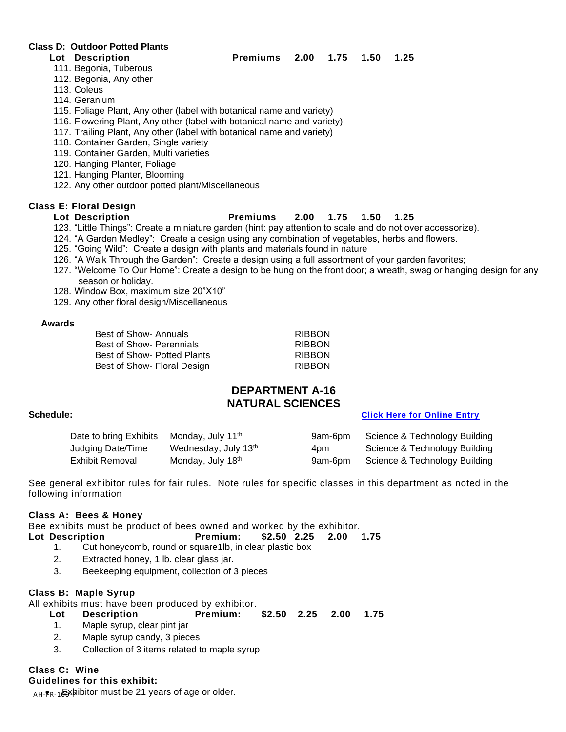**Class D: Outdoor Potted Plants**

**Lot Description** **Premiums 2.00 1.75 1.50 1.25**

111. Begonia, Tuberous
112. Begonia, Any other
113. Coleus
114. Geranium
115. Foliage Plant, Any other (label with botanical name and variety)
116. Flowering Plant, Any other (label with botanical name and variety)
117. Trailing Plant, Any other (label with botanical name and variety)
118. Container Garden, Single variety
119. Container Garden, Multi varieties
120. Hanging Planter, Foliage
121. Hanging Planter, Blooming
122. Any other outdoor potted plant/Miscellaneous

**Class E: Floral Design**

**Lot Description** **Premiums 2.00 1.75 1.50 1.25**

123. "Little Things": Create a miniature garden (hint: pay attention to scale and do not over accessorize).
124. "A Garden Medley": Create a design using any combination of vegetables, herbs and flowers.
125. "Going Wild": Create a design with plants and materials found in nature
126. "A Walk Through the Garden": Create a design using a full assortment of your garden favorites;
127. "Welcome To Our Home": Create a design to be hung on the front door; a wreath, swag or hanging design for any season or holiday.
128. Window Box, maximum size 20"X10"
129. Any other floral design/Miscellaneous

**Awards**

| | |
|---|---|
| Best of Show- Annuals | RIBBON |
| Best of Show- Perennials | RIBBON |
| Best of Show- Potted Plants | RIBBON |
| Best of Show- Floral Design | RIBBON |

## DEPARTMENT A-16
## NATURAL SCIENCES

**Schedule:** **Click Here for Online Entry**

| | | | |
|---|---|---|---|
| Date to bring Exhibits | Monday, July 11th | 9am-6pm | Science & Technology Building |
| Judging Date/Time | Wednesday, July 13th | 4pm | Science & Technology Building |
| Exhibit Removal | Monday, July 18th | 9am-6pm | Science & Technology Building |

See general exhibitor rules for fair rules. Note rules for specific classes in this department as noted in the following information

**Class A: Bees & Honey**

Bee exhibits must be product of bees owned and worked by the exhibitor.

**Lot Description** **Premium: $2.50 2.25 2.00 1.75**

1. Cut honeycomb, round or square1lb, in clear plastic box
2. Extracted honey, 1 lb. clear glass jar.
3. Beekeeping equipment, collection of 3 pieces

**Class B: Maple Syrup**

All exhibits must have been produced by exhibitor.

**Lot Description** **Premium: $2.50 2.25 2.00 1.75**

1. Maple syrup, clear pint jar
2. Maple syrup candy, 3 pieces
3. Collection of 3 items related to maple syrup

**Class C: Wine**

**Guidelines for this exhibit:**

- Exhibitor must be 21 years of age or older.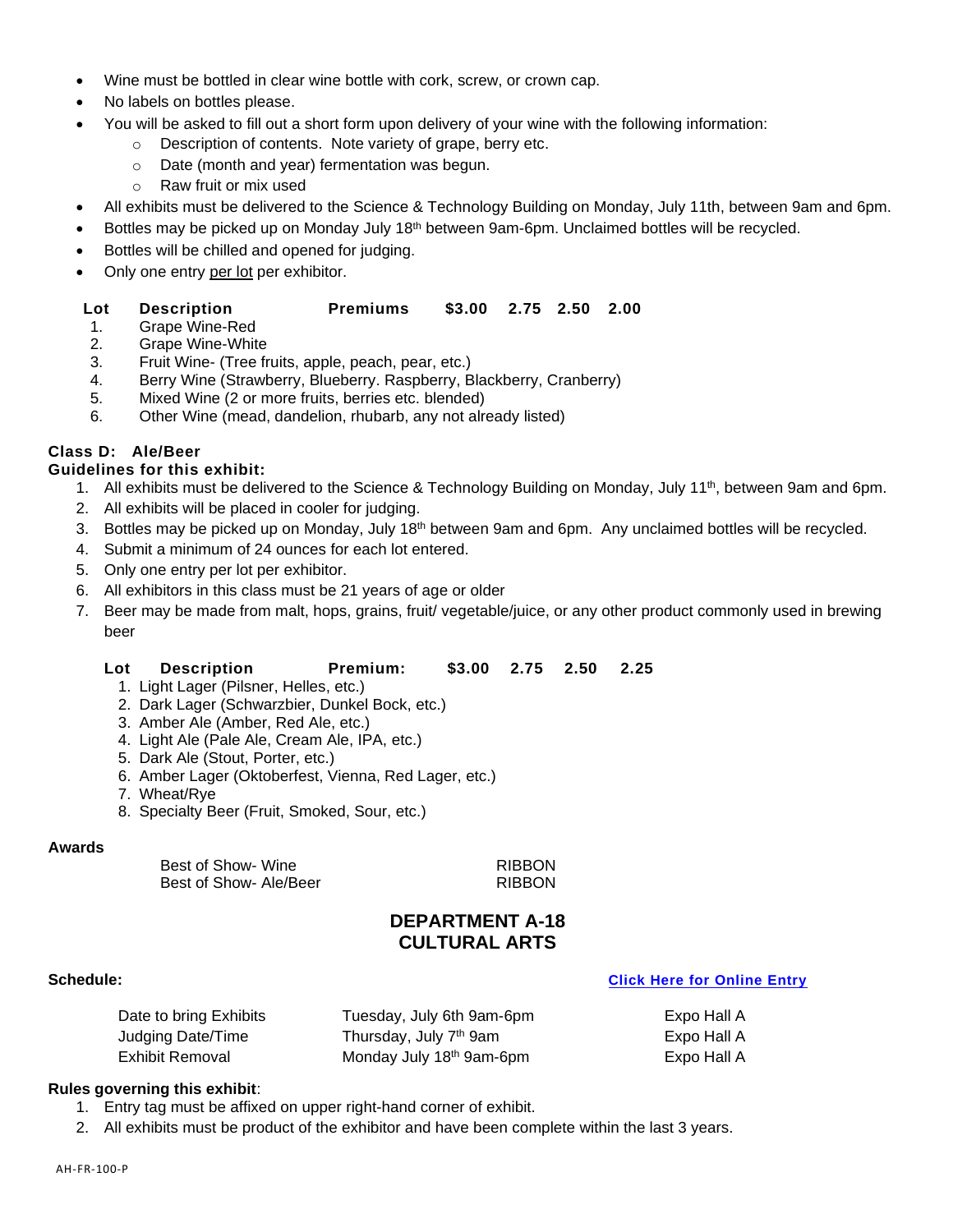- Wine must be bottled in clear wine bottle with cork, screw, or crown cap.
- No labels on bottles please.
- You will be asked to fill out a short form upon delivery of your wine with the following information:
  - Description of contents. Note variety of grape, berry etc.
  - Date (month and year) fermentation was begun.
  - Raw fruit or mix used
- All exhibits must be delivered to the Science & Technology Building on Monday, July 11th, between 9am and 6pm.
- Bottles may be picked up on Monday July 18th between 9am-6pm. Unclaimed bottles will be recycled.
- Bottles will be chilled and opened for judging.
- Only one entry per lot per exhibitor.

| Lot | Description | Premiums | $3.00 | 2.75 | 2.50 | 2.00 |
|---|---|---|---|---|---|---|
| 1. | Grape Wine-Red | | | | | |
| 2. | Grape Wine-White | | | | | |
| 3. | Fruit Wine- (Tree fruits, apple, peach, pear, etc.) | | | | | |
| 4. | Berry Wine (Strawberry, Blueberry. Raspberry, Blackberry, Cranberry) | | | | | |
| 5. | Mixed Wine (2 or more fruits, berries etc. blended) | | | | | |
| 6. | Other Wine (mead, dandelion, rhubarb, any not already listed) | | | | | |

**Class D: Ale/Beer**

**Guidelines for this exhibit:**

1. All exhibits must be delivered to the Science & Technology Building on Monday, July 11th, between 9am and 6pm.
2. All exhibits will be placed in cooler for judging.
3. Bottles may be picked up on Monday, July 18th between 9am and 6pm. Any unclaimed bottles will be recycled.
4. Submit a minimum of 24 ounces for each lot entered.
5. Only one entry per lot per exhibitor.
6. All exhibitors in this class must be 21 years of age or older
7. Beer may be made from malt, hops, grains, fruit/ vegetable/juice, or any other product commonly used in brewing beer

| Lot | Description | Premium: | $3.00 | 2.75 | 2.50 | 2.25 |
|---|---|---|---|---|---|---|
| 1. | Light Lager (Pilsner, Helles, etc.) | | | | | |
| 2. | Dark Lager (Schwarzbier, Dunkel Bock, etc.) | | | | | |
| 3. | Amber Ale (Amber, Red Ale, etc.) | | | | | |
| 4. | Light Ale (Pale Ale, Cream Ale, IPA, etc.) | | | | | |
| 5. | Dark Ale (Stout, Porter, etc.) | | | | | |
| 6. | Amber Lager (Oktoberfest, Vienna, Red Lager, etc.) | | | | | |
| 7. | Wheat/Rye | | | | | |
| 8. | Specialty Beer (Fruit, Smoked, Sour, etc.) | | | | | |

**Awards**

| | |
|---|---|
| Best of Show- Wine | RIBBON |
| Best of Show- Ale/Beer | RIBBON |

## DEPARTMENT A-18 CULTURAL ARTS

**Schedule:** **Click Here for Online Entry**

| | | |
|---|---|---|
| Date to bring Exhibits | Tuesday, July 6th 9am-6pm | Expo Hall A |
| Judging Date/Time | Thursday, July 7th 9am | Expo Hall A |
| Exhibit Removal | Monday July 18th 9am-6pm | Expo Hall A |

**Rules governing this exhibit**:

1. Entry tag must be affixed on upper right-hand corner of exhibit.
2. All exhibits must be product of the exhibitor and have been complete within the last 3 years.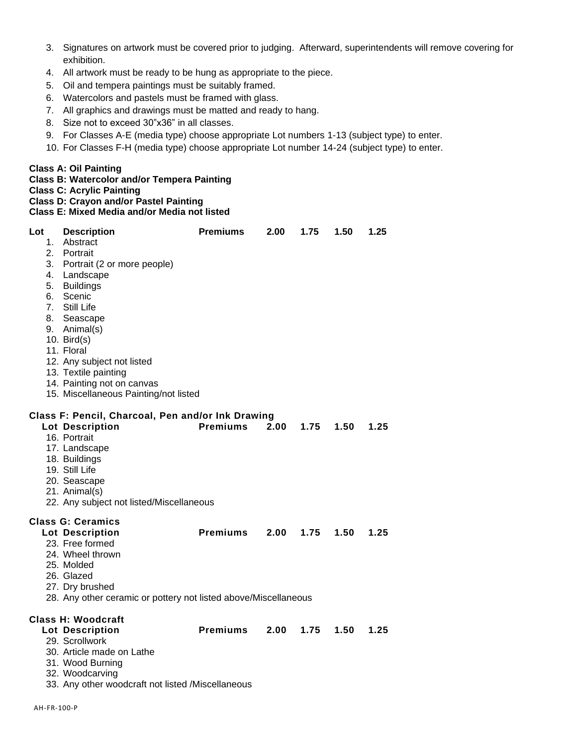3. Signatures on artwork must be covered prior to judging. Afterward, superintendents will remove covering for exhibition.
4. All artwork must be ready to be hung as appropriate to the piece.
5. Oil and tempera paintings must be suitably framed.
6. Watercolors and pastels must be framed with glass.
7. All graphics and drawings must be matted and ready to hang.
8. Size not to exceed 30"x36" in all classes.
9. For Classes A-E (media type) choose appropriate Lot numbers 1-13 (subject type) to enter.
10. For Classes F-H (media type) choose appropriate Lot number 14-24 (subject type) to enter.

**Class A: Oil Painting**
**Class B: Watercolor and/or Tempera Painting**
**Class C: Acrylic Painting**
**Class D: Crayon and/or Pastel Painting**
**Class E: Mixed Media and/or Media not listed**

| Lot | Description | Premiums | 2.00 | 1.75 | 1.50 | 1.25 |
|---|---|---|---|---|---|---|
| 1. | Abstract | | | | | |
| 2. | Portrait | | | | | |
| 3. | Portrait (2 or more people) | | | | | |
| 4. | Landscape | | | | | |
| 5. | Buildings | | | | | |
| 6. | Scenic | | | | | |
| 7. | Still Life | | | | | |
| 8. | Seascape | | | | | |
| 9. | Animal(s) | | | | | |
| 10. | Bird(s) | | | | | |
| 11. | Floral | | | | | |
| 12. | Any subject not listed | | | | | |
| 13. | Textile painting | | | | | |
| 14. | Painting not on canvas | | | | | |
| 15. | Miscellaneous Painting/not listed | | | | | |

**Class F: Pencil, Charcoal, Pen and/or Ink Drawing**

| Lot | Description | Premiums | 2.00 | 1.75 | 1.50 | 1.25 |
|---|---|---|---|---|---|---|
| 16. | Portrait | | | | | |
| 17. | Landscape | | | | | |
| 18. | Buildings | | | | | |
| 19. | Still Life | | | | | |
| 20. | Seascape | | | | | |
| 21. | Animal(s) | | | | | |
| 22. | Any subject not listed/Miscellaneous | | | | | |

**Class G: Ceramics**

| Lot | Description | Premiums | 2.00 | 1.75 | 1.50 | 1.25 |
|---|---|---|---|---|---|---|
| 23. | Free formed | | | | | |
| 24. | Wheel thrown | | | | | |
| 25. | Molded | | | | | |
| 26. | Glazed | | | | | |
| 27. | Dry brushed | | | | | |
| 28. | Any other ceramic or pottery not listed above/Miscellaneous | | | | | |

**Class H: Woodcraft**

| Lot | Description | Premiums | 2.00 | 1.75 | 1.50 | 1.25 |
|---|---|---|---|---|---|---|
| 29. | Scrollwork | | | | | |
| 30. | Article made on Lathe | | | | | |
| 31. | Wood Burning | | | | | |
| 32. | Woodcarving | | | | | |
| 33. | Any other woodcraft not listed /Miscellaneous | | | | | |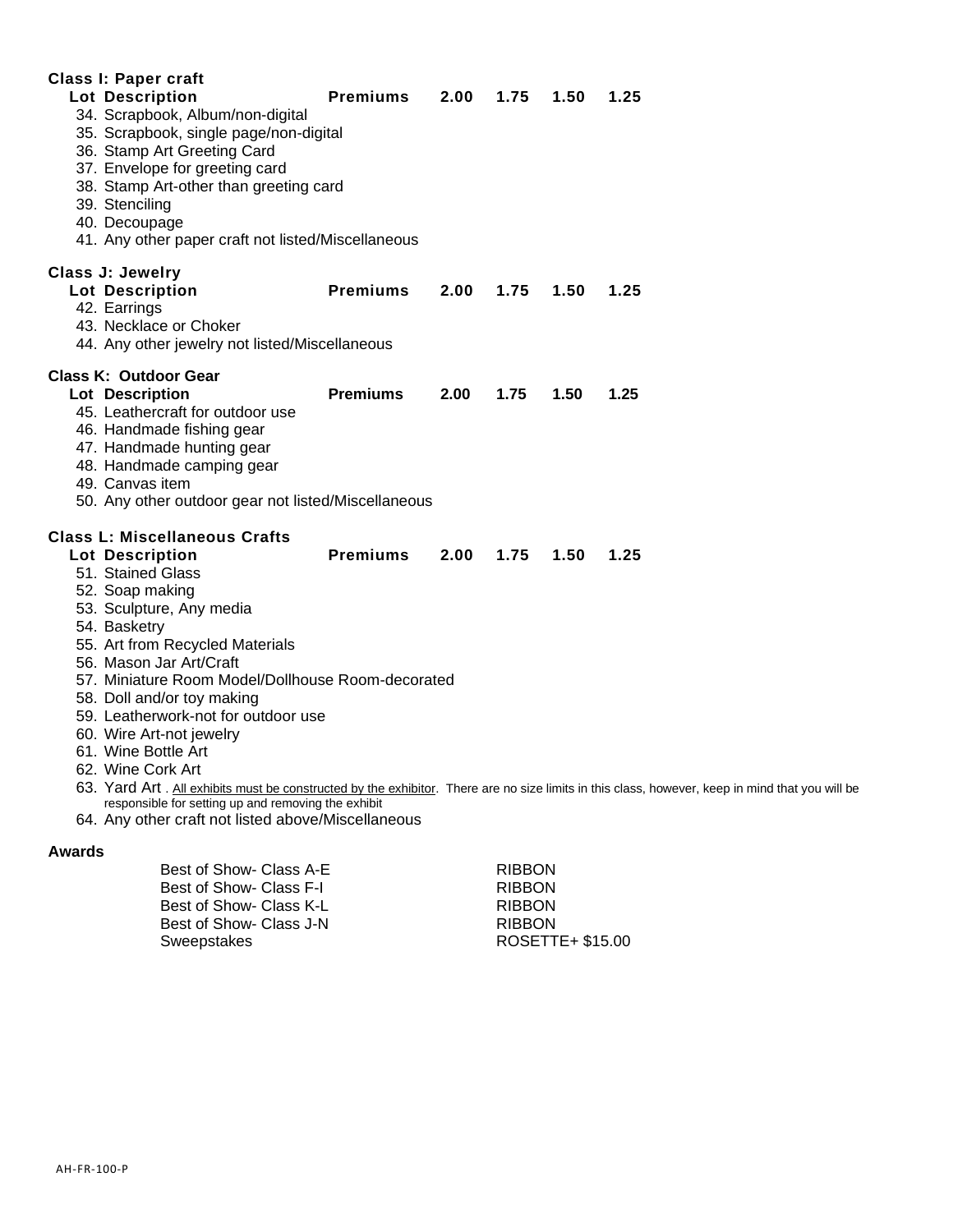### Class I: Paper craft

| Lot Description | Premiums | 2.00 | 1.75 | 1.50 | 1.25 |
|---|---|---|---|---|---|

34. Scrapbook, Album/non-digital
35. Scrapbook, single page/non-digital
36. Stamp Art Greeting Card
37. Envelope for greeting card
38. Stamp Art-other than greeting card
39. Stenciling
40. Decoupage
41. Any other paper craft not listed/Miscellaneous

### Class J: Jewelry

| Lot Description | Premiums | 2.00 | 1.75 | 1.50 | 1.25 |
|---|---|---|---|---|---|

42. Earrings
43. Necklace or Choker
44. Any other jewelry not listed/Miscellaneous

### Class K: Outdoor Gear

| Lot Description | Premiums | 2.00 | 1.75 | 1.50 | 1.25 |
|---|---|---|---|---|---|

45. Leathercraft for outdoor use
46. Handmade fishing gear
47. Handmade hunting gear
48. Handmade camping gear
49. Canvas item
50. Any other outdoor gear not listed/Miscellaneous

### Class L: Miscellaneous Crafts

| Lot Description | Premiums | 2.00 | 1.75 | 1.50 | 1.25 |
|---|---|---|---|---|---|

51. Stained Glass
52. Soap making
53. Sculpture, Any media
54. Basketry
55. Art from Recycled Materials
56. Mason Jar Art/Craft
57. Miniature Room Model/Dollhouse Room-decorated
58. Doll and/or toy making
59. Leatherwork-not for outdoor use
60. Wire Art-not jewelry
61. Wine Bottle Art
62. Wine Cork Art
63. Yard Art . All exhibits must be constructed by the exhibitor. There are no size limits in this class, however, keep in mind that you will be responsible for setting up and removing the exhibit
64. Any other craft not listed above/Miscellaneous

### Awards

| | |
|---|---|
| Best of Show- Class A-E | RIBBON |
| Best of Show- Class F-I | RIBBON |
| Best of Show- Class K-L | RIBBON |
| Best of Show- Class J-N | RIBBON |
| Sweepstakes | ROSETTE+ $15.00 |

AH-FR-100-P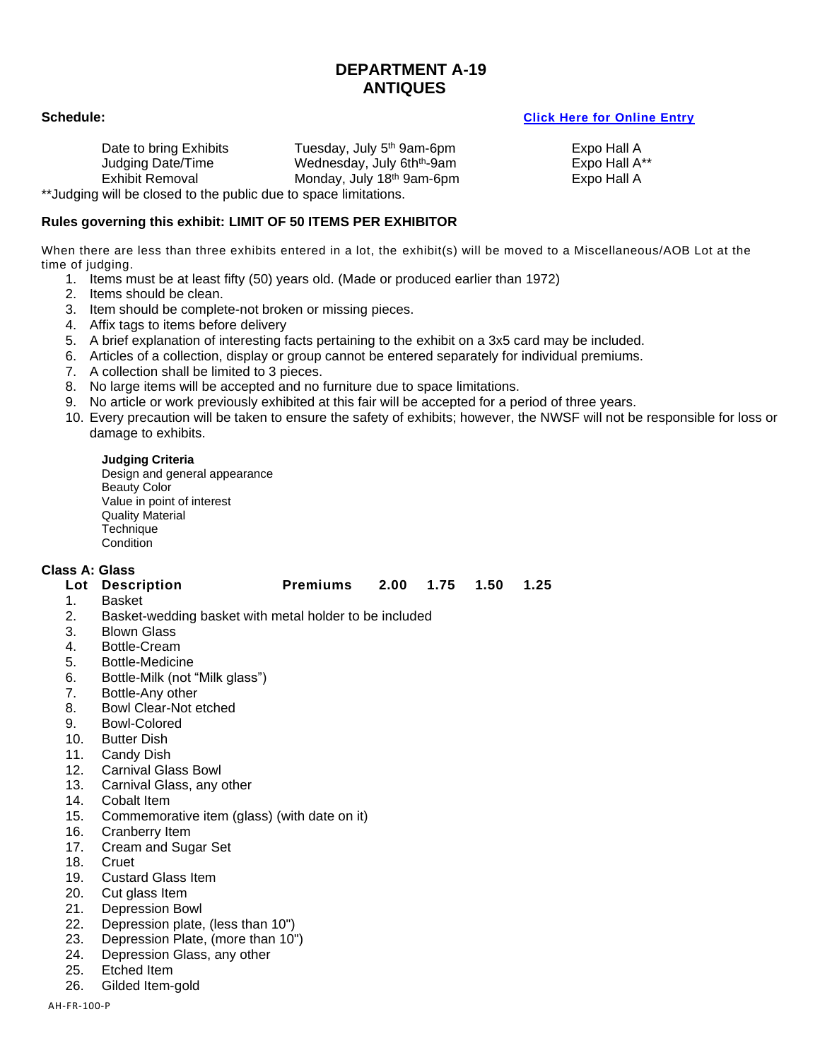# DEPARTMENT A-19
# ANTIQUES

**Schedule:** **Click Here for Online Entry**

| | | |
|---|---|---|
| Date to bring Exhibits | Tuesday, July 5th 9am-6pm | Expo Hall A |
| Judging Date/Time | Wednesday, July 6th th-9am | Expo Hall A** |
| Exhibit Removal | Monday, July 18th 9am-6pm | Expo Hall A |

**Judging will be closed to the public due to space limitations.

**Rules governing this exhibit: LIMIT OF 50 ITEMS PER EXHIBITOR**

When there are less than three exhibits entered in a lot, the exhibit(s) will be moved to a Miscellaneous/AOB Lot at the time of judging.

1. Items must be at least fifty (50) years old. (Made or produced earlier than 1972)
2. Items should be clean.
3. Item should be complete-not broken or missing pieces.
4. Affix tags to items before delivery
5. A brief explanation of interesting facts pertaining to the exhibit on a 3x5 card may be included.
6. Articles of a collection, display or group cannot be entered separately for individual premiums.
7. A collection shall be limited to 3 pieces.
8. No large items will be accepted and no furniture due to space limitations.
9. No article or work previously exhibited at this fair will be accepted for a period of three years.
10. Every precaution will be taken to ensure the safety of exhibits; however, the NWSF will not be responsible for loss or damage to exhibits.

**Judging Criteria**
Design and general appearance
Beauty Color
Value in point of interest
Quality Material
Technique
Condition

**Class A: Glass**

| Lot | Description | Premiums | 2.00 | 1.75 | 1.50 | 1.25 |
|---|---|---|---|---|---|---|
| 1. | Basket | | | | | |
| 2. | Basket-wedding basket with metal holder to be included | | | | | |
| 3. | Blown Glass | | | | | |
| 4. | Bottle-Cream | | | | | |
| 5. | Bottle-Medicine | | | | | |
| 6. | Bottle-Milk (not "Milk glass") | | | | | |
| 7. | Bottle-Any other | | | | | |
| 8. | Bowl Clear-Not etched | | | | | |
| 9. | Bowl-Colored | | | | | |
| 10. | Butter Dish | | | | | |
| 11. | Candy Dish | | | | | |
| 12. | Carnival Glass Bowl | | | | | |
| 13. | Carnival Glass, any other | | | | | |
| 14. | Cobalt Item | | | | | |
| 15. | Commemorative item (glass) (with date on it) | | | | | |
| 16. | Cranberry Item | | | | | |
| 17. | Cream and Sugar Set | | | | | |
| 18. | Cruet | | | | | |
| 19. | Custard Glass Item | | | | | |
| 20. | Cut glass Item | | | | | |
| 21. | Depression Bowl | | | | | |
| 22. | Depression plate, (less than 10") | | | | | |
| 23. | Depression Plate, (more than 10") | | | | | |
| 24. | Depression Glass, any other | | | | | |
| 25. | Etched Item | | | | | |
| 26. | Gilded Item-gold | | | | | |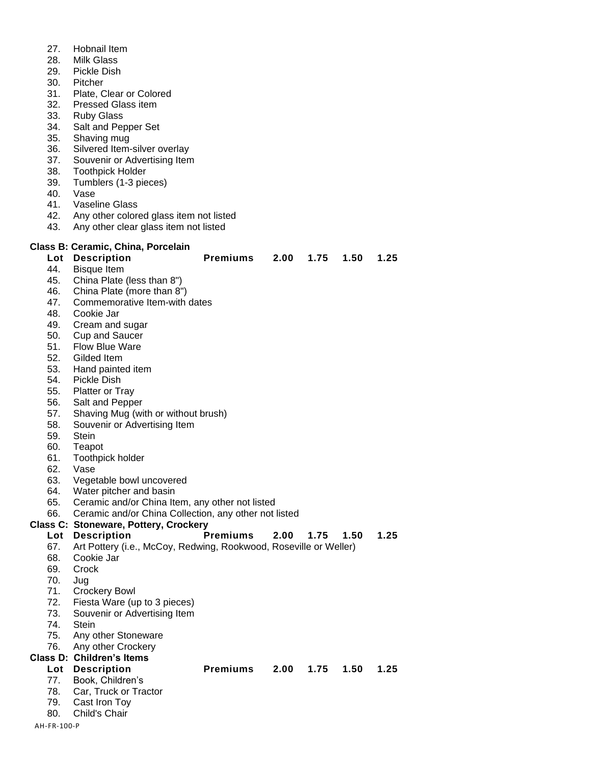27. Hobnail Item
28. Milk Glass
29. Pickle Dish
30. Pitcher
31. Plate, Clear or Colored
32. Pressed Glass item
33. Ruby Glass
34. Salt and Pepper Set
35. Shaving mug
36. Silvered Item-silver overlay
37. Souvenir or Advertising Item
38. Toothpick Holder
39. Tumblers (1-3 pieces)
40. Vase
41. Vaseline Glass
42. Any other colored glass item not listed
43. Any other clear glass item not listed

**Class B: Ceramic, China, Porcelain**

| Lot | Description | Premiums | 2.00 | 1.75 | 1.50 | 1.25 |
|---|---|---|---|---|---|---|
| 44. | Bisque Item | | | | | |
| 45. | China Plate (less than 8") | | | | | |
| 46. | China Plate (more than 8") | | | | | |
| 47. | Commemorative Item-with dates | | | | | |
| 48. | Cookie Jar | | | | | |
| 49. | Cream and sugar | | | | | |
| 50. | Cup and Saucer | | | | | |
| 51. | Flow Blue Ware | | | | | |
| 52. | Gilded Item | | | | | |
| 53. | Hand painted item | | | | | |
| 54. | Pickle Dish | | | | | |
| 55. | Platter or Tray | | | | | |
| 56. | Salt and Pepper | | | | | |
| 57. | Shaving Mug (with or without brush) | | | | | |
| 58. | Souvenir or Advertising Item | | | | | |
| 59. | Stein | | | | | |
| 60. | Teapot | | | | | |
| 61. | Toothpick holder | | | | | |
| 62. | Vase | | | | | |
| 63. | Vegetable bowl uncovered | | | | | |
| 64. | Water pitcher and basin | | | | | |
| 65. | Ceramic and/or China Item, any other not listed | | | | | |
| 66. | Ceramic and/or China Collection, any other not listed | | | | | |

**Class C: Stoneware, Pottery, Crockery**

| Lot | Description | Premiums | 2.00 | 1.75 | 1.50 | 1.25 |
|---|---|---|---|---|---|---|
| 67. | Art Pottery (i.e., McCoy, Redwing, Rookwood, Roseville or Weller) | | | | | |
| 68. | Cookie Jar | | | | | |
| 69. | Crock | | | | | |
| 70. | Jug | | | | | |
| 71. | Crockery Bowl | | | | | |
| 72. | Fiesta Ware (up to 3 pieces) | | | | | |
| 73. | Souvenir or Advertising Item | | | | | |
| 74. | Stein | | | | | |
| 75. | Any other Stoneware | | | | | |
| 76. | Any other Crockery | | | | | |

**Class D: Children's Items**

| Lot | Description | Premiums | 2.00 | 1.75 | 1.50 | 1.25 |
|---|---|---|---|---|---|---|
| 77. | Book, Children's | | | | | |
| 78. | Car, Truck or Tractor | | | | | |
| 79. | Cast Iron Toy | | | | | |
| 80. | Child's Chair | | | | | |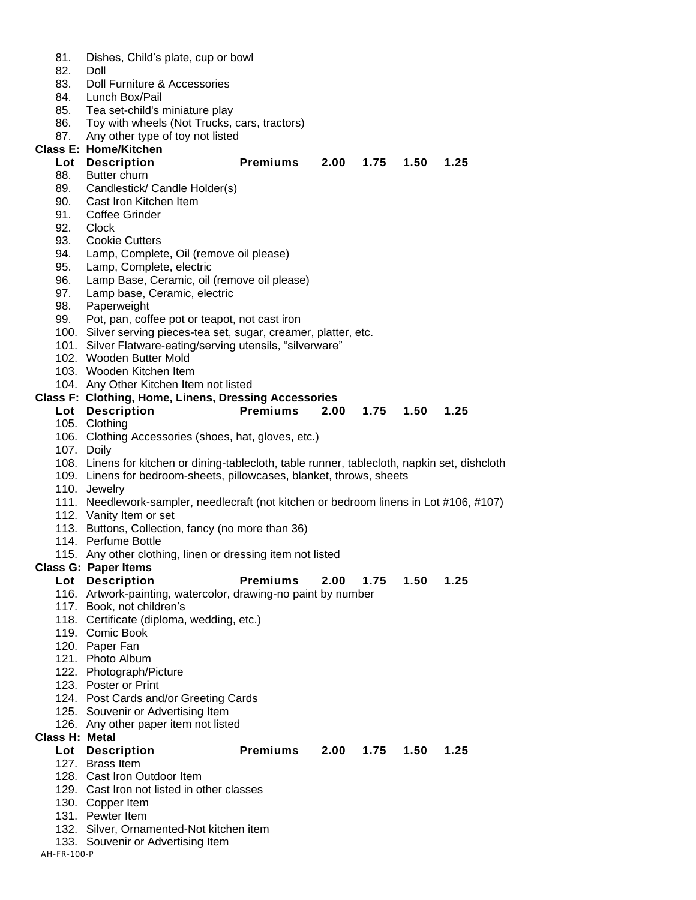81. Dishes, Child's plate, cup or bowl
82. Doll
83. Doll Furniture & Accessories
84. Lunch Box/Pail
85. Tea set-child's miniature play
86. Toy with wheels (Not Trucks, cars, tractors)
87. Any other type of toy not listed

**Class E: Home/Kitchen**

| Lot | Description | Premiums | 2.00 | 1.75 | 1.50 | 1.25 |
|---|---|---|---|---|---|---|

88. Butter churn
89. Candlestick/ Candle Holder(s)
90. Cast Iron Kitchen Item
91. Coffee Grinder
92. Clock
93. Cookie Cutters
94. Lamp, Complete, Oil (remove oil please)
95. Lamp, Complete, electric
96. Lamp Base, Ceramic, oil (remove oil please)
97. Lamp base, Ceramic, electric
98. Paperweight
99. Pot, pan, coffee pot or teapot, not cast iron
100. Silver serving pieces-tea set, sugar, creamer, platter, etc.
101. Silver Flatware-eating/serving utensils, "silverware"
102. Wooden Butter Mold
103. Wooden Kitchen Item
104. Any Other Kitchen Item not listed

**Class F: Clothing, Home, Linens, Dressing Accessories**

| Lot | Description | Premiums | 2.00 | 1.75 | 1.50 | 1.25 |
|---|---|---|---|---|---|---|

105. Clothing
106. Clothing Accessories (shoes, hat, gloves, etc.)
107. Doily
108. Linens for kitchen or dining-tablecloth, table runner, tablecloth, napkin set, dishcloth
109. Linens for bedroom-sheets, pillowcases, blanket, throws, sheets
110. Jewelry
111. Needlework-sampler, needlecraft (not kitchen or bedroom linens in Lot #106, #107)
112. Vanity Item or set
113. Buttons, Collection, fancy (no more than 36)
114. Perfume Bottle
115. Any other clothing, linen or dressing item not listed

**Class G: Paper Items**

| Lot | Description | Premiums | 2.00 | 1.75 | 1.50 | 1.25 |
|---|---|---|---|---|---|---|

116. Artwork-painting, watercolor, drawing-no paint by number
117. Book, not children's
118. Certificate (diploma, wedding, etc.)
119. Comic Book
120. Paper Fan
121. Photo Album
122. Photograph/Picture
123. Poster or Print
124. Post Cards and/or Greeting Cards
125. Souvenir or Advertising Item
126. Any other paper item not listed

**Class H: Metal**

| Lot | Description | Premiums | 2.00 | 1.75 | 1.50 | 1.25 |
|---|---|---|---|---|---|---|

127. Brass Item
128. Cast Iron Outdoor Item
129. Cast Iron not listed in other classes
130. Copper Item
131. Pewter Item
132. Silver, Ornamented-Not kitchen item
133. Souvenir or Advertising Item

AH-FR-100-P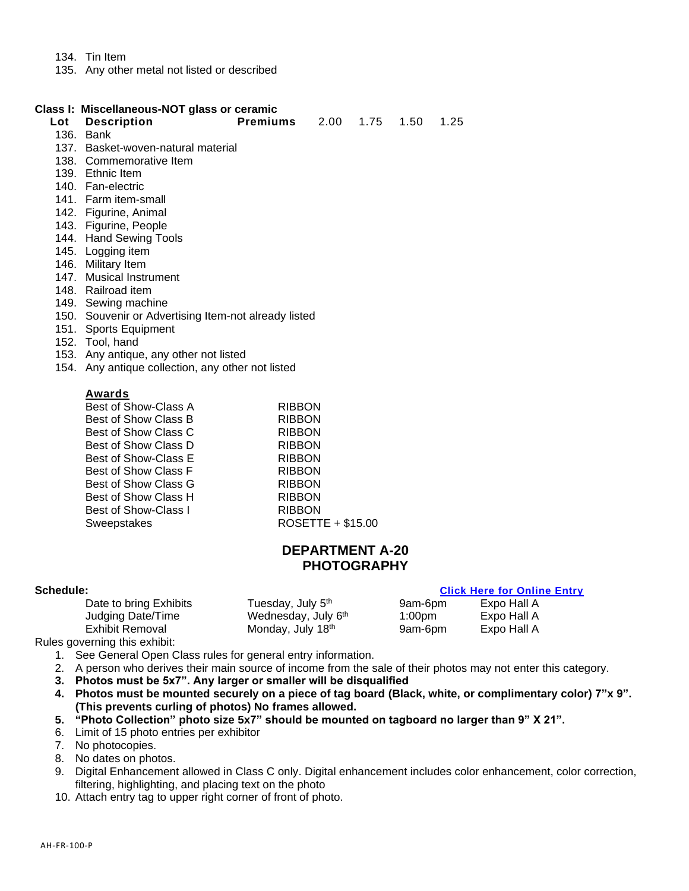134. Tin Item
135. Any other metal not listed or described

**Class I: Miscellaneous-NOT glass or ceramic**

| Lot | Description | Premiums | 2.00 | 1.75 | 1.50 | 1.25 |
|---|---|---|---|---|---|---|

136. Bank
137. Basket-woven-natural material
138. Commemorative Item
139. Ethnic Item
140. Fan-electric
141. Farm item-small
142. Figurine, Animal
143. Figurine, People
144. Hand Sewing Tools
145. Logging item
146. Military Item
147. Musical Instrument
148. Railroad item
149. Sewing machine
150. Souvenir or Advertising Item-not already listed
151. Sports Equipment
152. Tool, hand
153. Any antique, any other not listed
154. Any antique collection, any other not listed

**Awards**

| Award | Prize |
|---|---|
| Best of Show-Class A | RIBBON |
| Best of Show Class B | RIBBON |
| Best of Show Class C | RIBBON |
| Best of Show Class D | RIBBON |
| Best of Show-Class E | RIBBON |
| Best of Show Class F | RIBBON |
| Best of Show Class G | RIBBON |
| Best of Show Class H | RIBBON |
| Best of Show-Class I | RIBBON |
| Sweepstakes | ROSETTE + $15.00 |

## DEPARTMENT A-20
## PHOTOGRAPHY

**Schedule:** **Click Here for Online Entry**

| | | | |
|---|---|---|---|
| Date to bring Exhibits | Tuesday, July 5th | 9am-6pm | Expo Hall A |
| Judging Date/Time | Wednesday, July 6th | 1:00pm | Expo Hall A |
| Exhibit Removal | Monday, July 18th | 9am-6pm | Expo Hall A |

Rules governing this exhibit:

1. See General Open Class rules for general entry information.
2. A person who derives their main source of income from the sale of their photos may not enter this category.
3. **Photos must be 5x7". Any larger or smaller will be disqualified**
4. **Photos must be mounted securely on a piece of tag board (Black, white, or complimentary color) 7"x 9". (This prevents curling of photos) No frames allowed.**
5. **"Photo Collection" photo size 5x7" should be mounted on tagboard no larger than 9" X 21".**
6. Limit of 15 photo entries per exhibitor
7. No photocopies.
8. No dates on photos.
9. Digital Enhancement allowed in Class C only. Digital enhancement includes color enhancement, color correction, filtering, highlighting, and placing text on the photo
10. Attach entry tag to upper right corner of front of photo.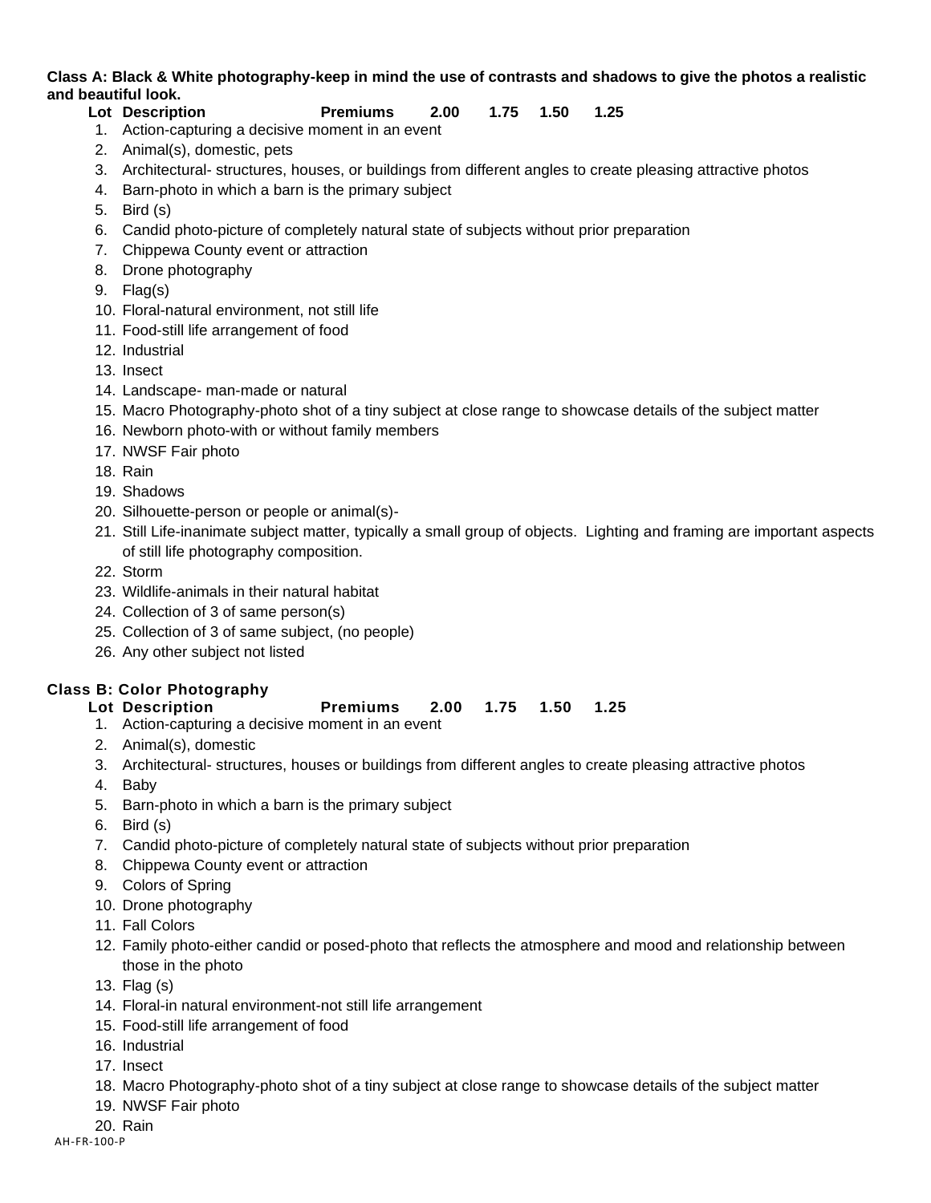**Class A: Black & White photography-keep in mind the use of contrasts and shadows to give the photos a realistic and beautiful look.**

**Lot Description Premiums 2.00 1.75 1.50 1.25**

1. Action-capturing a decisive moment in an event
2. Animal(s), domestic, pets
3. Architectural- structures, houses, or buildings from different angles to create pleasing attractive photos
4. Barn-photo in which a barn is the primary subject
5. Bird (s)
6. Candid photo-picture of completely natural state of subjects without prior preparation
7. Chippewa County event or attraction
8. Drone photography
9. Flag(s)
10. Floral-natural environment, not still life
11. Food-still life arrangement of food
12. Industrial
13. Insect
14. Landscape- man-made or natural
15. Macro Photography-photo shot of a tiny subject at close range to showcase details of the subject matter
16. Newborn photo-with or without family members
17. NWSF Fair photo
18. Rain
19. Shadows
20. Silhouette-person or people or animal(s)-
21. Still Life-inanimate subject matter, typically a small group of objects. Lighting and framing are important aspects of still life photography composition.
22. Storm
23. Wildlife-animals in their natural habitat
24. Collection of 3 of same person(s)
25. Collection of 3 of same subject, (no people)
26. Any other subject not listed

**Class B: Color Photography**

**Lot Description Premiums 2.00 1.75 1.50 1.25**

1. Action-capturing a decisive moment in an event
2. Animal(s), domestic
3. Architectural- structures, houses or buildings from different angles to create pleasing attractive photos
4. Baby
5. Barn-photo in which a barn is the primary subject
6. Bird (s)
7. Candid photo-picture of completely natural state of subjects without prior preparation
8. Chippewa County event or attraction
9. Colors of Spring
10. Drone photography
11. Fall Colors
12. Family photo-either candid or posed-photo that reflects the atmosphere and mood and relationship between those in the photo
13. Flag (s)
14. Floral-in natural environment-not still life arrangement
15. Food-still life arrangement of food
16. Industrial
17. Insect
18. Macro Photography-photo shot of a tiny subject at close range to showcase details of the subject matter
19. NWSF Fair photo
20. Rain

AH-FR-100-P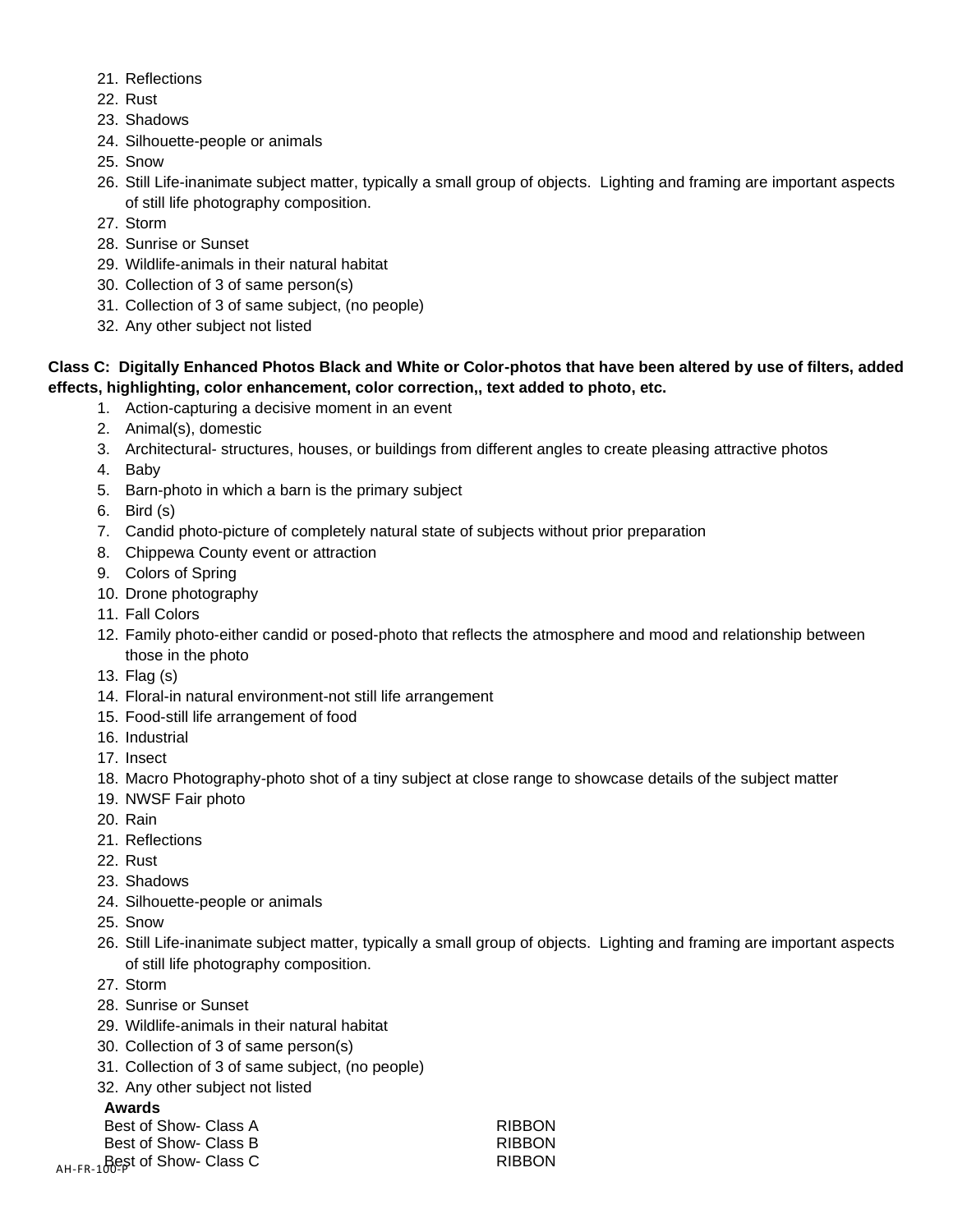21. Reflections
22. Rust
23. Shadows
24. Silhouette-people or animals
25. Snow
26. Still Life-inanimate subject matter, typically a small group of objects. Lighting and framing are important aspects of still life photography composition.
27. Storm
28. Sunrise or Sunset
29. Wildlife-animals in their natural habitat
30. Collection of 3 of same person(s)
31. Collection of 3 of same subject, (no people)
32. Any other subject not listed

**Class C: Digitally Enhanced Photos Black and White or Color-photos that have been altered by use of filters, added effects, highlighting, color enhancement, color correction,, text added to photo, etc.**

1. Action-capturing a decisive moment in an event
2. Animal(s), domestic
3. Architectural- structures, houses, or buildings from different angles to create pleasing attractive photos
4. Baby
5. Barn-photo in which a barn is the primary subject
6. Bird (s)
7. Candid photo-picture of completely natural state of subjects without prior preparation
8. Chippewa County event or attraction
9. Colors of Spring
10. Drone photography
11. Fall Colors
12. Family photo-either candid or posed-photo that reflects the atmosphere and mood and relationship between those in the photo
13. Flag (s)
14. Floral-in natural environment-not still life arrangement
15. Food-still life arrangement of food
16. Industrial
17. Insect
18. Macro Photography-photo shot of a tiny subject at close range to showcase details of the subject matter
19. NWSF Fair photo
20. Rain
21. Reflections
22. Rust
23. Shadows
24. Silhouette-people or animals
25. Snow
26. Still Life-inanimate subject matter, typically a small group of objects. Lighting and framing are important aspects of still life photography composition.
27. Storm
28. Sunrise or Sunset
29. Wildlife-animals in their natural habitat
30. Collection of 3 of same person(s)
31. Collection of 3 of same subject, (no people)
32. Any other subject not listed

**Awards**

| | |
|---|---|
| Best of Show- Class A | RIBBON |
| Best of Show- Class B | RIBBON |
| Best of Show- Class C | RIBBON |

AH-FR-100-P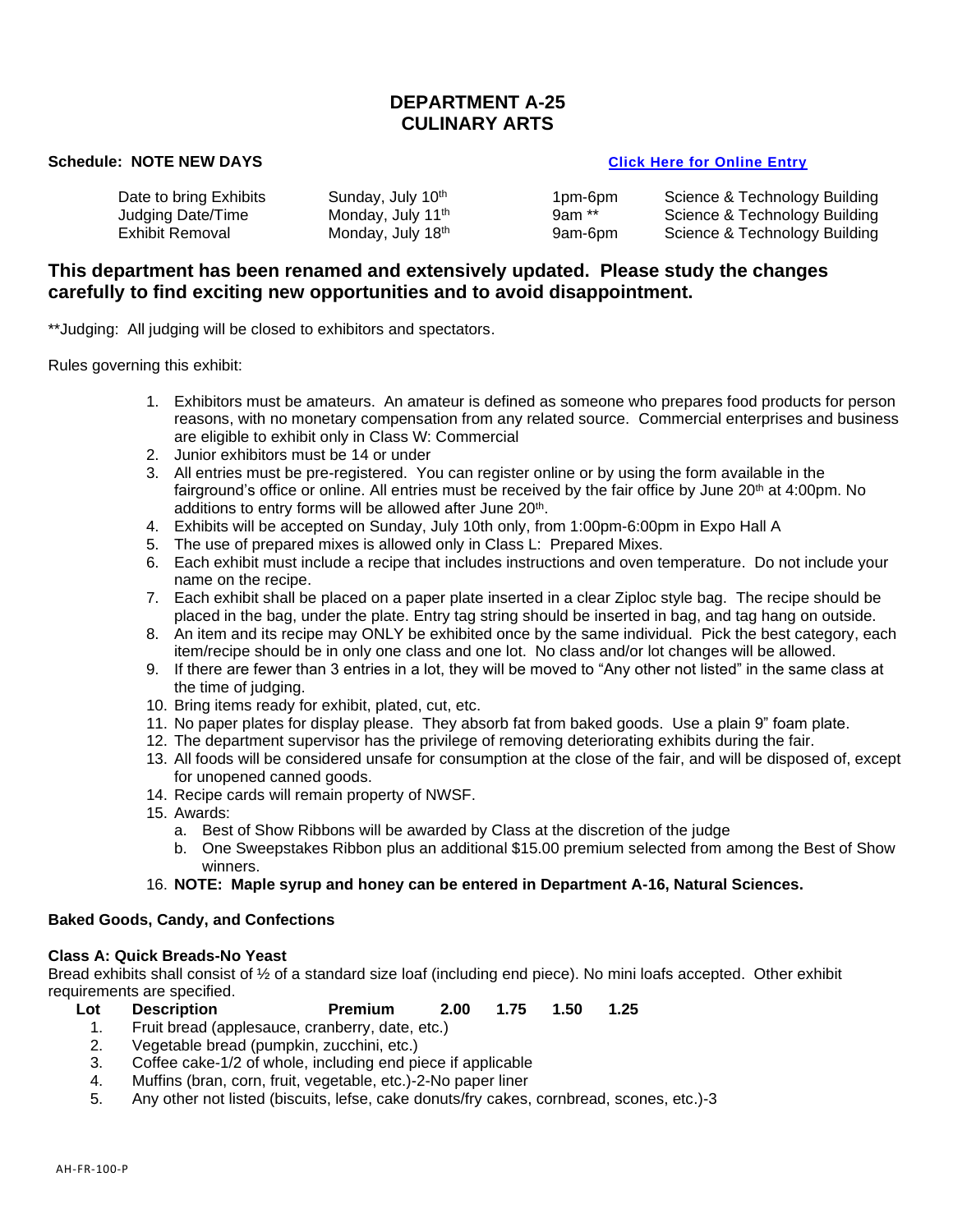# DEPARTMENT A-25
# CULINARY ARTS

**Schedule: NOTE NEW DAYS** **Click Here for Online Entry**

| | | | |
|---|---|---|---|
| Date to bring Exhibits | Sunday, July 10th | 1pm-6pm | Science & Technology Building |
| Judging Date/Time | Monday, July 11th | 9am ** | Science & Technology Building |
| Exhibit Removal | Monday, July 18th | 9am-6pm | Science & Technology Building |

## This department has been renamed and extensively updated. Please study the changes carefully to find exciting new opportunities and to avoid disappointment.

**Judging: All judging will be closed to exhibitors and spectators.

Rules governing this exhibit:

1. Exhibitors must be amateurs. An amateur is defined as someone who prepares food products for person reasons, with no monetary compensation from any related source. Commercial enterprises and business are eligible to exhibit only in Class W: Commercial
2. Junior exhibitors must be 14 or under
3. All entries must be pre-registered. You can register online or by using the form available in the fairground's office or online. All entries must be received by the fair office by June 20th at 4:00pm. No additions to entry forms will be allowed after June 20th.
4. Exhibits will be accepted on Sunday, July 10th only, from 1:00pm-6:00pm in Expo Hall A
5. The use of prepared mixes is allowed only in Class L: Prepared Mixes.
6. Each exhibit must include a recipe that includes instructions and oven temperature. Do not include your name on the recipe.
7. Each exhibit shall be placed on a paper plate inserted in a clear Ziploc style bag. The recipe should be placed in the bag, under the plate. Entry tag string should be inserted in bag, and tag hang on outside.
8. An item and its recipe may ONLY be exhibited once by the same individual. Pick the best category, each item/recipe should be in only one class and one lot. No class and/or lot changes will be allowed.
9. If there are fewer than 3 entries in a lot, they will be moved to "Any other not listed" in the same class at the time of judging.
10. Bring items ready for exhibit, plated, cut, etc.
11. No paper plates for display please. They absorb fat from baked goods. Use a plain 9" foam plate.
12. The department supervisor has the privilege of removing deteriorating exhibits during the fair.
13. All foods will be considered unsafe for consumption at the close of the fair, and will be disposed of, except for unopened canned goods.
14. Recipe cards will remain property of NWSF.
15. Awards:
    a. Best of Show Ribbons will be awarded by Class at the discretion of the judge
    b. One Sweepstakes Ribbon plus an additional $15.00 premium selected from among the Best of Show winners.
16. **NOTE: Maple syrup and honey can be entered in Department A-16, Natural Sciences.**

### Baked Goods, Candy, and Confections

**Class A: Quick Breads-No Yeast**

Bread exhibits shall consist of ½ of a standard size loaf (including end piece). No mini loafs accepted. Other exhibit requirements are specified.

| Lot | Description | Premium | 2.00 | 1.75 | 1.50 | 1.25 |
|---|---|---|---|---|---|---|
| 1. | Fruit bread (applesauce, cranberry, date, etc.) | | | | | |
| 2. | Vegetable bread (pumpkin, zucchini, etc.) | | | | | |
| 3. | Coffee cake-1/2 of whole, including end piece if applicable | | | | | |
| 4. | Muffins (bran, corn, fruit, vegetable, etc.)-2-No paper liner | | | | | |
| 5. | Any other not listed (biscuits, lefse, cake donuts/fry cakes, cornbread, scones, etc.)-3 | | | | | |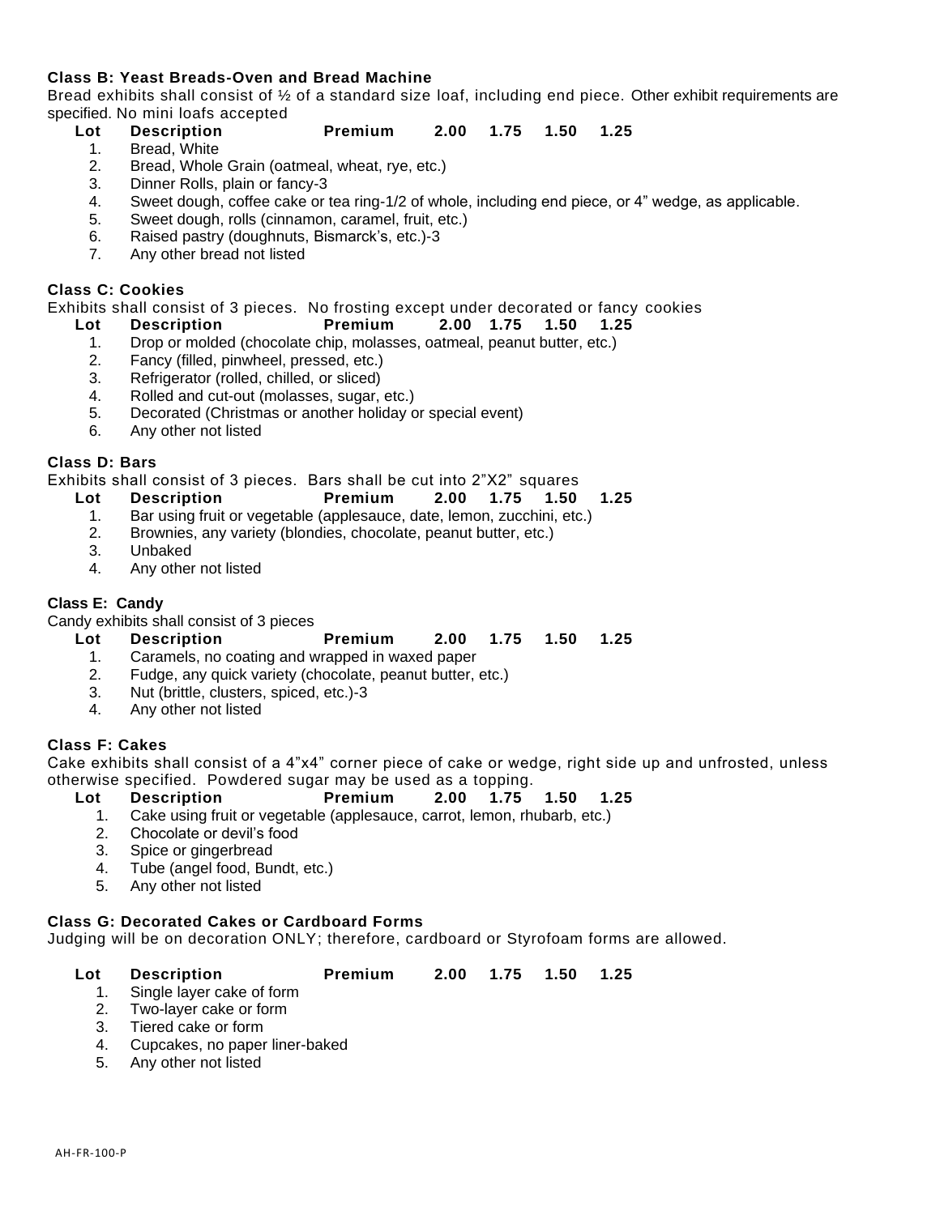**Class B: Yeast Breads-Oven and Bread Machine**

Bread exhibits shall consist of ½ of a standard size loaf, including end piece. Other exhibit requirements are specified. No mini loafs accepted

| Lot | Description | Premium | 2.00 | 1.75 | 1.50 | 1.25 |
|---|---|---|---|---|---|---|
| 1. | Bread, White | | | | | |
| 2. | Bread, Whole Grain (oatmeal, wheat, rye, etc.) | | | | | |
| 3. | Dinner Rolls, plain or fancy-3 | | | | | |
| 4. | Sweet dough, coffee cake or tea ring-1/2 of whole, including end piece, or 4" wedge, as applicable. | | | | | |
| 5. | Sweet dough, rolls (cinnamon, caramel, fruit, etc.) | | | | | |
| 6. | Raised pastry (doughnuts, Bismarck's, etc.)-3 | | | | | |
| 7. | Any other bread not listed | | | | | |

**Class C: Cookies**

Exhibits shall consist of 3 pieces. No frosting except under decorated or fancy cookies

| Lot | Description | Premium | 2.00 | 1.75 | 1.50 | 1.25 |
|---|---|---|---|---|---|---|
| 1. | Drop or molded (chocolate chip, molasses, oatmeal, peanut butter, etc.) | | | | | |
| 2. | Fancy (filled, pinwheel, pressed, etc.) | | | | | |
| 3. | Refrigerator (rolled, chilled, or sliced) | | | | | |
| 4. | Rolled and cut-out (molasses, sugar, etc.) | | | | | |
| 5. | Decorated (Christmas or another holiday or special event) | | | | | |
| 6. | Any other not listed | | | | | |

**Class D: Bars**

Exhibits shall consist of 3 pieces. Bars shall be cut into 2"X2" squares

| Lot | Description | Premium | 2.00 | 1.75 | 1.50 | 1.25 |
|---|---|---|---|---|---|---|
| 1. | Bar using fruit or vegetable (applesauce, date, lemon, zucchini, etc.) | | | | | |
| 2. | Brownies, any variety (blondies, chocolate, peanut butter, etc.) | | | | | |
| 3. | Unbaked | | | | | |
| 4. | Any other not listed | | | | | |

**Class E: Candy**

Candy exhibits shall consist of 3 pieces

| Lot | Description | Premium | 2.00 | 1.75 | 1.50 | 1.25 |
|---|---|---|---|---|---|---|
| 1. | Caramels, no coating and wrapped in waxed paper | | | | | |
| 2. | Fudge, any quick variety (chocolate, peanut butter, etc.) | | | | | |
| 3. | Nut (brittle, clusters, spiced, etc.)-3 | | | | | |
| 4. | Any other not listed | | | | | |

**Class F: Cakes**

Cake exhibits shall consist of a 4"x4" corner piece of cake or wedge, right side up and unfrosted, unless otherwise specified. Powdered sugar may be used as a topping.

| Lot | Description | Premium | 2.00 | 1.75 | 1.50 | 1.25 |
|---|---|---|---|---|---|---|
| 1. | Cake using fruit or vegetable (applesauce, carrot, lemon, rhubarb, etc.) | | | | | |
| 2. | Chocolate or devil's food | | | | | |
| 3. | Spice or gingerbread | | | | | |
| 4. | Tube (angel food, Bundt, etc.) | | | | | |
| 5. | Any other not listed | | | | | |

**Class G: Decorated Cakes or Cardboard Forms**

Judging will be on decoration ONLY; therefore, cardboard or Styrofoam forms are allowed.

| Lot | Description | Premium | 2.00 | 1.75 | 1.50 | 1.25 |
|---|---|---|---|---|---|---|
| 1. | Single layer cake of form | | | | | |
| 2. | Two-layer cake or form | | | | | |
| 3. | Tiered cake or form | | | | | |
| 4. | Cupcakes, no paper liner-baked | | | | | |
| 5. | Any other not listed | | | | | |

AH-FR-100-P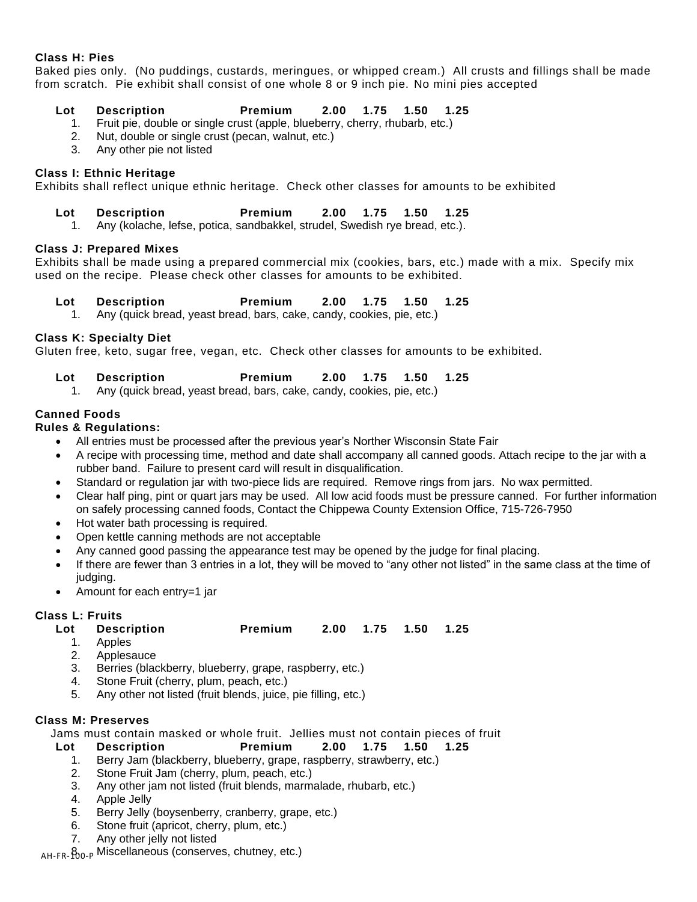**Class H: Pies**

Baked pies only. (No puddings, custards, meringues, or whipped cream.) All crusts and fillings shall be made from scratch. Pie exhibit shall consist of one whole 8 or 9 inch pie. No mini pies accepted

| Lot | Description | Premium | 2.00 | 1.75 | 1.50 | 1.25 |
|---|---|---|---|---|---|---|
| 1. | Fruit pie, double or single crust (apple, blueberry, cherry, rhubarb, etc.) | | | | | |
| 2. | Nut, double or single crust (pecan, walnut, etc.) | | | | | |
| 3. | Any other pie not listed | | | | | |

**Class I: Ethnic Heritage**

Exhibits shall reflect unique ethnic heritage. Check other classes for amounts to be exhibited

| Lot | Description | Premium | 2.00 | 1.75 | 1.50 | 1.25 |
|---|---|---|---|---|---|---|
| 1. | Any (kolache, lefse, potica, sandbakkel, strudel, Swedish rye bread, etc.). | | | | | |

**Class J: Prepared Mixes**

Exhibits shall be made using a prepared commercial mix (cookies, bars, etc.) made with a mix. Specify mix used on the recipe. Please check other classes for amounts to be exhibited.

| Lot | Description | Premium | 2.00 | 1.75 | 1.50 | 1.25 |
|---|---|---|---|---|---|---|
| 1. | Any (quick bread, yeast bread, bars, cake, candy, cookies, pie, etc.) | | | | | |

**Class K: Specialty Diet**

Gluten free, keto, sugar free, vegan, etc. Check other classes for amounts to be exhibited.

| Lot | Description | Premium | 2.00 | 1.75 | 1.50 | 1.25 |
|---|---|---|---|---|---|---|
| 1. | Any (quick bread, yeast bread, bars, cake, candy, cookies, pie, etc.) | | | | | |

**Canned Foods**

**Rules & Regulations:**

- All entries must be processed after the previous year's Norther Wisconsin State Fair
- A recipe with processing time, method and date shall accompany all canned goods. Attach recipe to the jar with a rubber band. Failure to present card will result in disqualification.
- Standard or regulation jar with two-piece lids are required. Remove rings from jars. No wax permitted.
- Clear half ping, pint or quart jars may be used. All low acid foods must be pressure canned. For further information on safely processing canned foods, Contact the Chippewa County Extension Office, 715-726-7950
- Hot water bath processing is required.
- Open kettle canning methods are not acceptable
- Any canned good passing the appearance test may be opened by the judge for final placing.
- If there are fewer than 3 entries in a lot, they will be moved to "any other not listed" in the same class at the time of judging.
- Amount for each entry=1 jar

**Class L: Fruits**

| Lot | Description | Premium | 2.00 | 1.75 | 1.50 | 1.25 |
|---|---|---|---|---|---|---|
| 1. | Apples | | | | | |
| 2. | Applesauce | | | | | |
| 3. | Berries (blackberry, blueberry, grape, raspberry, etc.) | | | | | |
| 4. | Stone Fruit (cherry, plum, peach, etc.) | | | | | |
| 5. | Any other not listed (fruit blends, juice, pie filling, etc.) | | | | | |

**Class M: Preserves**

Jams must contain masked or whole fruit. Jellies must not contain pieces of fruit

| Lot | Description | Premium | 2.00 | 1.75 | 1.50 | 1.25 |
|---|---|---|---|---|---|---|
| 1. | Berry Jam (blackberry, blueberry, grape, raspberry, strawberry, etc.) | | | | | |
| 2. | Stone Fruit Jam (cherry, plum, peach, etc.) | | | | | |
| 3. | Any other jam not listed (fruit blends, marmalade, rhubarb, etc.) | | | | | |
| 4. | Apple Jelly | | | | | |
| 5. | Berry Jelly (boysenberry, cranberry, grape, etc.) | | | | | |
| 6. | Stone fruit (apricot, cherry, plum, etc.) | | | | | |
| 7. | Any other jelly not listed | | | | | |
| 8. | Miscellaneous (conserves, chutney, etc.) | | | | | |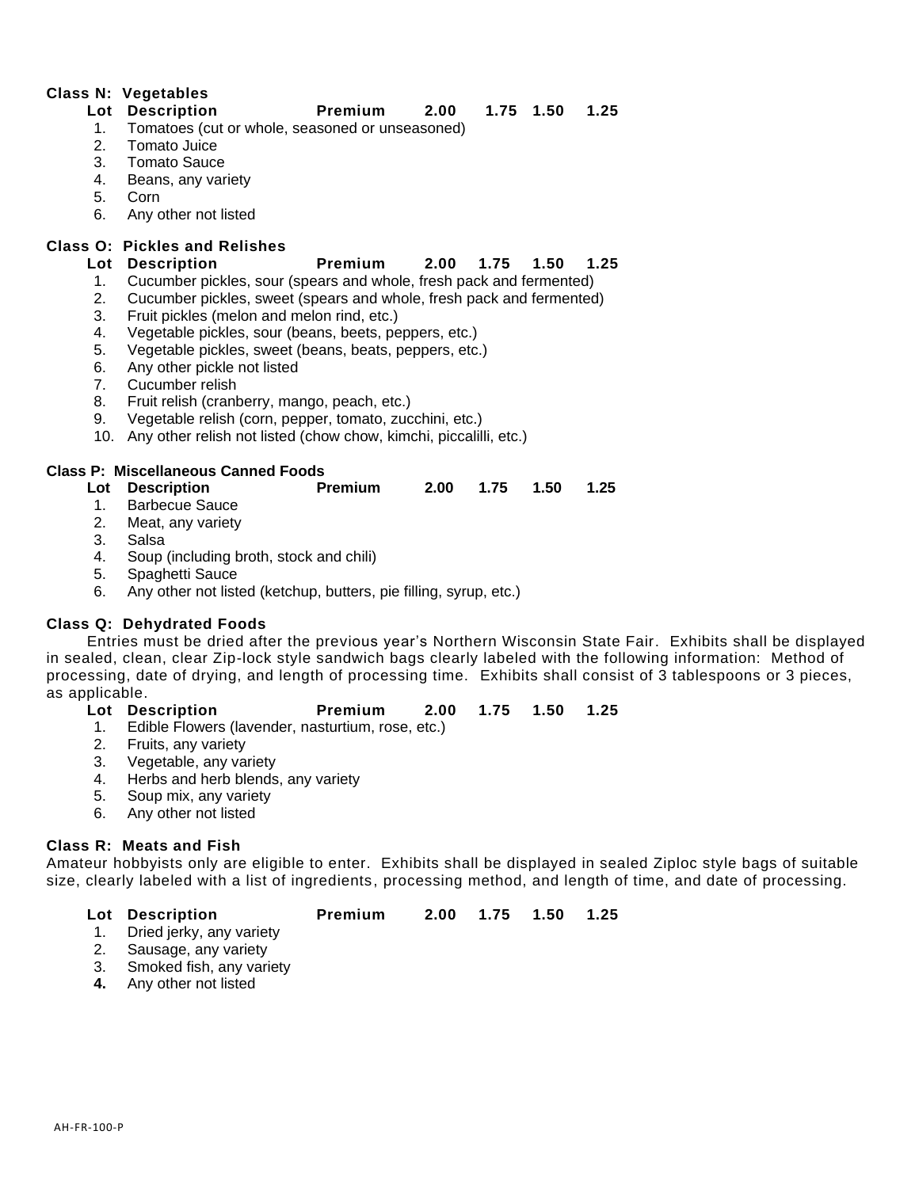**Class N: Vegetables**

| Lot | Description | Premium | 2.00 | 1.75 | 1.50 | 1.25 |
|---|---|---|---|---|---|---|
| 1. | Tomatoes (cut or whole, seasoned or unseasoned) | | | | | |
| 2. | Tomato Juice | | | | | |
| 3. | Tomato Sauce | | | | | |
| 4. | Beans, any variety | | | | | |
| 5. | Corn | | | | | |
| 6. | Any other not listed | | | | | |

**Class O: Pickles and Relishes**

| Lot | Description | Premium | 2.00 | 1.75 | 1.50 | 1.25 |
|---|---|---|---|---|---|---|
| 1. | Cucumber pickles, sour (spears and whole, fresh pack and fermented) | | | | | |
| 2. | Cucumber pickles, sweet (spears and whole, fresh pack and fermented) | | | | | |
| 3. | Fruit pickles (melon and melon rind, etc.) | | | | | |
| 4. | Vegetable pickles, sour (beans, beets, peppers, etc.) | | | | | |
| 5. | Vegetable pickles, sweet (beans, beats, peppers, etc.) | | | | | |
| 6. | Any other pickle not listed | | | | | |
| 7. | Cucumber relish | | | | | |
| 8. | Fruit relish (cranberry, mango, peach, etc.) | | | | | |
| 9. | Vegetable relish (corn, pepper, tomato, zucchini, etc.) | | | | | |
| 10. | Any other relish not listed (chow chow, kimchi, piccalilli, etc.) | | | | | |

**Class P: Miscellaneous Canned Foods**

| Lot | Description | Premium | 2.00 | 1.75 | 1.50 | 1.25 |
|---|---|---|---|---|---|---|
| 1. | Barbecue Sauce | | | | | |
| 2. | Meat, any variety | | | | | |
| 3. | Salsa | | | | | |
| 4. | Soup (including broth, stock and chili) | | | | | |
| 5. | Spaghetti Sauce | | | | | |
| 6. | Any other not listed (ketchup, butters, pie filling, syrup, etc.) | | | | | |

**Class Q: Dehydrated Foods**

Entries must be dried after the previous year's Northern Wisconsin State Fair. Exhibits shall be displayed in sealed, clean, clear Zip-lock style sandwich bags clearly labeled with the following information: Method of processing, date of drying, and length of processing time. Exhibits shall consist of 3 tablespoons or 3 pieces, as applicable.

| Lot | Description | Premium | 2.00 | 1.75 | 1.50 | 1.25 |
|---|---|---|---|---|---|---|
| 1. | Edible Flowers (lavender, nasturtium, rose, etc.) | | | | | |
| 2. | Fruits, any variety | | | | | |
| 3. | Vegetable, any variety | | | | | |
| 4. | Herbs and herb blends, any variety | | | | | |
| 5. | Soup mix, any variety | | | | | |
| 6. | Any other not listed | | | | | |

**Class R: Meats and Fish**

Amateur hobbyists only are eligible to enter. Exhibits shall be displayed in sealed Ziploc style bags of suitable size, clearly labeled with a list of ingredients, processing method, and length of time, and date of processing.

| Lot | Description | Premium | 2.00 | 1.75 | 1.50 | 1.25 |
|---|---|---|---|---|---|---|
| 1. | Dried jerky, any variety | | | | | |
| 2. | Sausage, any variety | | | | | |
| 3. | Smoked fish, any variety | | | | | |
| **4.** | Any other not listed | | | | | |

AH-FR-100-P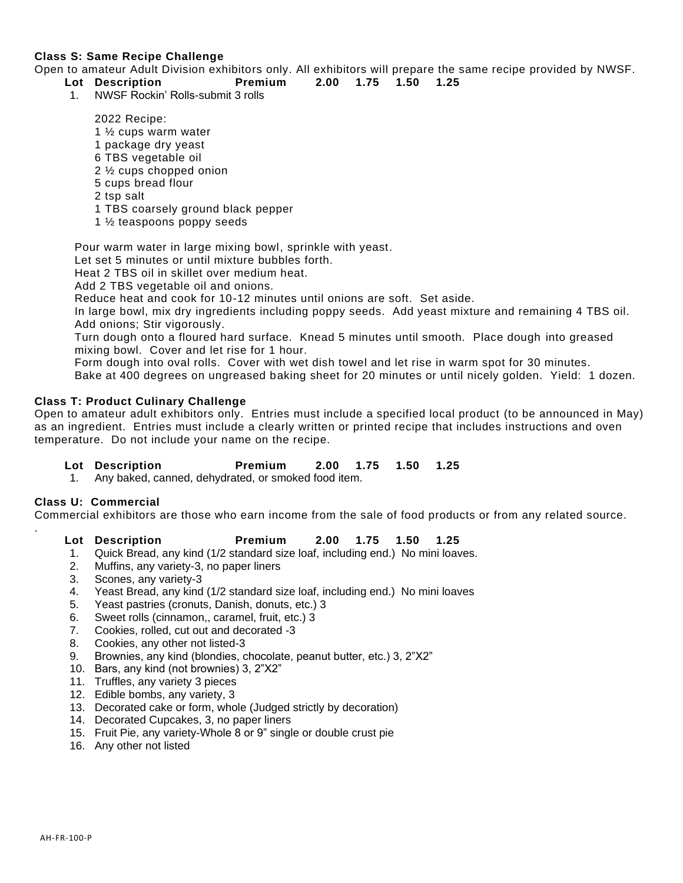**Class S: Same Recipe Challenge**

Open to amateur Adult Division exhibitors only. All exhibitors will prepare the same recipe provided by NWSF.

| Lot | Description | Premium | 2.00 | 1.75 | 1.50 | 1.25 |
|---|---|---|---|---|---|---|
| 1. | NWSF Rockin' Rolls-submit 3 rolls | | | | | |

2022 Recipe:

- 1 ½ cups warm water
- 1 package dry yeast
- 6 TBS vegetable oil
- 2 ½ cups chopped onion
- 5 cups bread flour
- 2 tsp salt
- 1 TBS coarsely ground black pepper
- 1 ½ teaspoons poppy seeds

Pour warm water in large mixing bowl, sprinkle with yeast.
Let set 5 minutes or until mixture bubbles forth.
Heat 2 TBS oil in skillet over medium heat.
Add 2 TBS vegetable oil and onions.
Reduce heat and cook for 10-12 minutes until onions are soft. Set aside.
In large bowl, mix dry ingredients including poppy seeds. Add yeast mixture and remaining 4 TBS oil. Add onions; Stir vigorously.
Turn dough onto a floured hard surface. Knead 5 minutes until smooth. Place dough into greased mixing bowl. Cover and let rise for 1 hour.
Form dough into oval rolls. Cover with wet dish towel and let rise in warm spot for 30 minutes.
Bake at 400 degrees on ungreased baking sheet for 20 minutes or until nicely golden. Yield: 1 dozen.

**Class T: Product Culinary Challenge**

Open to amateur adult exhibitors only. Entries must include a specified local product (to be announced in May) as an ingredient. Entries must include a clearly written or printed recipe that includes instructions and oven temperature. Do not include your name on the recipe.

| Lot | Description | Premium | 2.00 | 1.75 | 1.50 | 1.25 |
|---|---|---|---|---|---|---|
| 1. | Any baked, canned, dehydrated, or smoked food item. | | | | | |

**Class U: Commercial**

Commercial exhibitors are those who earn income from the sale of food products or from any related source.
.

| Lot | Description | Premium | 2.00 | 1.75 | 1.50 | 1.25 |
|---|---|---|---|---|---|---|
| 1. | Quick Bread, any kind (1/2 standard size loaf, including end.) No mini loaves. | | | | | |
| 2. | Muffins, any variety-3, no paper liners | | | | | |
| 3. | Scones, any variety-3 | | | | | |
| 4. | Yeast Bread, any kind (1/2 standard size loaf, including end.) No mini loaves | | | | | |
| 5. | Yeast pastries (cronuts, Danish, donuts, etc.) 3 | | | | | |
| 6. | Sweet rolls (cinnamon,, caramel, fruit, etc.) 3 | | | | | |
| 7. | Cookies, rolled, cut out and decorated -3 | | | | | |
| 8. | Cookies, any other not listed-3 | | | | | |
| 9. | Brownies, any kind (blondies, chocolate, peanut butter, etc.) 3, 2"X2" | | | | | |
| 10. | Bars, any kind (not brownies) 3, 2"X2" | | | | | |
| 11. | Truffles, any variety 3 pieces | | | | | |
| 12. | Edible bombs, any variety, 3 | | | | | |
| 13. | Decorated cake or form, whole (Judged strictly by decoration) | | | | | |
| 14. | Decorated Cupcakes, 3, no paper liners | | | | | |
| 15. | Fruit Pie, any variety-Whole 8 or 9" single or double crust pie | | | | | |
| 16. | Any other not listed | | | | | |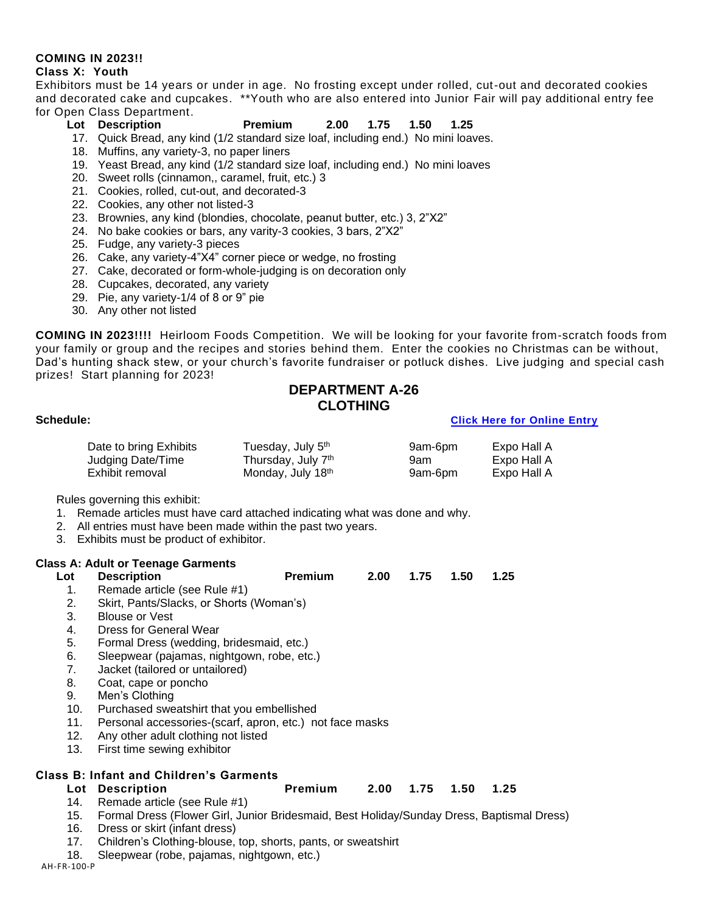**COMING IN 2023!!**

**Class X: Youth**

Exhibitors must be 14 years or under in age. No frosting except under rolled, cut-out and decorated cookies and decorated cake and cupcakes. **Youth who are also entered into Junior Fair will pay additional entry fee for Open Class Department.

| Lot | Description | Premium | 2.00 | 1.75 | 1.50 | 1.25 |
|---|---|---|---|---|---|---|
| 17. | Quick Bread, any kind (1/2 standard size loaf, including end.) No mini loaves. | | | | | |
| 18. | Muffins, any variety-3, no paper liners | | | | | |
| 19. | Yeast Bread, any kind (1/2 standard size loaf, including end.) No mini loaves | | | | | |
| 20. | Sweet rolls (cinnamon,, caramel, fruit, etc.) 3 | | | | | |
| 21. | Cookies, rolled, cut-out, and decorated-3 | | | | | |
| 22. | Cookies, any other not listed-3 | | | | | |
| 23. | Brownies, any kind (blondies, chocolate, peanut butter, etc.) 3, 2"X2" | | | | | |
| 24. | No bake cookies or bars, any varity-3 cookies, 3 bars, 2"X2" | | | | | |
| 25. | Fudge, any variety-3 pieces | | | | | |
| 26. | Cake, any variety-4"X4" corner piece or wedge, no frosting | | | | | |
| 27. | Cake, decorated or form-whole-judging is on decoration only | | | | | |
| 28. | Cupcakes, decorated, any variety | | | | | |
| 29. | Pie, any variety-1/4 of 8 or 9" pie | | | | | |
| 30. | Any other not listed | | | | | |

**COMING IN 2023!!!!** Heirloom Foods Competition. We will be looking for your favorite from-scratch foods from your family or group and the recipes and stories behind them. Enter the cookies no Christmas can be without, Dad's hunting shack stew, or your church's favorite fundraiser or potluck dishes. Live judging and special cash prizes! Start planning for 2023!

# DEPARTMENT A-26
# CLOTHING

**Schedule:** **Click Here for Online Entry**

| | | | |
|---|---|---|---|
| Date to bring Exhibits | Tuesday, July 5th | 9am-6pm | Expo Hall A |
| Judging Date/Time | Thursday, July 7th | 9am | Expo Hall A |
| Exhibit removal | Monday, July 18th | 9am-6pm | Expo Hall A |

Rules governing this exhibit:

1. Remade articles must have card attached indicating what was done and why.
2. All entries must have been made within the past two years.
3. Exhibits must be product of exhibitor.

**Class A: Adult or Teenage Garments**

| Lot | Description | Premium | 2.00 | 1.75 | 1.50 | 1.25 |
|---|---|---|---|---|---|---|
| 1. | Remade article (see Rule #1) | | | | | |
| 2. | Skirt, Pants/Slacks, or Shorts (Woman's) | | | | | |
| 3. | Blouse or Vest | | | | | |
| 4. | Dress for General Wear | | | | | |
| 5. | Formal Dress (wedding, bridesmaid, etc.) | | | | | |
| 6. | Sleepwear (pajamas, nightgown, robe, etc.) | | | | | |
| 7. | Jacket (tailored or untailored) | | | | | |
| 8. | Coat, cape or poncho | | | | | |
| 9. | Men's Clothing | | | | | |
| 10. | Purchased sweatshirt that you embellished | | | | | |
| 11. | Personal accessories-(scarf, apron, etc.) not face masks | | | | | |
| 12. | Any other adult clothing not listed | | | | | |
| 13. | First time sewing exhibitor | | | | | |

**Class B: Infant and Children's Garments**

| Lot | Description | Premium | 2.00 | 1.75 | 1.50 | 1.25 |
|---|---|---|---|---|---|---|
| 14. | Remade article (see Rule #1) | | | | | |
| 15. | Formal Dress (Flower Girl, Junior Bridesmaid, Best Holiday/Sunday Dress, Baptismal Dress) | | | | | |
| 16. | Dress or skirt (infant dress) | | | | | |
| 17. | Children's Clothing-blouse, top, shorts, pants, or sweatshirt | | | | | |
| 18. | Sleepwear (robe, pajamas, nightgown, etc.) | | | | | |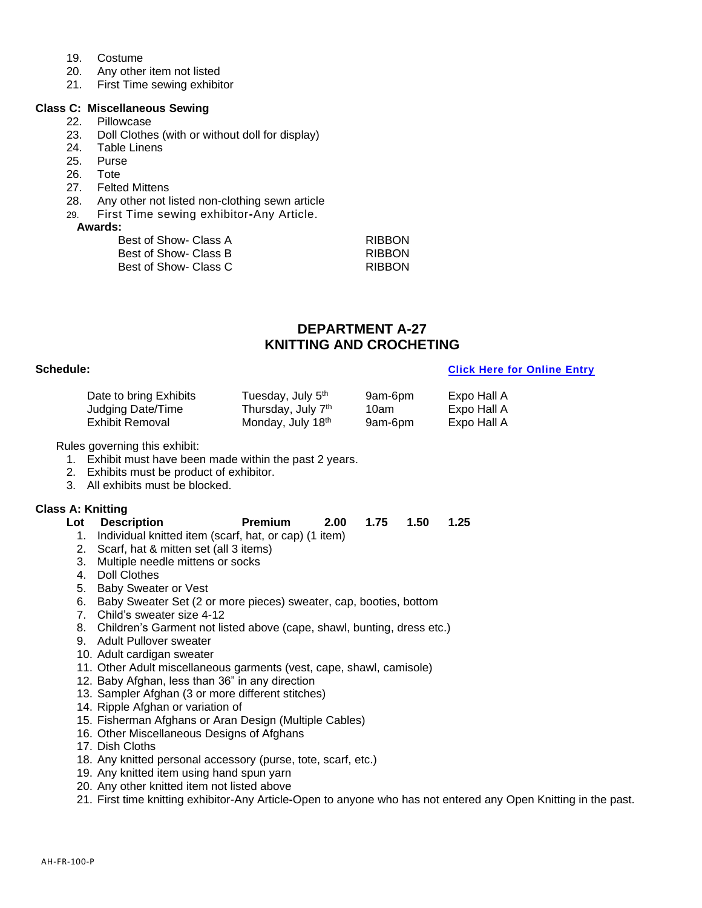19. Costume
20. Any other item not listed
21. First Time sewing exhibitor

**Class C: Miscellaneous Sewing**

22. Pillowcase
23. Doll Clothes (with or without doll for display)
24. Table Linens
25. Purse
26. Tote
27. Felted Mittens
28. Any other not listed non-clothing sewn article
29. First Time sewing exhibitor-Any Article.

**Awards:**

| | |
|---|---|
| Best of Show- Class A | RIBBON |
| Best of Show- Class B | RIBBON |
| Best of Show- Class C | RIBBON |

## DEPARTMENT A-27
## KNITTING AND CROCHETING

**Schedule:** **Click Here for Online Entry**

| | | | |
|---|---|---|---|
| Date to bring Exhibits | Tuesday, July 5th | 9am-6pm | Expo Hall A |
| Judging Date/Time | Thursday, July 7th | 10am | Expo Hall A |
| Exhibit Removal | Monday, July 18th | 9am-6pm | Expo Hall A |

Rules governing this exhibit:

1. Exhibit must have been made within the past 2 years.
2. Exhibits must be product of exhibitor.
3. All exhibits must be blocked.

**Class A: Knitting**

**Lot Description Premium 2.00 1.75 1.50 1.25**

1. Individual knitted item (scarf, hat, or cap) (1 item)
2. Scarf, hat & mitten set (all 3 items)
3. Multiple needle mittens or socks
4. Doll Clothes
5. Baby Sweater or Vest
6. Baby Sweater Set (2 or more pieces) sweater, cap, booties, bottom
7. Child's sweater size 4-12
8. Children's Garment not listed above (cape, shawl, bunting, dress etc.)
9. Adult Pullover sweater
10. Adult cardigan sweater
11. Other Adult miscellaneous garments (vest, cape, shawl, camisole)
12. Baby Afghan, less than 36" in any direction
13. Sampler Afghan (3 or more different stitches)
14. Ripple Afghan or variation of
15. Fisherman Afghans or Aran Design (Multiple Cables)
16. Other Miscellaneous Designs of Afghans
17. Dish Cloths
18. Any knitted personal accessory (purse, tote, scarf, etc.)
19. Any knitted item using hand spun yarn
20. Any other knitted item not listed above
21. First time knitting exhibitor-Any Article-Open to anyone who has not entered any Open Knitting in the past.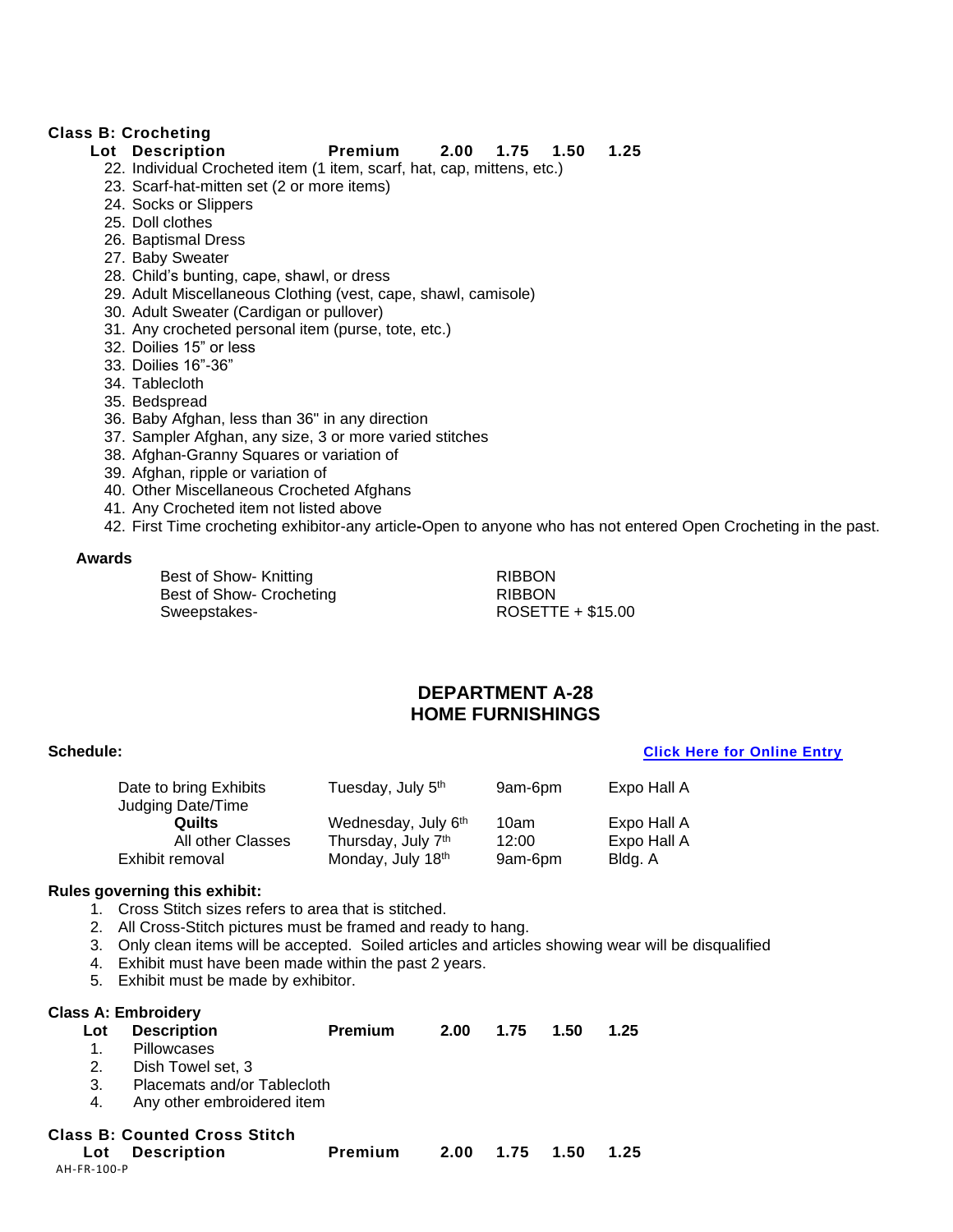**Class B: Crocheting**

| Lot | Description | Premium | 2.00 | 1.75 | 1.50 | 1.25 |
|---|---|---|---|---|---|---|

22. Individual Crocheted item (1 item, scarf, hat, cap, mittens, etc.)
23. Scarf-hat-mitten set (2 or more items)
24. Socks or Slippers
25. Doll clothes
26. Baptismal Dress
27. Baby Sweater
28. Child's bunting, cape, shawl, or dress
29. Adult Miscellaneous Clothing (vest, cape, shawl, camisole)
30. Adult Sweater (Cardigan or pullover)
31. Any crocheted personal item (purse, tote, etc.)
32. Doilies 15" or less
33. Doilies 16"-36"
34. Tablecloth
35. Bedspread
36. Baby Afghan, less than 36" in any direction
37. Sampler Afghan, any size, 3 or more varied stitches
38. Afghan-Granny Squares or variation of
39. Afghan, ripple or variation of
40. Other Miscellaneous Crocheted Afghans
41. Any Crocheted item not listed above
42. First Time crocheting exhibitor-any article**-**Open to anyone who has not entered Open Crocheting in the past.

**Awards**

| | |
|---|---|
| Best of Show- Knitting | RIBBON |
| Best of Show- Crocheting | RIBBON |
| Sweepstakes- | ROSETTE + $15.00 |

## DEPARTMENT A-28
## HOME FURNISHINGS

**Schedule:** **Click Here for Online Entry**

| | | | |
|---|---|---|---|
| Date to bring Exhibits | Tuesday, July 5th | 9am-6pm | Expo Hall A |
| Judging Date/Time | | | |
| **Quilts** | Wednesday, July 6th | 10am | Expo Hall A |
| All other Classes | Thursday, July 7th | 12:00 | Expo Hall A |
| Exhibit removal | Monday, July 18th | 9am-6pm | Bldg. A |

**Rules governing this exhibit:**

1. Cross Stitch sizes refers to area that is stitched.
2. All Cross-Stitch pictures must be framed and ready to hang.
3. Only clean items will be accepted. Soiled articles and articles showing wear will be disqualified
4. Exhibit must have been made within the past 2 years.
5. Exhibit must be made by exhibitor.

**Class A: Embroidery**

| Lot | Description | Premium | 2.00 | 1.75 | 1.50 | 1.25 |
|---|---|---|---|---|---|---|

1. Pillowcases
2. Dish Towel set, 3
3. Placemats and/or Tablecloth
4. Any other embroidered item

**Class B: Counted Cross Stitch**

| Lot | Description | Premium | 2.00 | 1.75 | 1.50 | 1.25 |
|---|---|---|---|---|---|---|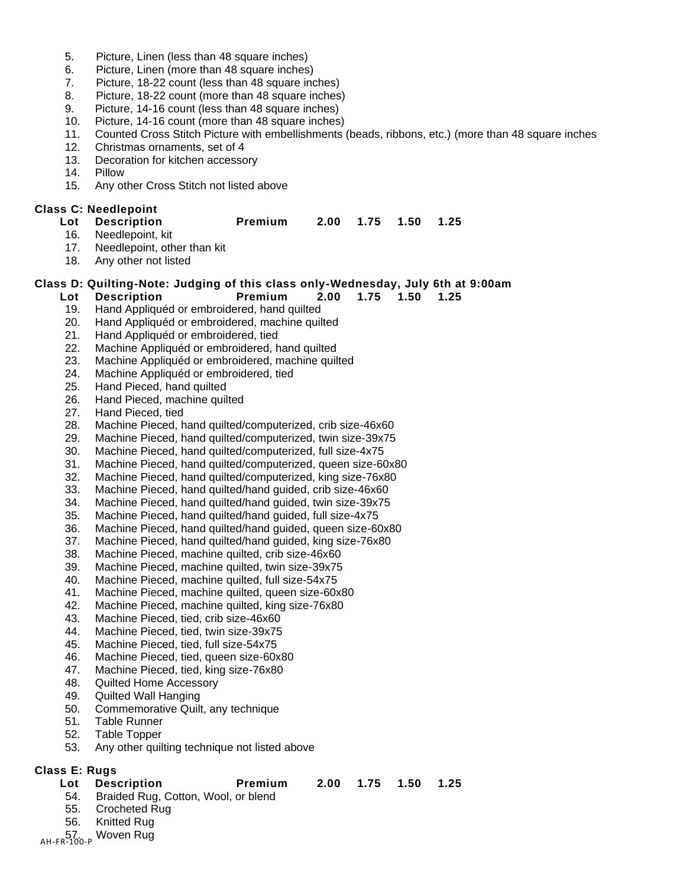5. Picture, Linen (less than 48 square inches)
6. Picture, Linen (more than 48 square inches)
7. Picture, 18-22 count (less than 48 square inches)
8. Picture, 18-22 count (more than 48 square inches)
9. Picture, 14-16 count (less than 48 square inches)
10. Picture, 14-16 count (more than 48 square inches)
11. Counted Cross Stitch Picture with embellishments (beads, ribbons, etc.) (more than 48 square inches
12. Christmas ornaments, set of 4
13. Decoration for kitchen accessory
14. Pillow
15. Any other Cross Stitch not listed above

**Class C: Needlepoint**

| Lot | Description | Premium | 2.00 | 1.75 | 1.50 | 1.25 |
|---|---|---|---|---|---|---|
| 16. | Needlepoint, kit | | | | | |
| 17. | Needlepoint, other than kit | | | | | |
| 18. | Any other not listed | | | | | |

**Class D: Quilting-Note: Judging of this class only-Wednesday, July 6th at 9:00am**

| Lot | Description | Premium | 2.00 | 1.75 | 1.50 | 1.25 |
|---|---|---|---|---|---|---|
| 19. | Hand Appliquéd or embroidered, hand quilted | | | | | |
| 20. | Hand Appliquéd or embroidered, machine quilted | | | | | |
| 21. | Hand Appliquéd or embroidered, tied | | | | | |
| 22. | Machine Appliquéd or embroidered, hand quilted | | | | | |
| 23. | Machine Appliquéd or embroidered, machine quilted | | | | | |
| 24. | Machine Appliquéd or embroidered, tied | | | | | |
| 25. | Hand Pieced, hand quilted | | | | | |
| 26. | Hand Pieced, machine quilted | | | | | |
| 27. | Hand Pieced, tied | | | | | |
| 28. | Machine Pieced, hand quilted/computerized, crib size-46x60 | | | | | |
| 29. | Machine Pieced, hand quilted/computerized, twin size-39x75 | | | | | |
| 30. | Machine Pieced, hand quilted/computerized, full size-4x75 | | | | | |
| 31. | Machine Pieced, hand quilted/computerized, queen size-60x80 | | | | | |
| 32. | Machine Pieced, hand quilted/computerized, king size-76x80 | | | | | |
| 33. | Machine Pieced, hand quilted/hand guided, crib size-46x60 | | | | | |
| 34. | Machine Pieced, hand quilted/hand guided, twin size-39x75 | | | | | |
| 35. | Machine Pieced, hand quilted/hand guided, full size-4x75 | | | | | |
| 36. | Machine Pieced, hand quilted/hand guided, queen size-60x80 | | | | | |
| 37. | Machine Pieced, hand quilted/hand guided, king size-76x80 | | | | | |
| 38. | Machine Pieced, machine quilted, crib size-46x60 | | | | | |
| 39. | Machine Pieced, machine quilted, twin size-39x75 | | | | | |
| 40. | Machine Pieced, machine quilted, full size-54x75 | | | | | |
| 41. | Machine Pieced, machine quilted, queen size-60x80 | | | | | |
| 42. | Machine Pieced, machine quilted, king size-76x80 | | | | | |
| 43. | Machine Pieced, tied, crib size-46x60 | | | | | |
| 44. | Machine Pieced, tied, twin size-39x75 | | | | | |
| 45. | Machine Pieced, tied, full size-54x75 | | | | | |
| 46. | Machine Pieced, tied, queen size-60x80 | | | | | |
| 47. | Machine Pieced, tied, king size-76x80 | | | | | |
| 48. | Quilted Home Accessory | | | | | |
| 49. | Quilted Wall Hanging | | | | | |
| 50. | Commemorative Quilt, any technique | | | | | |
| 51. | Table Runner | | | | | |
| 52. | Table Topper | | | | | |
| 53. | Any other quilting technique not listed above | | | | | |

**Class E: Rugs**

| Lot | Description | Premium | 2.00 | 1.75 | 1.50 | 1.25 |
|---|---|---|---|---|---|---|
| 54. | Braided Rug, Cotton, Wool, or blend | | | | | |
| 55. | Crocheted Rug | | | | | |
| 56. | Knitted Rug | | | | | |
| 57. | Woven Rug | | | | | |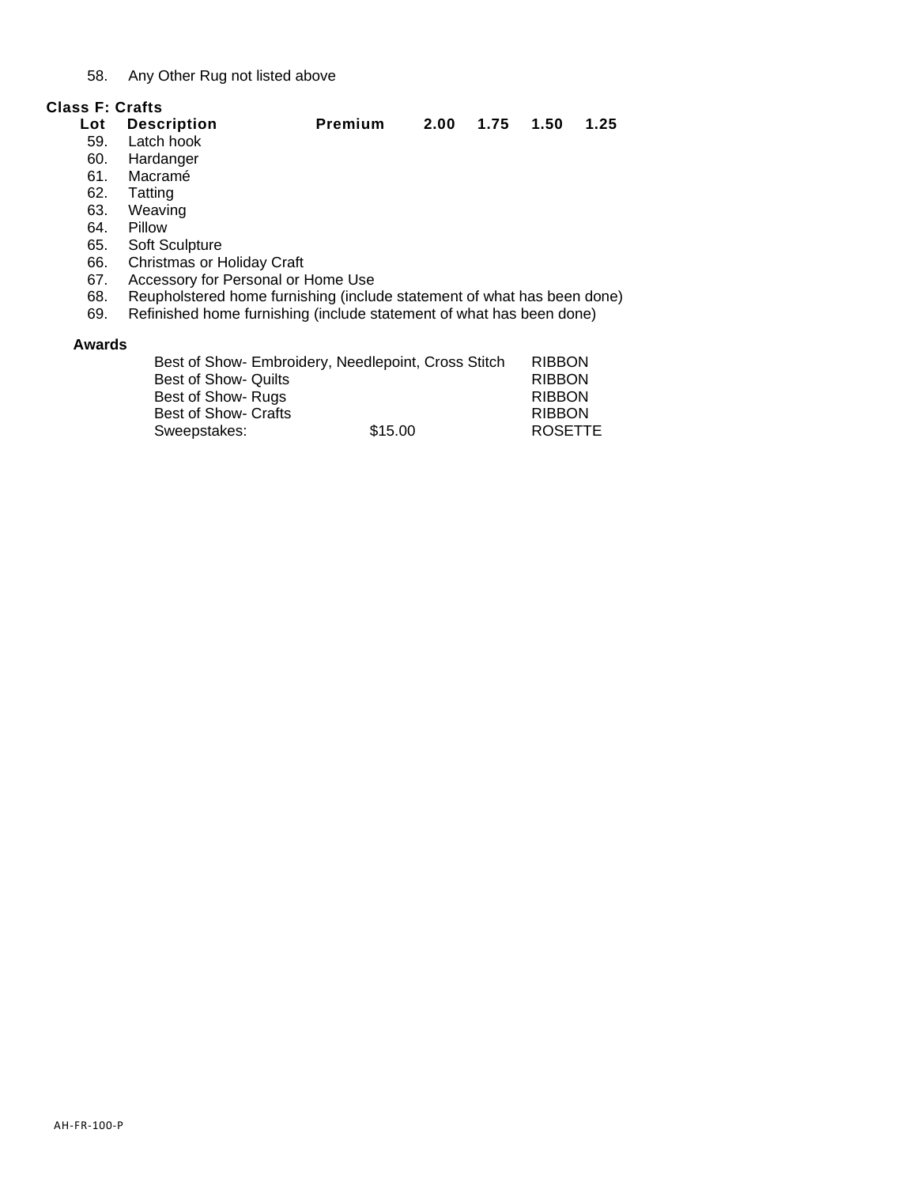58. Any Other Rug not listed above

**Class F: Crafts**

| Lot | Description | Premium | 2.00 | 1.75 | 1.50 | 1.25 |
|---|---|---|---|---|---|---|
| 59. | Latch hook | | | | | |
| 60. | Hardanger | | | | | |
| 61. | Macramé | | | | | |
| 62. | Tatting | | | | | |
| 63. | Weaving | | | | | |
| 64. | Pillow | | | | | |
| 65. | Soft Sculpture | | | | | |
| 66. | Christmas or Holiday Craft | | | | | |
| 67. | Accessory for Personal or Home Use | | | | | |
| 68. | Reupholstered home furnishing (include statement of what has been done) | | | | | |
| 69. | Refinished home furnishing (include statement of what has been done) | | | | | |

**Awards**

| | | |
|---|---|---|
| Best of Show- Embroidery, Needlepoint, Cross Stitch | | RIBBON |
| Best of Show- Quilts | | RIBBON |
| Best of Show- Rugs | | RIBBON |
| Best of Show- Crafts | | RIBBON |
| Sweepstakes: | $15.00 | ROSETTE |

AH-FR-100-P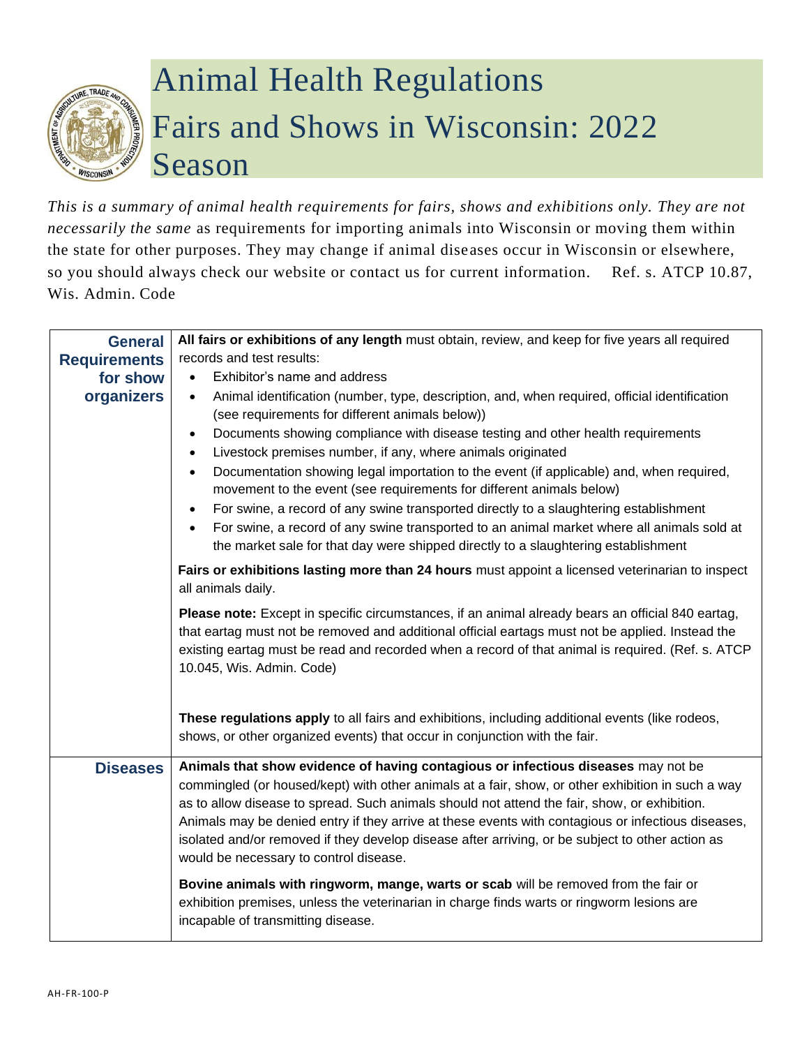# Animal Health Regulations

# Fairs and Shows in Wisconsin: 2022 Season

*This is a summary of animal health requirements for fairs, shows and exhibitions only. They are not necessarily the same* as requirements for importing animals into Wisconsin or moving them within the state for other purposes. They may change if animal diseases occur in Wisconsin or elsewhere, so you should always check our website or contact us for current information. Ref. s. ATCP 10.87, Wis. Admin. Code

| | |
|---|---|
| **General Requirements for show organizers** | **All fairs or exhibitions of any length** must obtain, review, and keep for five years all required records and test results:<br>• Exhibitor's name and address<br>• Animal identification (number, type, description, and, when required, official identification (see requirements for different animals below))<br>• Documents showing compliance with disease testing and other health requirements<br>• Livestock premises number, if any, where animals originated<br>• Documentation showing legal importation to the event (if applicable) and, when required, movement to the event (see requirements for different animals below)<br>• For swine, a record of any swine transported directly to a slaughtering establishment<br>• For swine, a record of any swine transported to an animal market where all animals sold at the market sale for that day were shipped directly to a slaughtering establishment<br><br>**Fairs or exhibitions lasting more than 24 hours** must appoint a licensed veterinarian to inspect all animals daily.<br><br>**Please note:** Except in specific circumstances, if an animal already bears an official 840 eartag, that eartag must not be removed and additional official eartags must not be applied. Instead the existing eartag must be read and recorded when a record of that animal is required. (Ref. s. ATCP 10.045, Wis. Admin. Code)<br><br>**These regulations apply** to all fairs and exhibitions, including additional events (like rodeos, shows, or other organized events) that occur in conjunction with the fair. |
| **Diseases** | **Animals that show evidence of having contagious or infectious diseases** may not be commingled (or housed/kept) with other animals at a fair, show, or other exhibition in such a way as to allow disease to spread. Such animals should not attend the fair, show, or exhibition. Animals may be denied entry if they arrive at these events with contagious or infectious diseases, isolated and/or removed if they develop disease after arriving, or be subject to other action as would be necessary to control disease.<br><br>**Bovine animals with ringworm, mange, warts or scab** will be removed from the fair or exhibition premises, unless the veterinarian in charge finds warts or ringworm lesions are incapable of transmitting disease. |

AH-FR-100-P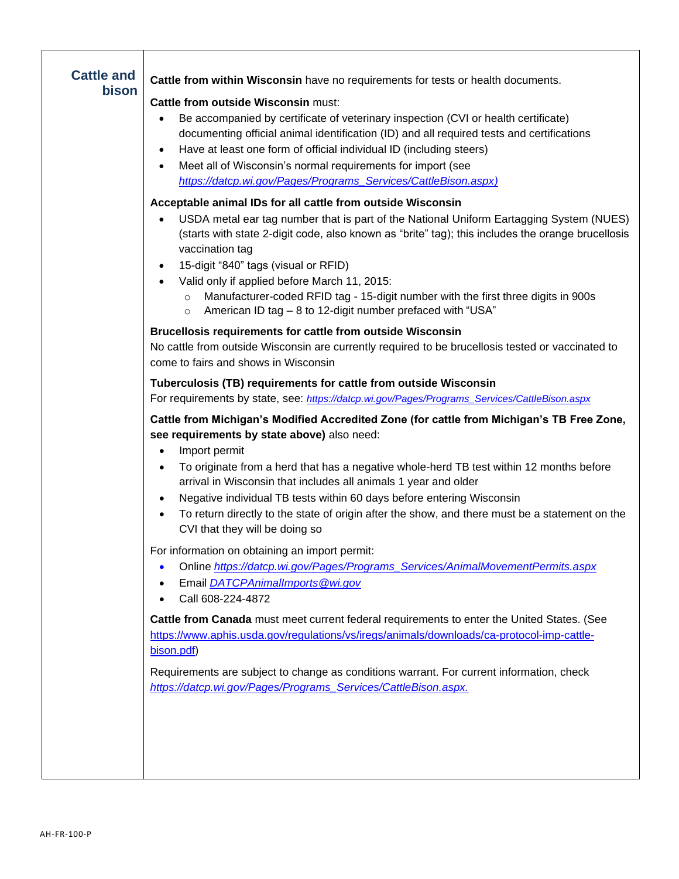## Cattle and bison

**Cattle from within Wisconsin** have no requirements for tests or health documents.

**Cattle from outside Wisconsin** must:

- Be accompanied by certificate of veterinary inspection (CVI or health certificate) documenting official animal identification (ID) and all required tests and certifications
- Have at least one form of official individual ID (including steers)
- Meet all of Wisconsin's normal requirements for import (see *https://datcp.wi.gov/Pages/Programs_Services/CattleBison.aspx)*

**Acceptable animal IDs for all cattle from outside Wisconsin**

- USDA metal ear tag number that is part of the National Uniform Eartagging System (NUES) (starts with state 2-digit code, also known as "brite" tag); this includes the orange brucellosis vaccination tag
- 15-digit "840" tags (visual or RFID)
- Valid only if applied before March 11, 2015:
  - Manufacturer-coded RFID tag - 15-digit number with the first three digits in 900s
  - American ID tag – 8 to 12-digit number prefaced with "USA"

**Brucellosis requirements for cattle from outside Wisconsin**

No cattle from outside Wisconsin are currently required to be brucellosis tested or vaccinated to come to fairs and shows in Wisconsin

**Tuberculosis (TB) requirements for cattle from outside Wisconsin**

For requirements by state, see: *https://datcp.wi.gov/Pages/Programs_Services/CattleBison.aspx*

**Cattle from Michigan's Modified Accredited Zone (for cattle from Michigan's TB Free Zone, see requirements by state above)** also need:

- Import permit
- To originate from a herd that has a negative whole-herd TB test within 12 months before arrival in Wisconsin that includes all animals 1 year and older
- Negative individual TB tests within 60 days before entering Wisconsin
- To return directly to the state of origin after the show, and there must be a statement on the CVI that they will be doing so

For information on obtaining an import permit:

- Online *https://datcp.wi.gov/Pages/Programs_Services/AnimalMovementPermits.aspx*
- Email *DATCPAnimalImports@wi.gov*
- Call 608-224-4872

**Cattle from Canada** must meet current federal requirements to enter the United States. (See https://www.aphis.usda.gov/regulations/vs/iregs/animals/downloads/ca-protocol-imp-cattle-bison.pdf)

Requirements are subject to change as conditions warrant. For current information, check *https://datcp.wi.gov/Pages/Programs_Services/CattleBison.aspx.*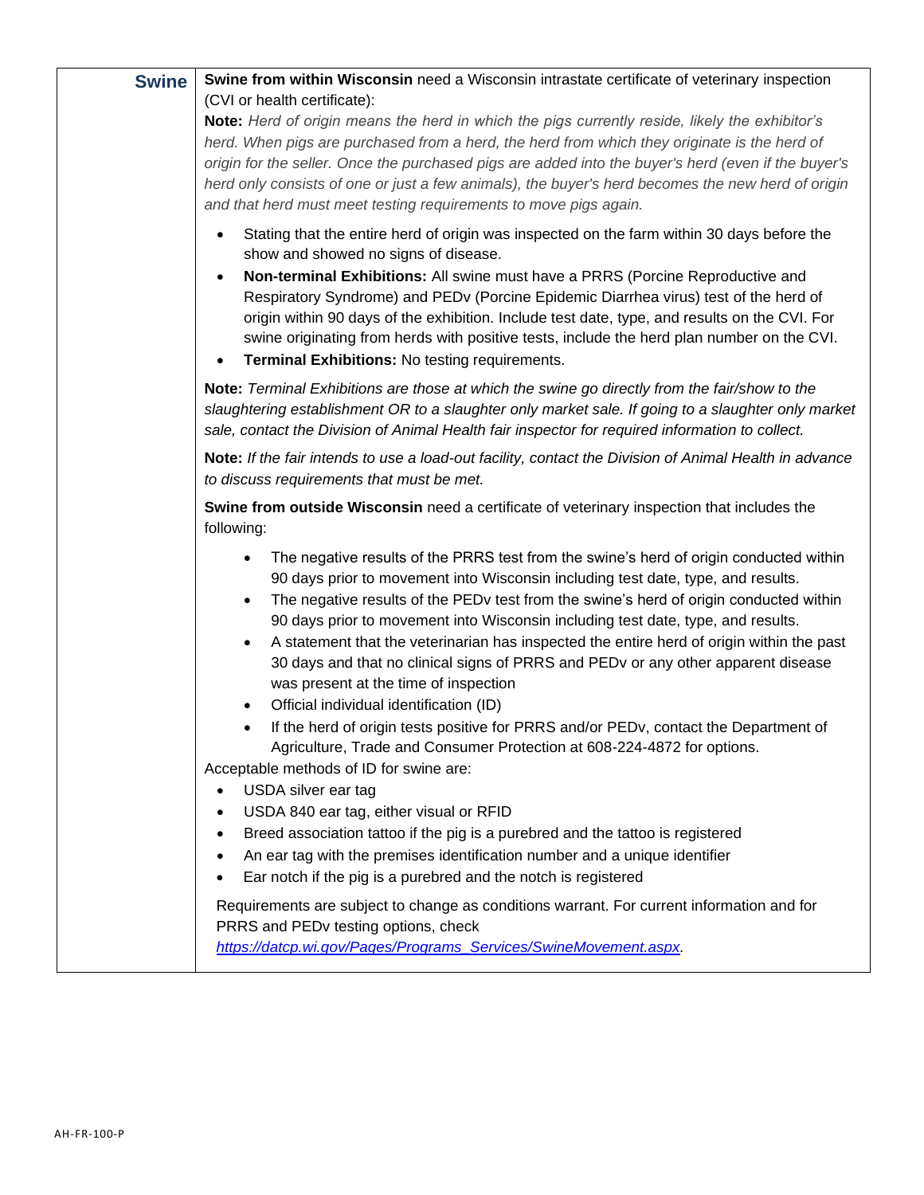| | |
|---|---|
| **Swine** | **Swine from within Wisconsin** need a Wisconsin intrastate certificate of veterinary inspection (CVI or health certificate):<br>**Note:** *Herd of origin means the herd in which the pigs currently reside, likely the exhibitor's herd. When pigs are purchased from a herd, the herd from which they originate is the herd of origin for the seller. Once the purchased pigs are added into the buyer's herd (even if the buyer's herd only consists of one or just a few animals), the buyer's herd becomes the new herd of origin and that herd must meet testing requirements to move pigs again.*<br>• Stating that the entire herd of origin was inspected on the farm within 30 days before the show and showed no signs of disease.<br>• **Non-terminal Exhibitions:** All swine must have a PRRS (Porcine Reproductive and Respiratory Syndrome) and PEDv (Porcine Epidemic Diarrhea virus) test of the herd of origin within 90 days of the exhibition. Include test date, type, and results on the CVI. For swine originating from herds with positive tests, include the herd plan number on the CVI.<br>• **Terminal Exhibitions:** No testing requirements.<br>**Note:** *Terminal Exhibitions are those at which the swine go directly from the fair/show to the slaughtering establishment OR to a slaughter only market sale. If going to a slaughter only market sale, contact the Division of Animal Health fair inspector for required information to collect.*<br>**Note:** *If the fair intends to use a load-out facility, contact the Division of Animal Health in advance to discuss requirements that must be met.*<br>**Swine from outside Wisconsin** need a certificate of veterinary inspection that includes the following:<br>• The negative results of the PRRS test from the swine's herd of origin conducted within 90 days prior to movement into Wisconsin including test date, type, and results.<br>• The negative results of the PEDv test from the swine's herd of origin conducted within 90 days prior to movement into Wisconsin including test date, type, and results.<br>• A statement that the veterinarian has inspected the entire herd of origin within the past 30 days and that no clinical signs of PRRS and PEDv or any other apparent disease was present at the time of inspection<br>• Official individual identification (ID)<br>• If the herd of origin tests positive for PRRS and/or PEDv, contact the Department of Agriculture, Trade and Consumer Protection at 608-224-4872 for options.<br>Acceptable methods of ID for swine are:<br>• USDA silver ear tag<br>• USDA 840 ear tag, either visual or RFID<br>• Breed association tattoo if the pig is a purebred and the tattoo is registered<br>• An ear tag with the premises identification number and a unique identifier<br>• Ear notch if the pig is a purebred and the notch is registered<br>Requirements are subject to change as conditions warrant. For current information and for PRRS and PEDv testing options, check https://datcp.wi.gov/Pages/Programs_Services/SwineMovement.aspx. |

AH-FR-100-P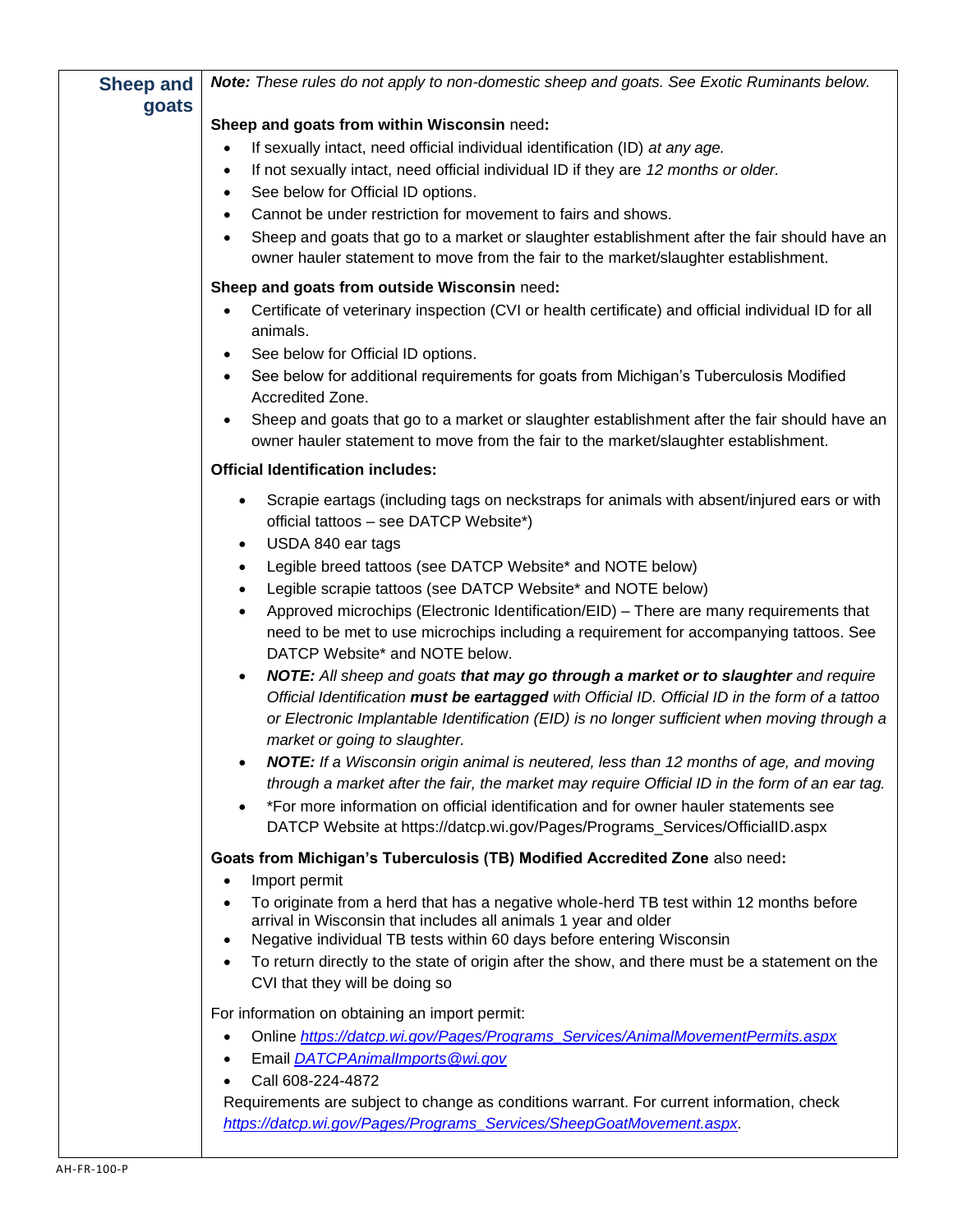## Sheep and goats

***Note:** These rules do not apply to non-domestic sheep and goats. See Exotic Ruminants below.*

**Sheep and goats from within Wisconsin** need**:**

- If sexually intact, need official individual identification (ID) *at any age.*
- If not sexually intact, need official individual ID if they are *12 months or older.*
- See below for Official ID options.
- Cannot be under restriction for movement to fairs and shows.
- Sheep and goats that go to a market or slaughter establishment after the fair should have an owner hauler statement to move from the fair to the market/slaughter establishment.

**Sheep and goats from outside Wisconsin** need**:**

- Certificate of veterinary inspection (CVI or health certificate) and official individual ID for all animals.
- See below for Official ID options.
- See below for additional requirements for goats from Michigan's Tuberculosis Modified Accredited Zone.
- Sheep and goats that go to a market or slaughter establishment after the fair should have an owner hauler statement to move from the fair to the market/slaughter establishment.

**Official Identification includes:**

- Scrapie eartags (including tags on neckstraps for animals with absent/injured ears or with official tattoos – see DATCP Website*)
- USDA 840 ear tags
- Legible breed tattoos (see DATCP Website* and NOTE below)
- Legible scrapie tattoos (see DATCP Website* and NOTE below)
- Approved microchips (Electronic Identification/EID) – There are many requirements that need to be met to use microchips including a requirement for accompanying tattoos. See DATCP Website* and NOTE below.
- ***NOTE:** All sheep and goats **that may go through a market or to slaughter** and require Official Identification **must be eartagged** with Official ID. Official ID in the form of a tattoo or Electronic Implantable Identification (EID) is no longer sufficient when moving through a market or going to slaughter.*
- ***NOTE:** If a Wisconsin origin animal is neutered, less than 12 months of age, and moving through a market after the fair, the market may require Official ID in the form of an ear tag.*
- *For more information on official identification and for owner hauler statements see DATCP Website at https://datcp.wi.gov/Pages/Programs_Services/OfficialID.aspx

**Goats from Michigan's Tuberculosis (TB) Modified Accredited Zone** also need**:**

- Import permit
- To originate from a herd that has a negative whole-herd TB test within 12 months before arrival in Wisconsin that includes all animals 1 year and older
- Negative individual TB tests within 60 days before entering Wisconsin
- To return directly to the state of origin after the show, and there must be a statement on the CVI that they will be doing so

For information on obtaining an import permit:

- Online *https://datcp.wi.gov/Pages/Programs_Services/AnimalMovementPermits.aspx*
- Email *DATCPAnimalImports@wi.gov*
- Call 608-224-4872

Requirements are subject to change as conditions warrant. For current information, check *https://datcp.wi.gov/Pages/Programs_Services/SheepGoatMovement.aspx*.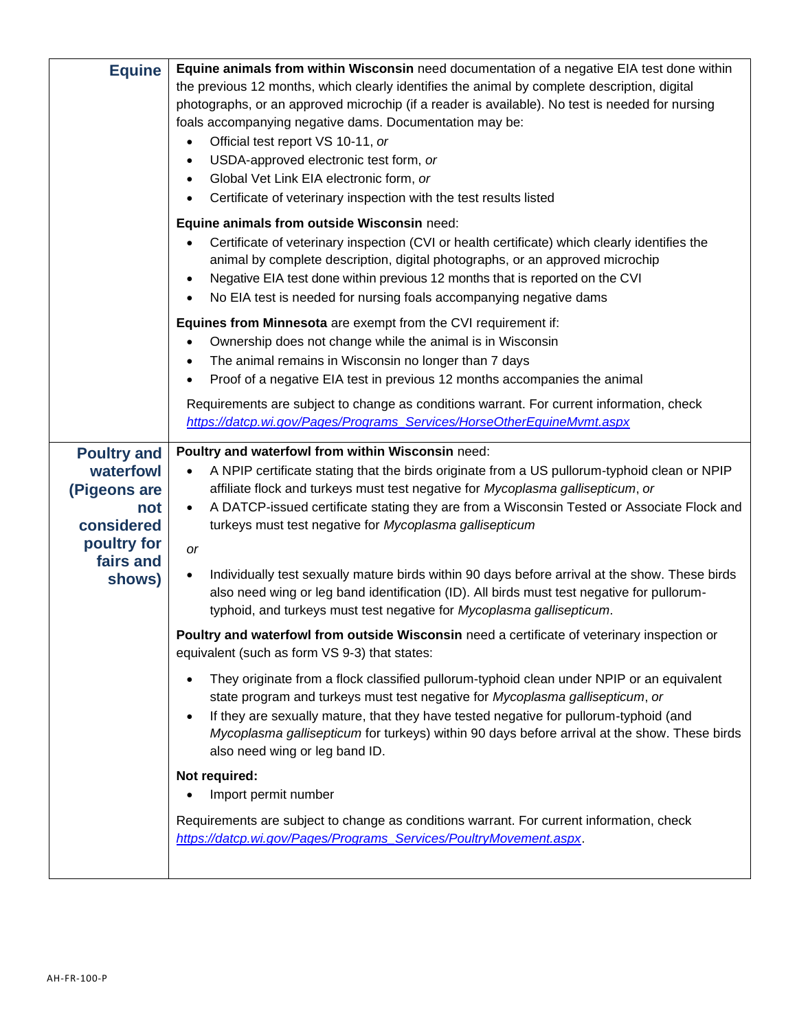| | |
|---|---|
| **Equine** | **Equine animals from within Wisconsin** need documentation of a negative EIA test done within the previous 12 months, which clearly identifies the animal by complete description, digital photographs, or an approved microchip (if a reader is available). No test is needed for nursing foals accompanying negative dams. Documentation may be:<br>• Official test report VS 10-11, *or*<br>• USDA-approved electronic test form, *or*<br>• Global Vet Link EIA electronic form, *or*<br>• Certificate of veterinary inspection with the test results listed<br><br>**Equine animals from outside Wisconsin** need:<br>• Certificate of veterinary inspection (CVI or health certificate) which clearly identifies the animal by complete description, digital photographs, or an approved microchip<br>• Negative EIA test done within previous 12 months that is reported on the CVI<br>• No EIA test is needed for nursing foals accompanying negative dams<br><br>**Equines from Minnesota** are exempt from the CVI requirement if:<br>• Ownership does not change while the animal is in Wisconsin<br>• The animal remains in Wisconsin no longer than 7 days<br>• Proof of a negative EIA test in previous 12 months accompanies the animal<br><br>Requirements are subject to change as conditions warrant. For current information, check [https://datcp.wi.gov/Pages/Programs_Services/HorseOtherEquineMvmt.aspx](https://datcp.wi.gov/Pages/Programs_Services/HorseOtherEquineMvmt.aspx) |
| **Poultry and waterfowl (Pigeons are not considered poultry for fairs and shows)** | **Poultry and waterfowl from within Wisconsin** need:<br>• A NPIP certificate stating that the birds originate from a US pullorum-typhoid clean or NPIP affiliate flock and turkeys must test negative for *Mycoplasma gallisepticum*, *or*<br>• A DATCP-issued certificate stating they are from a Wisconsin Tested or Associate Flock and turkeys must test negative for *Mycoplasma gallisepticum*<br><br>*or*<br><br>• Individually test sexually mature birds within 90 days before arrival at the show. These birds also need wing or leg band identification (ID). All birds must test negative for pullorum-typhoid, and turkeys must test negative for *Mycoplasma gallisepticum*.<br><br>**Poultry and waterfowl from outside Wisconsin** need a certificate of veterinary inspection or equivalent (such as form VS 9-3) that states:<br>• They originate from a flock classified pullorum-typhoid clean under NPIP or an equivalent state program and turkeys must test negative for *Mycoplasma gallisepticum*, *or*<br>• If they are sexually mature, that they have tested negative for pullorum-typhoid (and *Mycoplasma gallisepticum* for turkeys) within 90 days before arrival at the show. These birds also need wing or leg band ID.<br><br>**Not required:**<br>• Import permit number<br><br>Requirements are subject to change as conditions warrant. For current information, check [https://datcp.wi.gov/Pages/Programs_Services/PoultryMovement.aspx](https://datcp.wi.gov/Pages/Programs_Services/PoultryMovement.aspx). |

AH-FR-100-P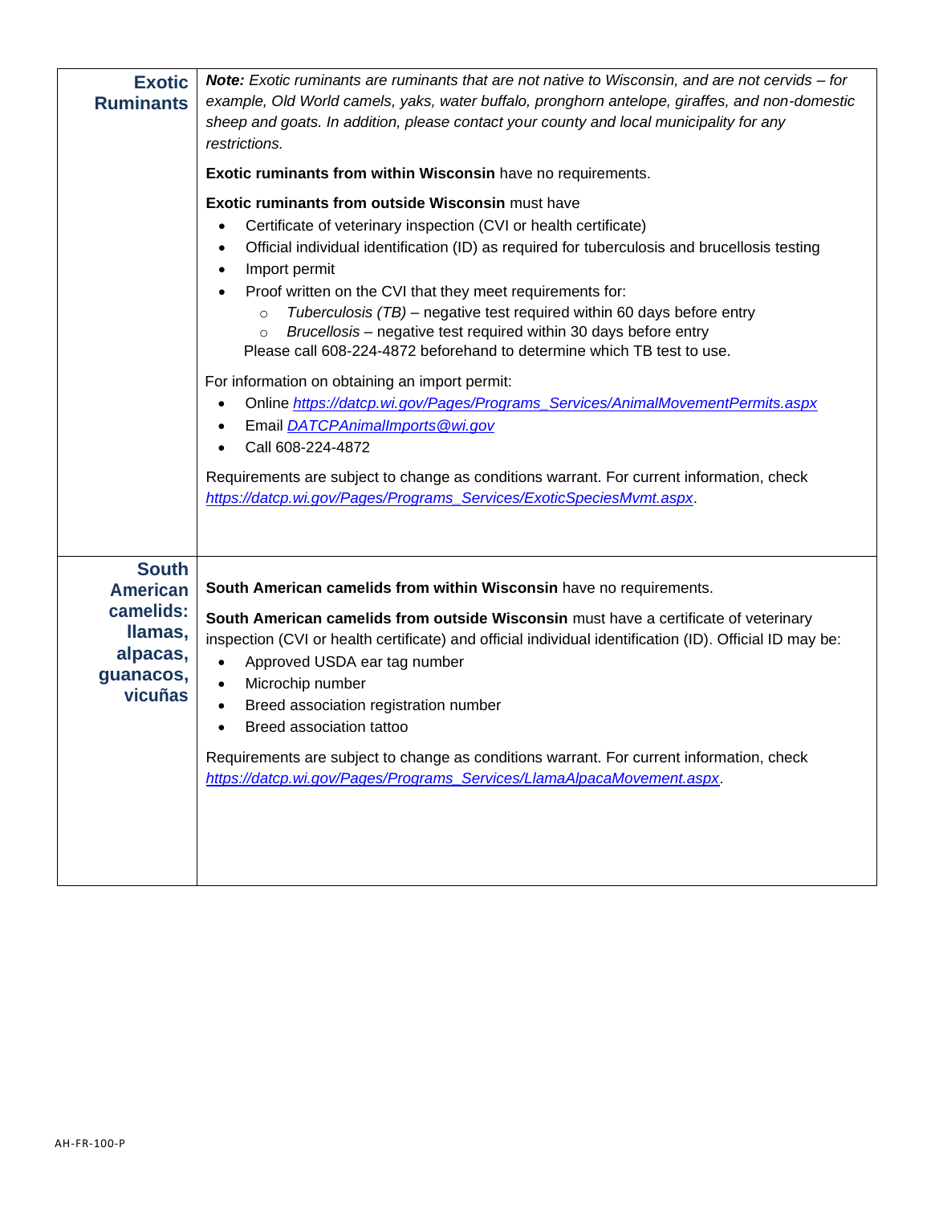| | |
|---|---|
| **Exotic Ruminants** | ***Note:*** *Exotic ruminants are ruminants that are not native to Wisconsin, and are not cervids – for example, Old World camels, yaks, water buffalo, pronghorn antelope, giraffes, and non-domestic sheep and goats. In addition, please contact your county and local municipality for any restrictions.*<br><br>**Exotic ruminants from within Wisconsin** have no requirements.<br><br>**Exotic ruminants from outside Wisconsin** must have<br>• Certificate of veterinary inspection (CVI or health certificate)<br>• Official individual identification (ID) as required for tuberculosis and brucellosis testing<br>• Import permit<br>• Proof written on the CVI that they meet requirements for:<br>&nbsp;&nbsp;&nbsp;&nbsp;○ *Tuberculosis (TB)* – negative test required within 60 days before entry<br>&nbsp;&nbsp;&nbsp;&nbsp;○ *Brucellosis* – negative test required within 30 days before entry<br>Please call 608-224-4872 beforehand to determine which TB test to use.<br><br>For information on obtaining an import permit:<br>• Online *https://datcp.wi.gov/Pages/Programs_Services/AnimalMovementPermits.aspx*<br>• Email *DATCPAnimalImports@wi.gov*<br>• Call 608-224-4872<br><br>Requirements are subject to change as conditions warrant. For current information, check *https://datcp.wi.gov/Pages/Programs_Services/ExoticSpeciesMvmt.aspx*. |
| **South American camelids: llamas, alpacas, guanacos, vicuñas** | **South American camelids from within Wisconsin** have no requirements.<br><br>**South American camelids from outside Wisconsin** must have a certificate of veterinary inspection (CVI or health certificate) and official individual identification (ID). Official ID may be:<br>• Approved USDA ear tag number<br>• Microchip number<br>• Breed association registration number<br>• Breed association tattoo<br><br>Requirements are subject to change as conditions warrant. For current information, check *https://datcp.wi.gov/Pages/Programs_Services/LlamaAlpacaMovement.aspx*. |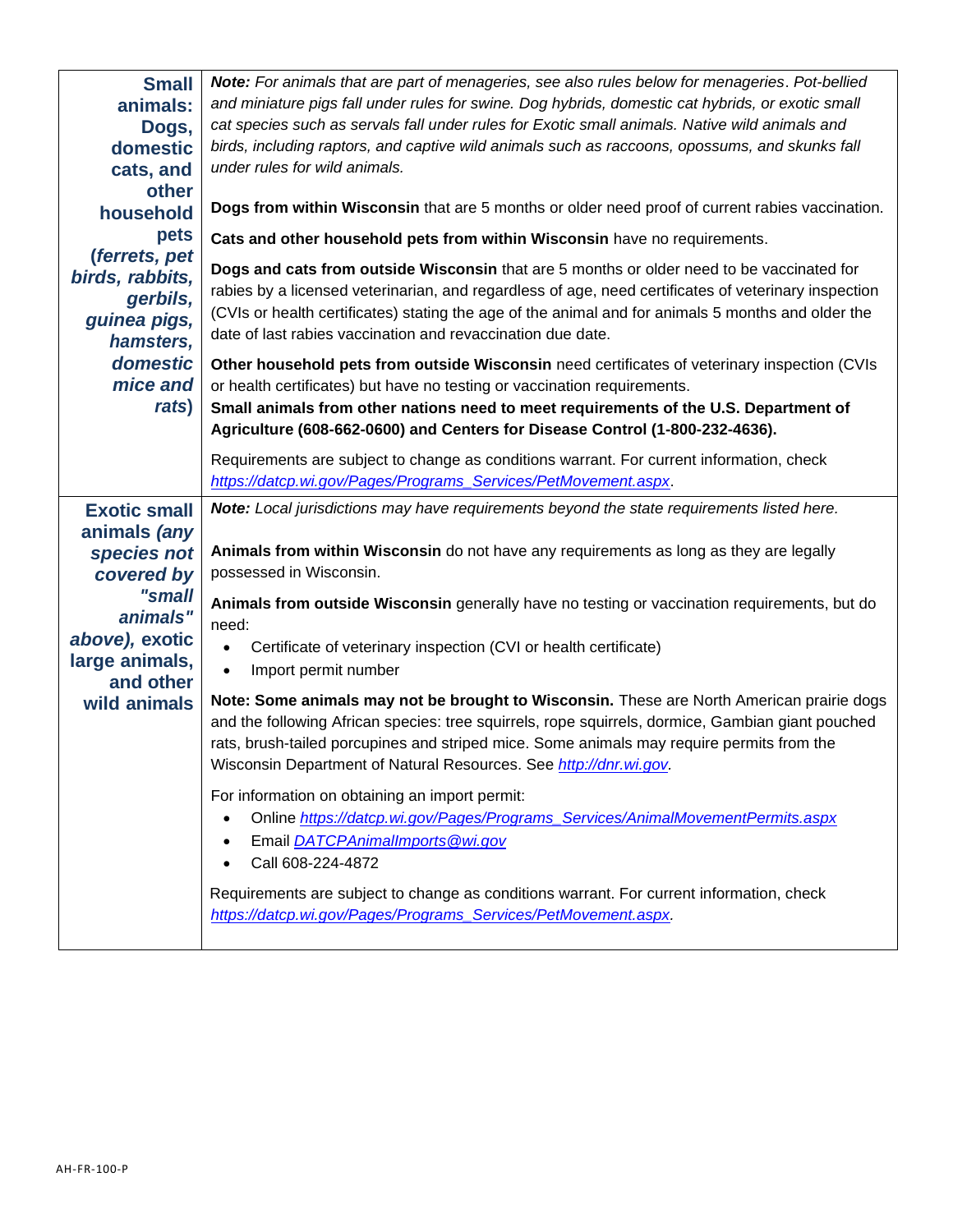| | |
|---|---|
| **Small animals: Dogs, domestic cats, and other household pets *(ferrets, pet birds, rabbits, gerbils, guinea pigs, hamsters, domestic mice and rats)*** | ***Note:*** *For animals that are part of menageries, see also rules below for menageries. Pot-bellied and miniature pigs fall under rules for swine. Dog hybrids, domestic cat hybrids, or exotic small cat species such as servals fall under rules for Exotic small animals. Native wild animals and birds, including raptors, and captive wild animals such as raccoons, opossums, and skunks fall under rules for wild animals.*<br><br>**Dogs from within Wisconsin** that are 5 months or older need proof of current rabies vaccination.<br><br>**Cats and other household pets from within Wisconsin** have no requirements.<br><br>**Dogs and cats from outside Wisconsin** that are 5 months or older need to be vaccinated for rabies by a licensed veterinarian, and regardless of age, need certificates of veterinary inspection (CVIs or health certificates) stating the age of the animal and for animals 5 months and older the date of last rabies vaccination and revaccination due date.<br><br>**Other household pets from outside Wisconsin** need certificates of veterinary inspection (CVIs or health certificates) but have no testing or vaccination requirements.<br>**Small animals from other nations need to meet requirements of the U.S. Department of Agriculture (608-662-0600) and Centers for Disease Control (1-800-232-4636).**<br><br>Requirements are subject to change as conditions warrant. For current information, check *https://datcp.wi.gov/Pages/Programs_Services/PetMovement.aspx*. |
| **Exotic small animals *(any species not covered by "small animals" above)*, exotic large animals, and other wild animals** | ***Note:*** *Local jurisdictions may have requirements beyond the state requirements listed here.*<br><br>**Animals from within Wisconsin** do not have any requirements as long as they are legally possessed in Wisconsin.<br><br>**Animals from outside Wisconsin** generally have no testing or vaccination requirements, but do need:<br>• Certificate of veterinary inspection (CVI or health certificate)<br>• Import permit number<br><br>**Note: Some animals may not be brought to Wisconsin.** These are North American prairie dogs and the following African species: tree squirrels, rope squirrels, dormice, Gambian giant pouched rats, brush-tailed porcupines and striped mice. Some animals may require permits from the Wisconsin Department of Natural Resources. See *http://dnr.wi.gov.*<br><br>For information on obtaining an import permit:<br>• Online *https://datcp.wi.gov/Pages/Programs_Services/AnimalMovementPermits.aspx*<br>• Email *DATCPAnimalImports@wi.gov*<br>• Call 608-224-4872<br><br>Requirements are subject to change as conditions warrant. For current information, check *https://datcp.wi.gov/Pages/Programs_Services/PetMovement.aspx.* |

AH-FR-100-P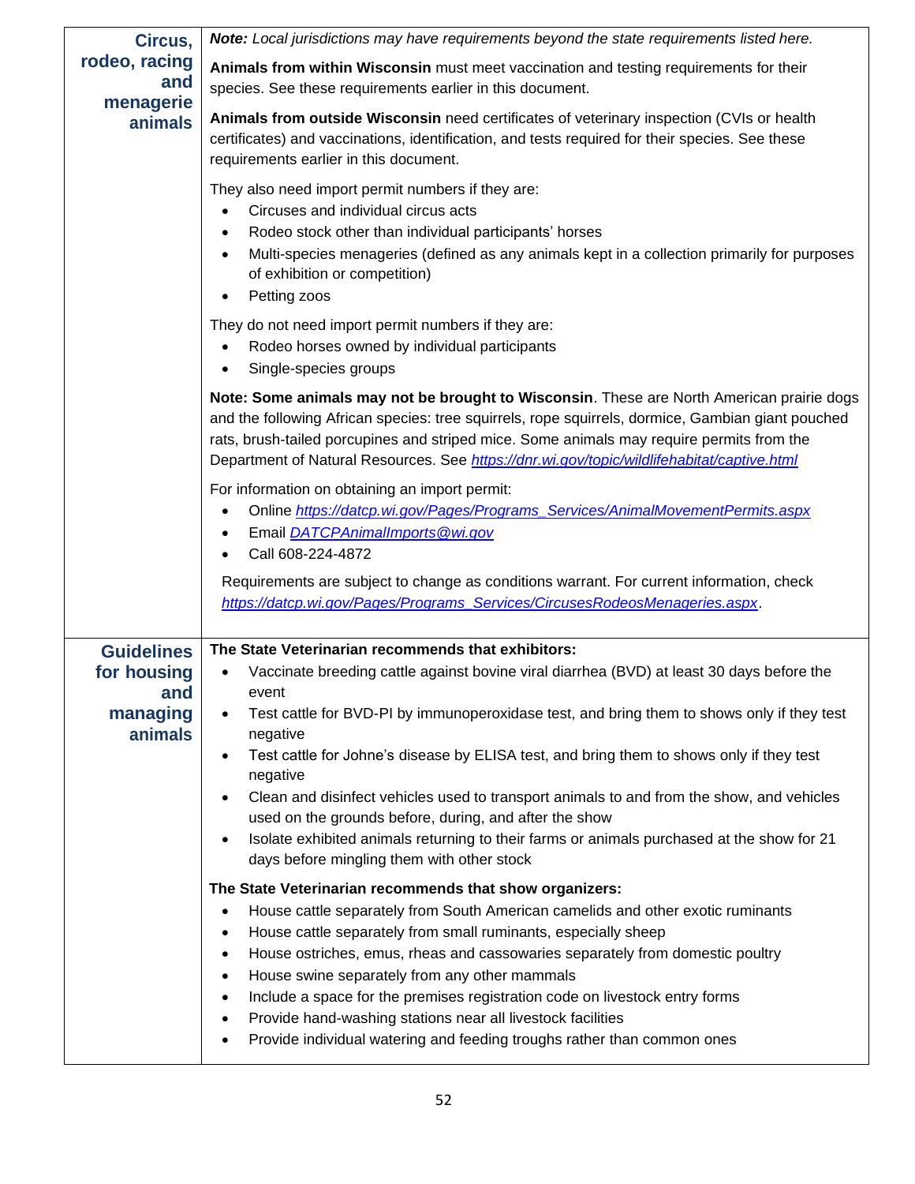## Circus, rodeo, racing and menagerie animals

***Note:*** *Local jurisdictions may have requirements beyond the state requirements listed here.*

**Animals from within Wisconsin** must meet vaccination and testing requirements for their species. See these requirements earlier in this document.

**Animals from outside Wisconsin** need certificates of veterinary inspection (CVIs or health certificates) and vaccinations, identification, and tests required for their species. See these requirements earlier in this document.

They also need import permit numbers if they are:

- Circuses and individual circus acts
- Rodeo stock other than individual participants' horses
- Multi-species menageries (defined as any animals kept in a collection primarily for purposes of exhibition or competition)
- Petting zoos

They do not need import permit numbers if they are:

- Rodeo horses owned by individual participants
- Single-species groups

**Note: Some animals may not be brought to Wisconsin**. These are North American prairie dogs and the following African species: tree squirrels, rope squirrels, dormice, Gambian giant pouched rats, brush-tailed porcupines and striped mice. Some animals may require permits from the Department of Natural Resources. See *https://dnr.wi.gov/topic/wildlifehabitat/captive.html*

For information on obtaining an import permit:

- Online *https://datcp.wi.gov/Pages/Programs_Services/AnimalMovementPermits.aspx*
- Email *DATCPAnimalImports@wi.gov*
- Call 608-224-4872

Requirements are subject to change as conditions warrant. For current information, check *https://datcp.wi.gov/Pages/Programs_Services/CircusesRodeosMenageries.aspx*.

## Guidelines for housing and managing animals

**The State Veterinarian recommends that exhibitors:**

- Vaccinate breeding cattle against bovine viral diarrhea (BVD) at least 30 days before the event
- Test cattle for BVD-PI by immunoperoxidase test, and bring them to shows only if they test negative
- Test cattle for Johne's disease by ELISA test, and bring them to shows only if they test negative
- Clean and disinfect vehicles used to transport animals to and from the show, and vehicles used on the grounds before, during, and after the show
- Isolate exhibited animals returning to their farms or animals purchased at the show for 21 days before mingling them with other stock

**The State Veterinarian recommends that show organizers:**

- House cattle separately from South American camelids and other exotic ruminants
- House cattle separately from small ruminants, especially sheep
- House ostriches, emus, rheas and cassowaries separately from domestic poultry
- House swine separately from any other mammals
- Include a space for the premises registration code on livestock entry forms
- Provide hand-washing stations near all livestock facilities
- Provide individual watering and feeding troughs rather than common ones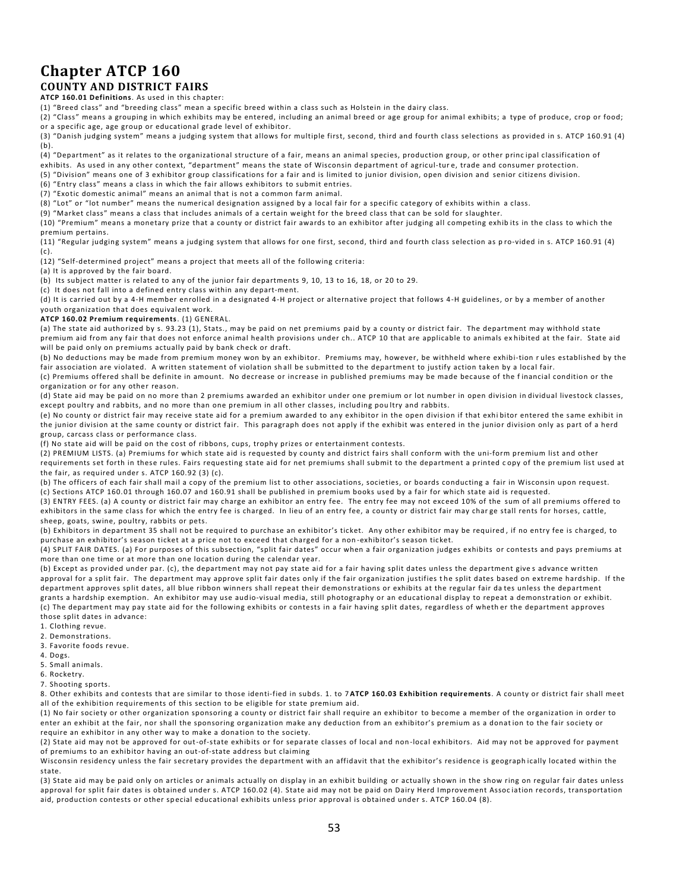# Chapter ATCP 160

## COUNTY AND DISTRICT FAIRS

**ATCP 160.01 Definitions**. As used in this chapter:

(1) "Breed class" and "breeding class" mean a specific breed within a class such as Holstein in the dairy class.

(2) "Class" means a grouping in which exhibits may be entered, including an animal breed or age group for animal exhibits; a type of produce, crop or food; or a specific age, age group or educational grade level of exhibitor.

(3) "Danish judging system" means a judging system that allows for multiple first, second, third and fourth class selections as provided in s. ATCP 160.91 (4) (b).

(4) "Department" as it relates to the organizational structure of a fair, means an animal species, production group, or other principal classification of exhibits. As used in any other context, "department" means the state of Wisconsin department of agricul-ture, trade and consumer protection.

(5) "Division" means one of 3 exhibitor group classifications for a fair and is limited to junior division, open division and senior citizens division.

(6) "Entry class" means a class in which the fair allows exhibitors to submit entries.

(7) "Exotic domestic animal" means an animal that is not a common farm animal.

(8) "Lot" or "lot number" means the numerical designation assigned by a local fair for a specific category of exhibits within a class.

(9) "Market class" means a class that includes animals of a certain weight for the breed class that can be sold for slaughter.

(10) "Premium" means a monetary prize that a county or district fair awards to an exhibitor after judging all competing exhibits in the class to which the premium pertains.

(11) "Regular judging system" means a judging system that allows for one first, second, third and fourth class selection as pro-vided in s. ATCP 160.91 (4) (c).

(12) "Self-determined project" means a project that meets all of the following criteria:

(a) It is approved by the fair board.

(b) Its subject matter is related to any of the junior fair departments 9, 10, 13 to 16, 18, or 20 to 29.

(c) It does not fall into a defined entry class within any depart-ment.

(d) It is carried out by a 4-H member enrolled in a designated 4-H project or alternative project that follows 4-H guidelines, or by a member of another youth organization that does equivalent work.

**ATCP 160.02 Premium requirements**. (1) GENERAL.

(a) The state aid authorized by s. 93.23 (1), Stats., may be paid on net premiums paid by a county or district fair. The department may withhold state premium aid from any fair that does not enforce animal health provisions under ch.. ATCP 10 that are applicable to animals exhibited at the fair. State aid will be paid only on premiums actually paid by bank check or draft.

(b) No deductions may be made from premium money won by an exhibitor. Premiums may, however, be withheld where exhibi-tion rules established by the fair association are violated. A written statement of violation shall be submitted to the department to justify action taken by a local fair.

(c) Premiums offered shall be definite in amount. No decrease or increase in published premiums may be made because of the financial condition or the organization or for any other reason.

(d) State aid may be paid on no more than 2 premiums awarded an exhibitor under one premium or lot number in open division individual livestock classes, except poultry and rabbits, and no more than one premium in all other classes, including poultry and rabbits.

(e) No county or district fair may receive state aid for a premium awarded to any exhibitor in the open division if that exhibitor entered the same exhibit in the junior division at the same county or district fair. This paragraph does not apply if the exhibit was entered in the junior division only as part of a herd group, carcass class or performance class.

(f) No state aid will be paid on the cost of ribbons, cups, trophy prizes or entertainment contests.

(2) PREMIUM LISTS. (a) Premiums for which state aid is requested by county and district fairs shall conform with the uni-form premium list and other requirements set forth in these rules. Fairs requesting state aid for net premiums shall submit to the department a printed copy of the premium list used at the fair, as required under s. ATCP 160.92 (3) (c).

(b) The officers of each fair shall mail a copy of the premium list to other associations, societies, or boards conducting a fair in Wisconsin upon request.

(c) Sections ATCP 160.01 through 160.07 and 160.91 shall be published in premium books used by a fair for which state aid is requested.

(3) ENTRY FEES. (a) A county or district fair may charge an exhibitor an entry fee. The entry fee may not exceed 10% of the sum of all premiums offered to exhibitors in the same class for which the entry fee is charged. In lieu of an entry fee, a county or district fair may charge stall rents for horses, cattle, sheep, goats, swine, poultry, rabbits or pets.

(b) Exhibitors in department 35 shall not be required to purchase an exhibitor's ticket. Any other exhibitor may be required, if no entry fee is charged, to purchase an exhibitor's season ticket at a price not to exceed that charged for a non-exhibitor's season ticket.

(4) SPLIT FAIR DATES. (a) For purposes of this subsection, "split fair dates" occur when a fair organization judges exhibits or contests and pays premiums at more than one time or at more than one location during the calendar year.

(b) Except as provided under par. (c), the department may not pay state aid for a fair having split dates unless the department gives advance written approval for a split fair. The department may approve split fair dates only if the fair organization justifies the split dates based on extreme hardship. If the department approves split dates, all blue ribbon winners shall repeat their demonstrations or exhibits at the regular fair dates unless the department grants a hardship exemption. An exhibitor may use audio-visual media, still photography or an educational display to repeat a demonstration or exhibit.

(c) The department may pay state aid for the following exhibits or contests in a fair having split dates, regardless of whether the department approves those split dates in advance:

1. Clothing revue.
2. Demonstrations.
3. Favorite foods revue.
4. Dogs.
5. Small animals.
6. Rocketry.
7. Shooting sports.
8. Other exhibits and contests that are similar to those identi-fied in subds. 1. to 7

**ATCP 160.03 Exhibition requirements**. A county or district fair shall meet all of the exhibition requirements of this section to be eligible for state premium aid.

(1) No fair society or other organization sponsoring a county or district fair shall require an exhibitor to become a member of the organization in order to enter an exhibit at the fair, nor shall the sponsoring organization make any deduction from an exhibitor's premium as a donation to the fair society or require an exhibitor in any other way to make a donation to the society.

(2) State aid may not be approved for out-of-state exhibits or for separate classes of local and non-local exhibitors. Aid may not be approved for payment of premiums to an exhibitor having an out-of-state address but claiming Wisconsin residency unless the fair secretary provides the department with an affidavit that the exhibitor's residence is geographically located within the state.

(3) State aid may be paid only on articles or animals actually on display in an exhibit building or actually shown in the show ring on regular fair dates unless approval for split fair dates is obtained under s. ATCP 160.02 (4). State aid may not be paid on Dairy Herd Improvement Association records, transportation aid, production contests or other special educational exhibits unless prior approval is obtained under s. ATCP 160.04 (8).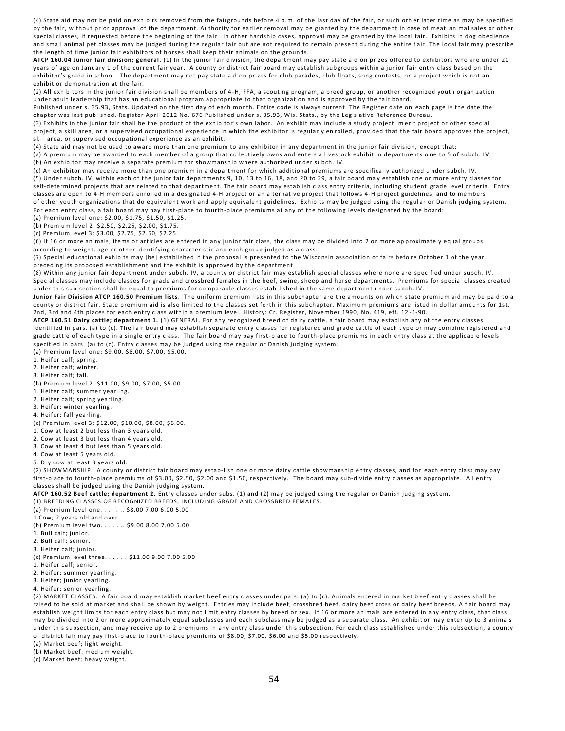(4) State aid may not be paid on exhibits removed from the fairgrounds before 4 p.m. of the last day of the fair, or such other later time as may be specified by the fair, without prior approval of the department. Authority for earlier removal may be granted by the department in case of meat animal sales or other special classes, if requested before the beginning of the fair. In other hardship cases, approval may be granted by the local fair. Exhibits in dog obedience and small animal pet classes may be judged during the regular fair but are not required to remain present during the entire fair. The local fair may prescribe the length of time junior fair exhibitors of horses shall keep their animals on the grounds.

**ATCP 160.04 Junior fair division; general**. (1) In the junior fair division, the department may pay state aid on prizes offered to exhibitors who are under 20 years of age on January 1 of the current fair year. A county or district fair board may establish subgroups within a junior fair entry class based on the exhibitor's grade in school. The department may not pay state aid on prizes for club parades, club floats, song contests, or a project which is not an exhibit or demonstration at the fair.

(2) All exhibitors in the junior fair division shall be members of 4-H, FFA, a scouting program, a breed group, or another recognized youth organization under adult leadership that has an educational program appropriate to that organization and is approved by the fair board.

Published under s. 35.93, Stats. Updated on the first day of each month. Entire code is always current. The Register date on each page is the date the chapter was last published. Register April 2012 No. 676 Published under s. 35.93, Wis. Stats., by the Legislative Reference Bureau.

(3) Exhibits in the junior fair shall be the product of the exhibitor's own labor. An exhibit may include a study project, merit project or other special project, a skill area, or a supervised occupational experience in which the exhibitor is regularly enrolled, provided that the fair board approves the project, skill area, or supervised occupational experience as an exhibit.

(4) State aid may not be used to award more than one premium to any exhibitor in any department in the junior fair division, except that:

(a) A premium may be awarded to each member of a group that collectively owns and enters a livestock exhibit in departments one to 5 of subch. IV.

(b) An exhibitor may receive a separate premium for showmanship where authorized under subch. IV.

(c) An exhibitor may receive more than one premium in a department for which additional premiums are specifically authorized under subch. IV.

(5) Under subch. IV, within each of the junior fair departments 9, 10, 13 to 16, 18, and 20 to 29, a fair board may establish one or more entry classes for self-determined projects that are related to that department. The fair board may establish class entry criteria, including student grade level criteria. Entry classes are open to 4-H members enrolled in a designated 4-H project or an alternative project that follows 4-H project guidelines, and to members of other youth organizations that do equivalent work and apply equivalent guidelines. Exhibits may be judged using the regular or Danish judging system. For each entry class, a fair board may pay first-place to fourth-place premiums at any of the following levels designated by the board:

(a) Premium level one: $2.00, $1.75, $1.50, $1.25.

(b) Premium level 2: $2.50, $2.25, $2.00, $1.75.

(c) Premium level 3: $3.00, $2.75, $2.50, $2.25.

(6) If 16 or more animals, items or articles are entered in any junior fair class, the class may be divided into 2 or more approximately equal groups according to weight, age or other identifying characteristic and each group judged as a class.

(7) Special educational exhibits may [be] established if the proposal is presented to the Wisconsin association of fairs before October 1 of the year preceding its proposed establishment and the exhibit is approved by the department.

(8) Within any junior fair department under subch. IV, a county or district fair may establish special classes where none are specified under subch. IV. Special classes may include classes for grade and crossbred females in the beef, swine, sheep and horse departments. Premiums for special classes created under this sub-section shall be equal to premiums for comparable classes estab-lished in the same department under subch. IV.

**Junior Fair Division ATCP 160.50 Premium lists**. The uniform premium lists in this subchapter are the amounts on which state premium aid may be paid to a county or district fair. State premium aid is also limited to the classes set forth in this subchapter. Maximum premiums are listed in dollar amounts for 1st, 2nd, 3rd and 4th places for each entry class within a premium level. History: Cr. Register, November 1990, No. 419, eff. 12-1-90.

**ATCP 160.51 Dairy cattle; department 1.** (1) GENERAL. For any recognized breed of dairy cattle, a fair board may establish any of the entry classes identified in pars. (a) to (c). The fair board may establish separate entry classes for registered and grade cattle of each type or may combine registered and grade cattle of each type in a single entry class. The fair board may pay first-place to fourth-place premiums in each entry class at the applicable levels specified in pars. (a) to (c). Entry classes may be judged using the regular or Danish judging system.

(a) Premium level one: $9.00, $8.00, $7.00, $5.00.

1. Heifer calf; spring.
2. Heifer calf; winter.
3. Heifer calf; fall.

(b) Premium level 2: $11.00, $9.00, $7.00, $5.00.

1. Heifer calf; summer yearling.
2. Heifer calf; spring yearling.
3. Heifer; winter yearling.
4. Heifer; fall yearling.

(c) Premium level 3: $12.00, $10.00, $8.00, $6.00.

1. Cow at least 2 but less than 3 years old.
2. Cow at least 3 but less than 4 years old.
3. Cow at least 4 but less than 5 years old.
4. Cow at least 5 years old.
5. Dry cow at least 3 years old.

(2) SHOWMANSHIP. A county or district fair board may estab-lish one or more dairy cattle showmanship entry classes, and for each entry class may pay first-place to fourth-place premiums of $3.00, $2.50, $2.00 and $1.50, respectively. The board may sub-divide entry classes as appropriate. All entry classes shall be judged using the Danish judging system.

**ATCP 160.52 Beef cattle; department 2.** Entry classes under subs. (1) and (2) may be judged using the regular or Danish judging system.

(1) BREEDING CLASSES OF RECOGNIZED BREEDS, INCLUDING GRADE AND CROSSBRED FEMALES.

(a) Premium level one. . . . . .. $8.00 7.00 6.00 5.00

1.Cow; 2 years old and over.

(b) Premium level two. . . . . .. $9.00 8.00 7.00 5.00

1. Bull calf; junior.
2. Bull calf; senior.
3. Heifer calf; junior.

(c) Premium level three. . . . . . $11.00 9.00 7.00 5.00

1. Heifer calf; senior.
2. Heifer; summer yearling.
3. Heifer; junior yearling.
4. Heifer; senior yearling.

(2) MARKET CLASSES. A fair board may establish market beef entry classes under pars. (a) to (c). Animals entered in market beef entry classes shall be raised to be sold at market and shall be shown by weight. Entries may include beef, crossbred beef, dairy beef cross or dairy beef breeds. A fair board may establish weight limits for each entry class but may not limit entry classes by breed or sex. If 16 or more animals are entered in any entry class, that class may be divided into 2 or more approximately equal subclasses and each subclass may be judged as a separate class. An exhibitor may enter up to 3 animals under this subsection, and may receive up to 2 premiums in any entry class under this subsection. For each class established under this subsection, a county or district fair may pay first-place to fourth-place premiums of $8.00, $7.00, $6.00 and $5.00 respectively.

(a) Market beef; light weight.

(b) Market beef; medium weight.

(c) Market beef; heavy weight.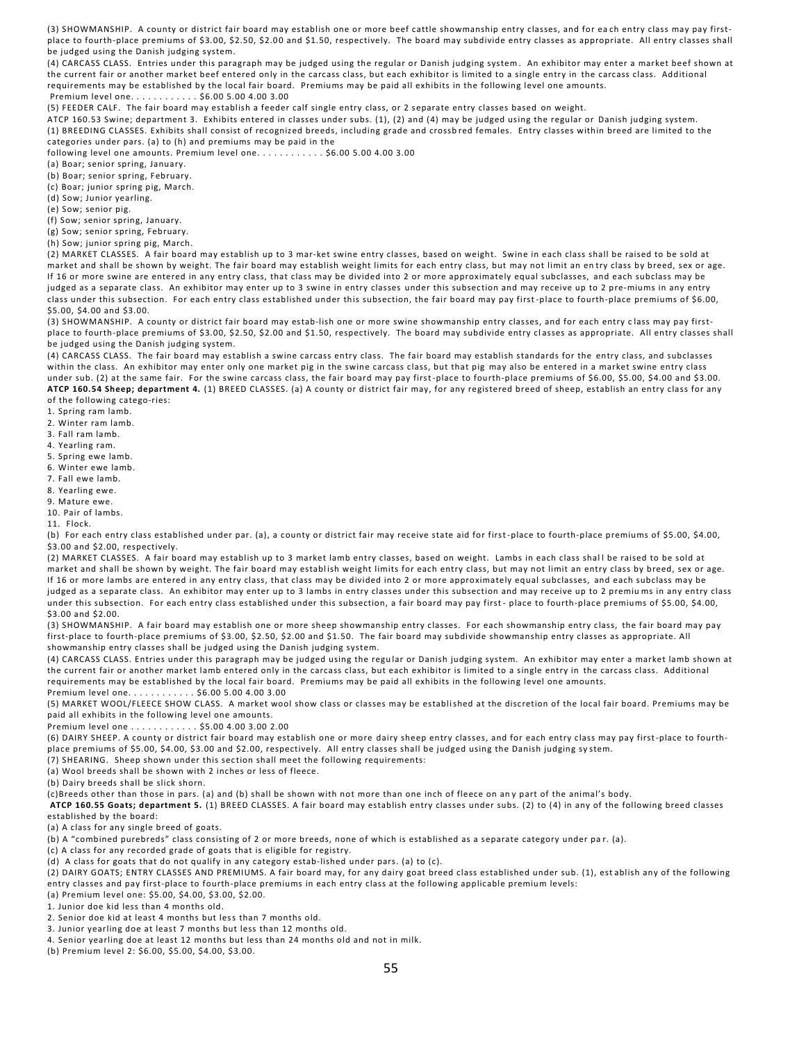(3) SHOWMANSHIP. A county or district fair board may establish one or more beef cattle showmanship entry classes, and for each entry class may pay first-place to fourth-place premiums of $3.00, $2.50, $2.00 and $1.50, respectively. The board may subdivide entry classes as appropriate. All entry classes shall be judged using the Danish judging system.

(4) CARCASS CLASS. Entries under this paragraph may be judged using the regular or Danish judging system. An exhibitor may enter a market beef shown at the current fair or another market beef entered only in the carcass class, but each exhibitor is limited to a single entry in the carcass class. Additional requirements may be established by the local fair board. Premiums may be paid all exhibits in the following level one amounts.

Premium level one. . . . . . . . . . . $6.00 5.00 4.00 3.00

(5) FEEDER CALF. The fair board may establish a feeder calf single entry class, or 2 separate entry classes based on weight.

ATCP 160.53 Swine; department 3. Exhibits entered in classes under subs. (1), (2) and (4) may be judged using the regular or Danish judging system.

(1) BREEDING CLASSES. Exhibits shall consist of recognized breeds, including grade and crossbred females. Entry classes within breed are limited to the categories under pars. (a) to (h) and premiums may be paid in the following level one amounts. Premium level one. . . . . . . . . . . $6.00 5.00 4.00 3.00

(a) Boar; senior spring, January.
(b) Boar; senior spring, February.
(c) Boar; junior spring pig, March.
(d) Sow; Junior yearling.
(e) Sow; senior pig.
(f) Sow; senior spring, January.
(g) Sow; senior spring, February.
(h) Sow; junior spring pig, March.

(2) MARKET CLASSES. A fair board may establish up to 3 mar-ket swine entry classes, based on weight. Swine in each class shall be raised to be sold at market and shall be shown by weight. The fair board may establish weight limits for each entry class, but may not limit an entry class by breed, sex or age. If 16 or more swine are entered in any entry class, that class may be divided into 2 or more approximately equal subclasses, and each subclass may be judged as a separate class. An exhibitor may enter up to 3 swine in entry classes under this subsection and may receive up to 2 pre-miums in any entry class under this subsection. For each entry class established under this subsection, the fair board may pay first-place to fourth-place premiums of $6.00, $5.00, $4.00 and $3.00.

(3) SHOWMANSHIP. A county or district fair board may estab-lish one or more swine showmanship entry classes, and for each entry class may pay first-place to fourth-place premiums of $3.00, $2.50, $2.00 and $1.50, respectively. The board may subdivide entry classes as appropriate. All entry classes shall be judged using the Danish judging system.

(4) CARCASS CLASS. The fair board may establish a swine carcass entry class. The fair board may establish standards for the entry class, and subclasses within the class. An exhibitor may enter only one market pig in the swine carcass class, but that pig may also be entered in a market swine entry class under sub. (2) at the same fair. For the swine carcass class, the fair board may pay first-place to fourth-place premiums of $6.00, $5.00, $4.00 and $3.00.

**ATCP 160.54 Sheep; department 4.** (1) BREED CLASSES. (a) A county or district fair may, for any registered breed of sheep, establish an entry class for any of the following catego-ries:

1. Spring ram lamb.
2. Winter ram lamb.
3. Fall ram lamb.
4. Yearling ram.
5. Spring ewe lamb.
6. Winter ewe lamb.
7. Fall ewe lamb.
8. Yearling ewe.
9. Mature ewe.
10. Pair of lambs.
11. Flock.

(b) For each entry class established under par. (a), a county or district fair may receive state aid for first-place to fourth-place premiums of $5.00, $4.00, $3.00 and $2.00, respectively.

(2) MARKET CLASSES. A fair board may establish up to 3 market lamb entry classes, based on weight. Lambs in each class shall be raised to be sold at market and shall be shown by weight. The fair board may establish weight limits for each entry class, but may not limit an entry class by breed, sex or age. If 16 or more lambs are entered in any entry class, that class may be divided into 2 or more approximately equal subclasses, and each subclass may be judged as a separate class. An exhibitor may enter up to 3 lambs in entry classes under this subsection and may receive up to 2 premiums in any entry class under this subsection. For each entry class established under this subsection, a fair board may pay first- place to fourth-place premiums of $5.00, $4.00, $3.00 and $2.00.

(3) SHOWMANSHIP. A fair board may establish one or more sheep showmanship entry classes. For each showmanship entry class, the fair board may pay first-place to fourth-place premiums of $3.00, $2.50, $2.00 and $1.50. The fair board may subdivide showmanship entry classes as appropriate. All showmanship entry classes shall be judged using the Danish judging system.

(4) CARCASS CLASS. Entries under this paragraph may be judged using the regular or Danish judging system. An exhibitor may enter a market lamb shown at the current fair or another market lamb entered only in the carcass class, but each exhibitor is limited to a single entry in the carcass class. Additional requirements may be established by the local fair board. Premiums may be paid all exhibits in the following level one amounts.

Premium level one. . . . . . . . . . . $6.00 5.00 4.00 3.00

(5) MARKET WOOL/FLEECE SHOW CLASS. A market wool show class or classes may be established at the discretion of the local fair board. Premiums may be paid all exhibits in the following level one amounts.

Premium level one . . . . . . . . . . . $5.00 4.00 3.00 2.00

(6) DAIRY SHEEP. A county or district fair board may establish one or more dairy sheep entry classes, and for each entry class may pay first-place to fourth-place premiums of $5.00, $4.00, $3.00 and $2.00, respectively. All entry classes shall be judged using the Danish judging system.

(7) SHEARING. Sheep shown under this section shall meet the following requirements:

(a) Wool breeds shall be shown with 2 inches or less of fleece.

(b) Dairy breeds shall be slick shorn.

(c)Breeds other than those in pars. (a) and (b) shall be shown with not more than one inch of fleece on any part of the animal's body.

**ATCP 160.55 Goats; department 5.** (1) BREED CLASSES. A fair board may establish entry classes under subs. (2) to (4) in any of the following breed classes established by the board:

(a) A class for any single breed of goats.

(b) A "combined purebreds" class consisting of 2 or more breeds, none of which is established as a separate category under par. (a).

(c) A class for any recorded grade of goats that is eligible for registry.

(d) A class for goats that do not qualify in any category estab-lished under pars. (a) to (c).

(2) DAIRY GOATS; ENTRY CLASSES AND PREMIUMS. A fair board may, for any dairy goat breed class established under sub. (1), establish any of the following entry classes and pay first-place to fourth-place premiums in each entry class at the following applicable premium levels:

(a) Premium level one: $5.00, $4.00, $3.00, $2.00.

1. Junior doe kid less than 4 months old.
2. Senior doe kid at least 4 months but less than 7 months old.
3. Junior yearling doe at least 7 months but less than 12 months old.
4. Senior yearling doe at least 12 months but less than 24 months old and not in milk.

(b) Premium level 2: $6.00, $5.00, $4.00, $3.00.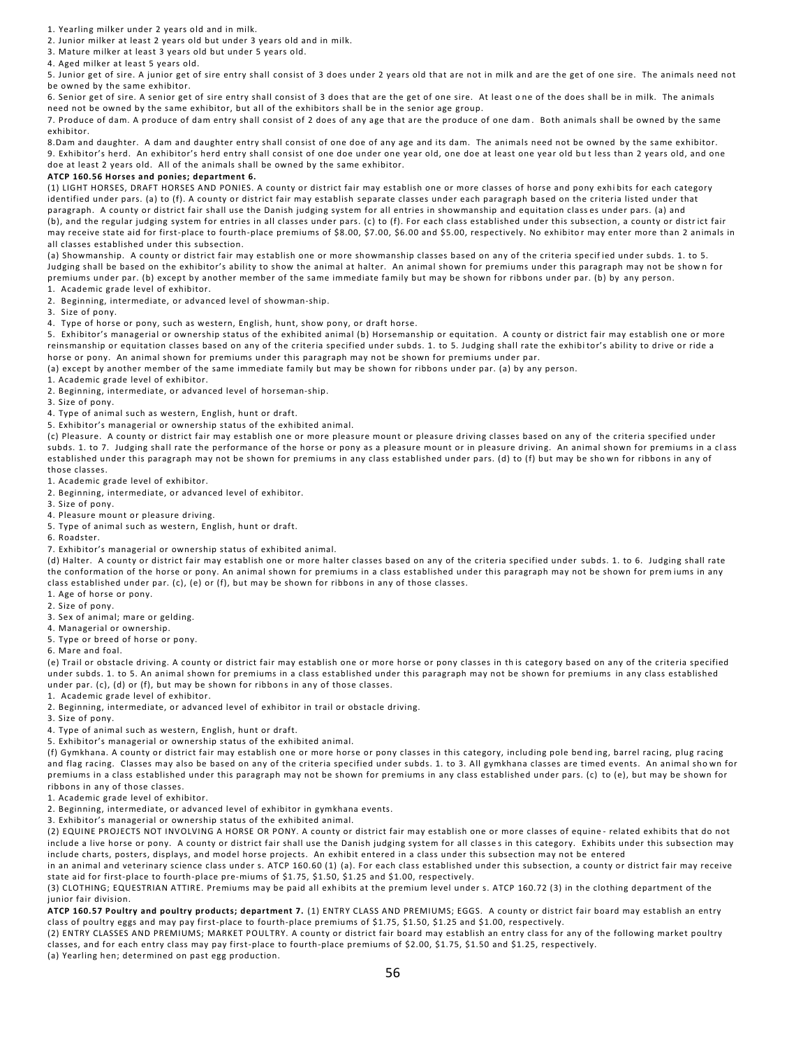1. Yearling milker under 2 years old and in milk.
2. Junior milker at least 2 years old but under 3 years old and in milk.
3. Mature milker at least 3 years old but under 5 years old.
4. Aged milker at least 5 years old.
5. Junior get of sire. A junior get of sire entry shall consist of 3 does under 2 years old that are not in milk and are the get of one sire. The animals need not be owned by the same exhibitor.
6. Senior get of sire. A senior get of sire entry shall consist of 3 does that are the get of one sire. At least one of the does shall be in milk. The animals need not be owned by the same exhibitor, but all of the exhibitors shall be in the senior age group.
7. Produce of dam. A produce of dam entry shall consist of 2 does of any age that are the produce of one dam. Both animals shall be owned by the same exhibitor.
8. Dam and daughter. A dam and daughter entry shall consist of one doe of any age and its dam. The animals need not be owned by the same exhibitor.
9. Exhibitor's herd. An exhibitor's herd entry shall consist of one doe under one year old, one doe at least one year old but less than 2 years old, and one doe at least 2 years old. All of the animals shall be owned by the same exhibitor.

**ATCP 160.56 Horses and ponies; department 6.**

(1) LIGHT HORSES, DRAFT HORSES AND PONIES. A county or district fair may establish one or more classes of horse and pony exhibits for each category identified under pars. (a) to (f). A county or district fair may establish separate classes under each paragraph based on the criteria listed under that paragraph. A county or district fair shall use the Danish judging system for all entries in showmanship and equitation classes under pars. (a) and (b), and the regular judging system for entries in all classes under pars. (c) to (f). For each class established under this subsection, a county or district fair may receive state aid for first-place to fourth-place premiums of $8.00, $7.00, $6.00 and $5.00, respectively. No exhibitor may enter more than 2 animals in all classes established under this subsection.

(a) Showmanship. A county or district fair may establish one or more showmanship classes based on any of the criteria specified under subds. 1. to 5. Judging shall be based on the exhibitor's ability to show the animal at halter. An animal shown for premiums under this paragraph may not be shown for premiums under par. (b) except by another member of the same immediate family but may be shown for ribbons under par. (b) by any person.

1. Academic grade level of exhibitor.
2. Beginning, intermediate, or advanced level of showman-ship.
3. Size of pony.
4. Type of horse or pony, such as western, English, hunt, show pony, or draft horse.
5. Exhibitor's managerial or ownership status of the exhibited animal (b) Horsemanship or equitation. A county or district fair may establish one or more reinsmanship or equitation classes based on any of the criteria specified under subds. 1. to 5. Judging shall rate the exhibitor's ability to drive or ride a horse or pony. An animal shown for premiums under this paragraph may not be shown for premiums under par.

(a) except by another member of the same immediate family but may be shown for ribbons under par. (a) by any person.

1. Academic grade level of exhibitor.
2. Beginning, intermediate, or advanced level of horseman-ship.
3. Size of pony.
4. Type of animal such as western, English, hunt or draft.
5. Exhibitor's managerial or ownership status of the exhibited animal.

(c) Pleasure. A county or district fair may establish one or more pleasure mount or pleasure driving classes based on any of the criteria specified under subds. 1. to 7. Judging shall rate the performance of the horse or pony as a pleasure mount or in pleasure driving. An animal shown for premiums in a class established under this paragraph may not be shown for premiums in any class established under pars. (d) to (f) but may be shown for ribbons in any of those classes.

1. Academic grade level of exhibitor.
2. Beginning, intermediate, or advanced level of exhibitor.
3. Size of pony.
4. Pleasure mount or pleasure driving.
5. Type of animal such as western, English, hunt or draft.
6. Roadster.
7. Exhibitor's managerial or ownership status of exhibited animal.

(d) Halter. A county or district fair may establish one or more halter classes based on any of the criteria specified under subds. 1. to 6. Judging shall rate the conformation of the horse or pony. An animal shown for premiums in a class established under this paragraph may not be shown for premiums in any class established under par. (c), (e) or (f), but may be shown for ribbons in any of those classes.

1. Age of horse or pony.
2. Size of pony.
3. Sex of animal; mare or gelding.
4. Managerial or ownership.
5. Type or breed of horse or pony.
6. Mare and foal.

(e) Trail or obstacle driving. A county or district fair may establish one or more horse or pony classes in this category based on any of the criteria specified under subds. 1. to 5. An animal shown for premiums in a class established under this paragraph may not be shown for premiums in any class established under par. (c), (d) or (f), but may be shown for ribbons in any of those classes.

1. Academic grade level of exhibitor.
2. Beginning, intermediate, or advanced level of exhibitor in trail or obstacle driving.
3. Size of pony.
4. Type of animal such as western, English, hunt or draft.
5. Exhibitor's managerial or ownership status of the exhibited animal.

(f) Gymkhana. A county or district fair may establish one or more horse or pony classes in this category, including pole bending, barrel racing, plug racing and flag racing. Classes may also be based on any of the criteria specified under subds. 1. to 3. All gymkhana classes are timed events. An animal shown for premiums in a class established under this paragraph may not be shown for premiums in any class established under pars. (c) to (e), but may be shown for ribbons in any of those classes.

1. Academic grade level of exhibitor.
2. Beginning, intermediate, or advanced level of exhibitor in gymkhana events.
3. Exhibitor's managerial or ownership status of the exhibited animal.

(2) EQUINE PROJECTS NOT INVOLVING A HORSE OR PONY. A county or district fair may establish one or more classes of equine - related exhibits that do not include a live horse or pony. A county or district fair shall use the Danish judging system for all classes in this category. Exhibits under this subsection may include charts, posters, displays, and model horse projects. An exhibit entered in a class under this subsection may not be entered in an animal and veterinary science class under s. ATCP 160.60 (1) (a). For each class established under this subsection, a county or district fair may receive state aid for first-place to fourth-place pre-miums of $1.75, $1.50, $1.25 and $1.00, respectively.

(3) CLOTHING; EQUESTRIAN ATTIRE. Premiums may be paid all exhibits at the premium level under s. ATCP 160.72 (3) in the clothing department of the junior fair division.

**ATCP 160.57 Poultry and poultry products; department 7.** (1) ENTRY CLASS AND PREMIUMS; EGGS. A county or district fair board may establish an entry class of poultry eggs and may pay first-place to fourth-place premiums of $1.75, $1.50, $1.25 and $1.00, respectively.

(2) ENTRY CLASSES AND PREMIUMS; MARKET POULTRY. A county or district fair board may establish an entry class for any of the following market poultry classes, and for each entry class may pay first-place to fourth-place premiums of $2.00, $1.75, $1.50 and $1.25, respectively.

(a) Yearling hen; determined on past egg production.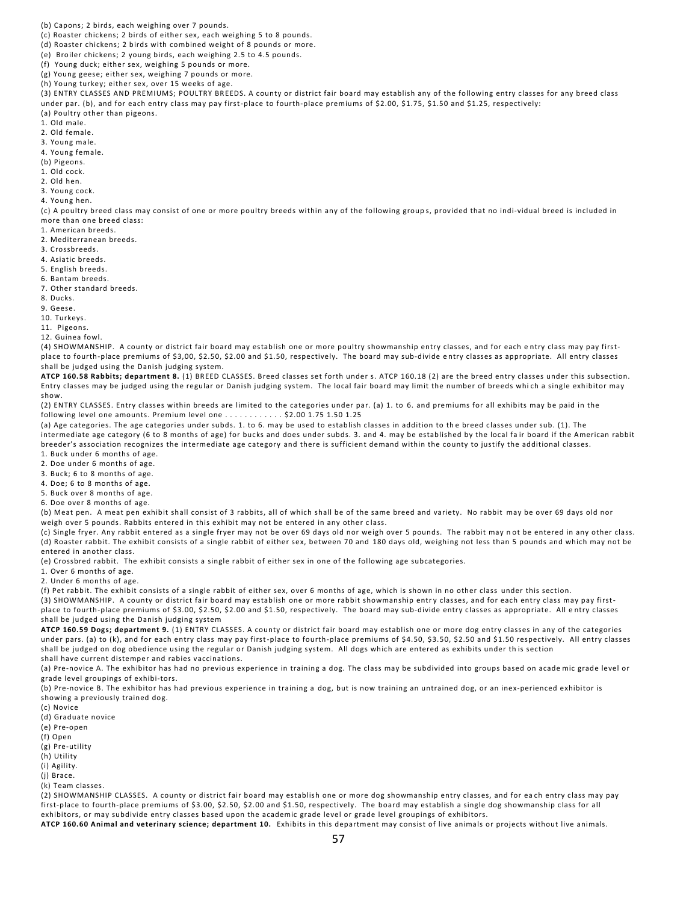(b) Capons; 2 birds, each weighing over 7 pounds.
(c) Roaster chickens; 2 birds of either sex, each weighing 5 to 8 pounds.
(d) Roaster chickens; 2 birds with combined weight of 8 pounds or more.
(e) Broiler chickens; 2 young birds, each weighing 2.5 to 4.5 pounds.
(f) Young duck; either sex, weighing 5 pounds or more.
(g) Young geese; either sex, weighing 7 pounds or more.
(h) Young turkey; either sex, over 15 weeks of age.

(3) ENTRY CLASSES AND PREMIUMS; POULTRY BREEDS. A county or district fair board may establish any of the following entry classes for any breed class under par. (b), and for each entry class may pay first-place to fourth-place premiums of $2.00, $1.75, $1.50 and $1.25, respectively:

(a) Poultry other than pigeons.
1. Old male.
2. Old female.
3. Young male.
4. Young female.

(b) Pigeons.
1. Old cock.
2. Old hen.
3. Young cock.
4. Young hen.

(c) A poultry breed class may consist of one or more poultry breeds within any of the following groups, provided that no indi-vidual breed is included in more than one breed class:
1. American breeds.
2. Mediterranean breeds.
3. Crossbreeds.
4. Asiatic breeds.
5. English breeds.
6. Bantam breeds.
7. Other standard breeds.
8. Ducks.
9. Geese.
10. Turkeys.
11. Pigeons.
12. Guinea fowl.

(4) SHOWMANSHIP. A county or district fair board may establish one or more poultry showmanship entry classes, and for each entry class may pay first-place to fourth-place premiums of $3,00, $2.50, $2.00 and $1.50, respectively. The board may sub-divide entry classes as appropriate. All entry classes shall be judged using the Danish judging system.

**ATCP 160.58 Rabbits; department 8.** (1) BREED CLASSES. Breed classes set forth under s. ATCP 160.18 (2) are the breed entry classes under this subsection. Entry classes may be judged using the regular or Danish judging system. The local fair board may limit the number of breeds which a single exhibitor may show.

(2) ENTRY CLASSES. Entry classes within breeds are limited to the categories under par. (a) 1. to 6. and premiums for all exhibits may be paid in the following level one amounts. Premium level one . . . . . . . . . . . . $2.00 1.75 1.50 1.25

(a) Age categories. The age categories under subds. 1. to 6. may be used to establish classes in addition to the breed classes under sub. (1). The intermediate age category (6 to 8 months of age) for bucks and does under subds. 3. and 4. may be established by the local fair board if the American rabbit breeder's association recognizes the intermediate age category and there is sufficient demand within the county to justify the additional classes.
1. Buck under 6 months of age.
2. Doe under 6 months of age.
3. Buck; 6 to 8 months of age.
4. Doe; 6 to 8 months of age.
5. Buck over 8 months of age.
6. Doe over 8 months of age.

(b) Meat pen. A meat pen exhibit shall consist of 3 rabbits, all of which shall be of the same breed and variety. No rabbit may be over 69 days old nor weigh over 5 pounds. Rabbits entered in this exhibit may not be entered in any other class.

(c) Single fryer. Any rabbit entered as a single fryer may not be over 69 days old nor weigh over 5 pounds. The rabbit may not be entered in any other class.

(d) Roaster rabbit. The exhibit consists of a single rabbit of either sex, between 70 and 180 days old, weighing not less than 5 pounds and which may not be entered in another class.

(e) Crossbred rabbit. The exhibit consists a single rabbit of either sex in one of the following age subcategories.
1. Over 6 months of age.
2. Under 6 months of age.

(f) Pet rabbit. The exhibit consists of a single rabbit of either sex, over 6 months of age, which is shown in no other class under this section.

(3) SHOWMANSHIP. A county or district fair board may establish one or more rabbit showmanship entry classes, and for each entry class may pay first-place to fourth-place premiums of $3.00, $2.50, $2.00 and $1.50, respectively. The board may sub-divide entry classes as appropriate. All entry classes shall be judged using the Danish judging system

**ATCP 160.59 Dogs; department 9.** (1) ENTRY CLASSES. A county or district fair board may establish one or more dog entry classes in any of the categories under pars. (a) to (k), and for each entry class may pay first-place to fourth-place premiums of $4.50, $3.50, $2.50 and $1.50 respectively. All entry classes shall be judged on dog obedience using the regular or Danish judging system. All dogs which are entered as exhibits under this section shall have current distemper and rabies vaccinations.

(a) Pre-novice A. The exhibitor has had no previous experience in training a dog. The class may be subdivided into groups based on academic grade level or grade level groupings of exhibi-tors.
(b) Pre-novice B. The exhibitor has had previous experience in training a dog, but is now training an untrained dog, or an inex-perienced exhibitor is showing a previously trained dog.
(c) Novice
(d) Graduate novice
(e) Pre-open
(f) Open
(g) Pre-utility
(h) Utility
(i) Agility.
(j) Brace.
(k) Team classes.

(2) SHOWMANSHIP CLASSES. A county or district fair board may establish one or more dog showmanship entry classes, and for each entry class may pay first-place to fourth-place premiums of $3.00, $2.50, $2.00 and $1.50, respectively. The board may establish a single dog showmanship class for all exhibitors, or may subdivide entry classes based upon the academic grade level or grade level groupings of exhibitors.

**ATCP 160.60 Animal and veterinary science; department 10.** Exhibits in this department may consist of live animals or projects without live animals.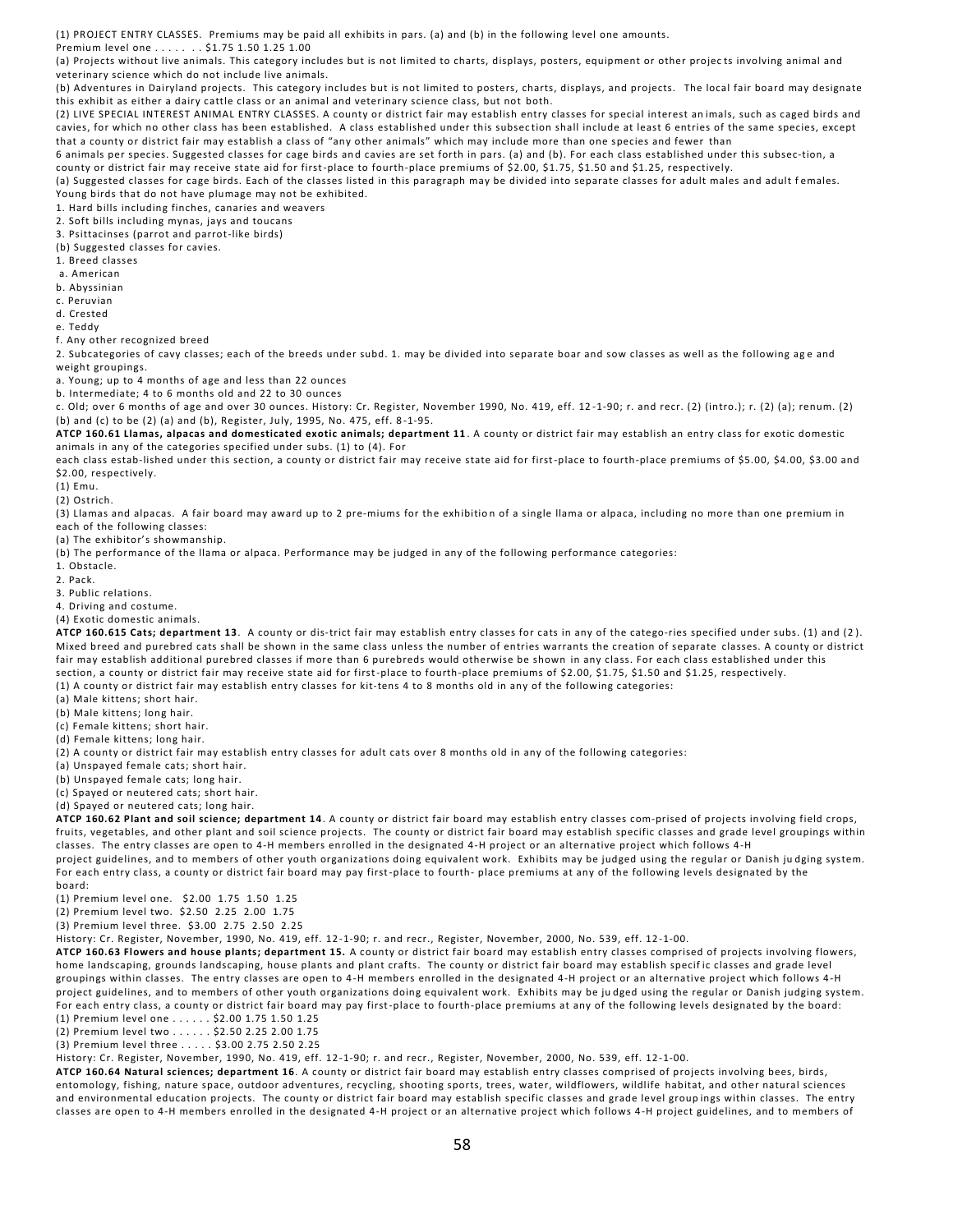(1) PROJECT ENTRY CLASSES. Premiums may be paid all exhibits in pars. (a) and (b) in the following level one amounts.

Premium level one . . . . . . . $1.75 1.50 1.25 1.00

(a) Projects without live animals. This category includes but is not limited to charts, displays, posters, equipment or other projects involving animal and veterinary science which do not include live animals.

(b) Adventures in Dairyland projects. This category includes but is not limited to posters, charts, displays, and projects. The local fair board may designate this exhibit as either a dairy cattle class or an animal and veterinary science class, but not both.

(2) LIVE SPECIAL INTEREST ANIMAL ENTRY CLASSES. A county or district fair may establish entry classes for special interest animals, such as caged birds and cavies, for which no other class has been established. A class established under this subsection shall include at least 6 entries of the same species, except that a county or district fair may establish a class of "any other animals" which may include more than one species and fewer than 6 animals per species. Suggested classes for cage birds and cavies are set forth in pars. (a) and (b). For each class established under this subsec-tion, a county or district fair may receive state aid for first-place to fourth-place premiums of $2.00, $1.75, $1.50 and $1.25, respectively.

(a) Suggested classes for cage birds. Each of the classes listed in this paragraph may be divided into separate classes for adult males and adult females. Young birds that do not have plumage may not be exhibited.

1. Hard bills including finches, canaries and weavers
2. Soft bills including mynas, jays and toucans
3. Psittacinses (parrot and parrot-like birds)

(b) Suggested classes for cavies.

1. Breed classes
 a. American
 b. Abyssinian
 c. Peruvian
 d. Crested
 e. Teddy
 f. Any other recognized breed
2. Subcategories of cavy classes; each of the breeds under subd. 1. may be divided into separate boar and sow classes as well as the following age and weight groupings.
 a. Young; up to 4 months of age and less than 22 ounces
 b. Intermediate; 4 to 6 months old and 22 to 30 ounces
 c. Old; over 6 months of age and over 30 ounces. History: Cr. Register, November 1990, No. 419, eff. 12-1-90; r. and recr. (2) (intro.); r. (2) (a); renum. (2) (b) and (c) to be (2) (a) and (b), Register, July, 1995, No. 475, eff. 8-1-95.

**ATCP 160.61 Llamas, alpacas and domesticated exotic animals; department 11**. A county or district fair may establish an entry class for exotic domestic animals in any of the categories specified under subs. (1) to (4). For each class estab-lished under this section, a county or district fair may receive state aid for first-place to fourth-place premiums of $5.00, $4.00, $3.00 and $2.00, respectively.

(1) Emu.

(2) Ostrich.

(3) Llamas and alpacas. A fair board may award up to 2 pre-miums for the exhibition of a single llama or alpaca, including no more than one premium in each of the following classes:

(a) The exhibitor's showmanship.

(b) The performance of the llama or alpaca. Performance may be judged in any of the following performance categories:

1. Obstacle.
2. Pack.
3. Public relations.
4. Driving and costume.

(4) Exotic domestic animals.

**ATCP 160.615 Cats; department 13**. A county or dis-trict fair may establish entry classes for cats in any of the catego-ries specified under subs. (1) and (2). Mixed breed and purebred cats shall be shown in the same class unless the number of entries warrants the creation of separate classes. A county or district fair may establish additional purebred classes if more than 6 purebreds would otherwise be shown in any class. For each class established under this section, a county or district fair may receive state aid for first-place to fourth-place premiums of $2.00, $1.75, $1.50 and $1.25, respectively.

(1) A county or district fair may establish entry classes for kit-tens 4 to 8 months old in any of the following categories:

(a) Male kittens; short hair.

(b) Male kittens; long hair.

(c) Female kittens; short hair.

(d) Female kittens; long hair.

(2) A county or district fair may establish entry classes for adult cats over 8 months old in any of the following categories:

(a) Unspayed female cats; short hair.

(b) Unspayed female cats; long hair.

(c) Spayed or neutered cats; short hair.

(d) Spayed or neutered cats; long hair.

**ATCP 160.62 Plant and soil science; department 14**. A county or district fair board may establish entry classes com-prised of projects involving field crops, fruits, vegetables, and other plant and soil science projects. The county or district fair board may establish specific classes and grade level groupings within classes. The entry classes are open to 4-H members enrolled in the designated 4-H project or an alternative project which follows 4-H project guidelines, and to members of other youth organizations doing equivalent work. Exhibits may be judged using the regular or Danish judging system. For each entry class, a county or district fair board may pay first-place to fourth- place premiums at any of the following levels designated by the board:

(1) Premium level one. $2.00 1.75 1.50 1.25

(2) Premium level two. $2.50 2.25 2.00 1.75

(3) Premium level three. $3.00 2.75 2.50 2.25

History: Cr. Register, November, 1990, No. 419, eff. 12-1-90; r. and recr., Register, November, 2000, No. 539, eff. 12-1-00.

**ATCP 160.63 Flowers and house plants; department 15.** A county or district fair board may establish entry classes comprised of projects involving flowers, home landscaping, grounds landscaping, house plants and plant crafts. The county or district fair board may establish specific classes and grade level groupings within classes. The entry classes are open to 4-H members enrolled in the designated 4-H project or an alternative project which follows 4-H project guidelines, and to members of other youth organizations doing equivalent work. Exhibits may be judged using the regular or Danish judging system. For each entry class, a county or district fair board may pay first-place to fourth-place premiums at any of the following levels designated by the board:

(1) Premium level one . . . . . . $2.00 1.75 1.50 1.25

(2) Premium level two . . . . . . $2.50 2.25 2.00 1.75

(3) Premium level three . . . . . $3.00 2.75 2.50 2.25

History: Cr. Register, November, 1990, No. 419, eff. 12-1-90; r. and recr., Register, November, 2000, No. 539, eff. 12-1-00.

**ATCP 160.64 Natural sciences; department 16**. A county or district fair board may establish entry classes comprised of projects involving bees, birds, entomology, fishing, nature space, outdoor adventures, recycling, shooting sports, trees, water, wildflowers, wildlife habitat, and other natural sciences and environmental education projects. The county or district fair board may establish specific classes and grade level groupings within classes. The entry classes are open to 4-H members enrolled in the designated 4-H project or an alternative project which follows 4-H project guidelines, and to members of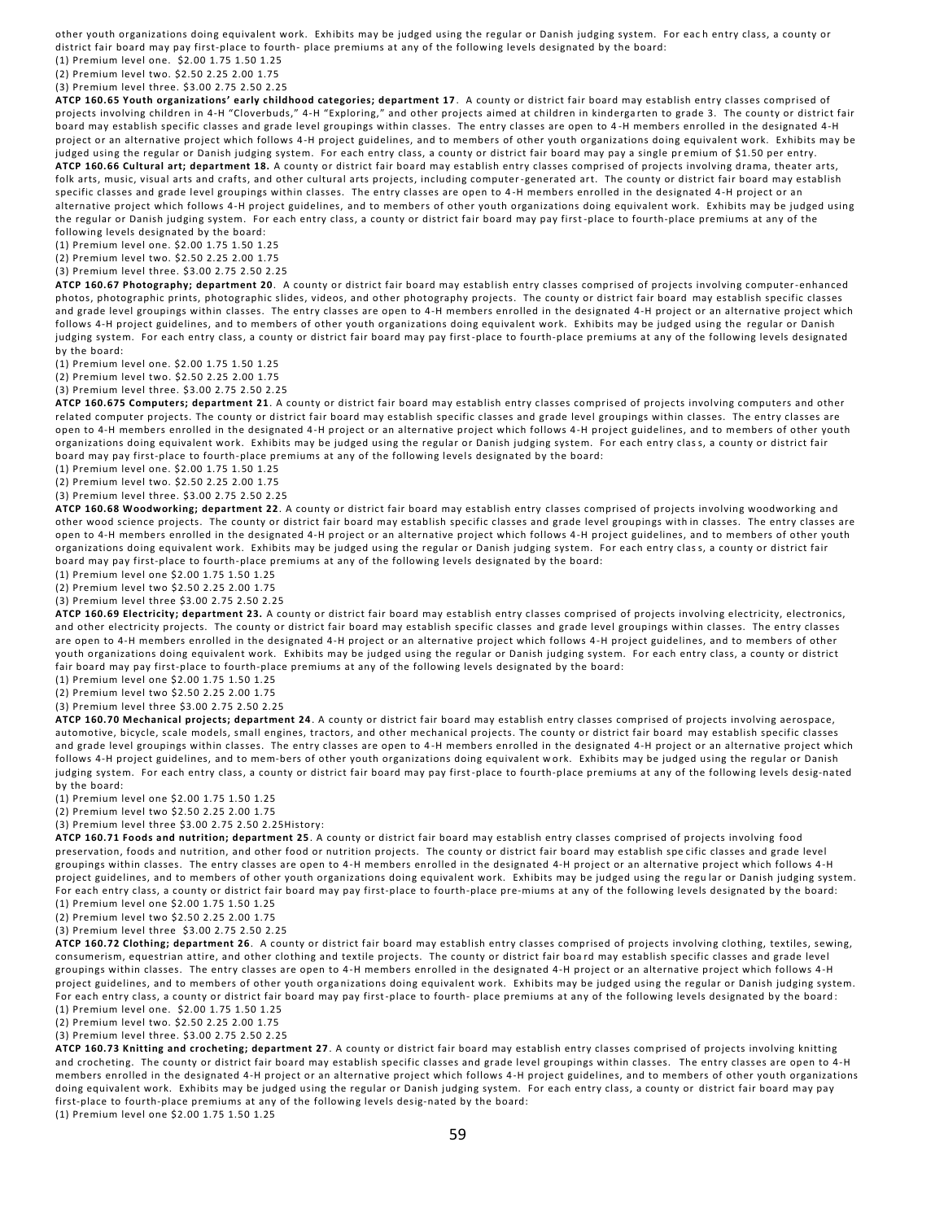other youth organizations doing equivalent work. Exhibits may be judged using the regular or Danish judging system. For each entry class, a county or district fair board may pay first-place to fourth- place premiums at any of the following levels designated by the board:

(1) Premium level one. $2.00 1.75 1.50 1.25

(2) Premium level two. $2.50 2.25 2.00 1.75

(3) Premium level three. $3.00 2.75 2.50 2.25

**ATCP 160.65 Youth organizations' early childhood categories; department 17**. A county or district fair board may establish entry classes comprised of projects involving children in 4-H "Cloverbuds," 4-H "Exploring," and other projects aimed at children in kindergarten to grade 3. The county or district fair board may establish specific classes and grade level groupings within classes. The entry classes are open to 4-H members enrolled in the designated 4-H project or an alternative project which follows 4-H project guidelines, and to members of other youth organizations doing equivalent work. Exhibits may be judged using the regular or Danish judging system. For each entry class, a county or district fair board may pay a single premium of $1.50 per entry.

**ATCP 160.66 Cultural art; department 18.** A county or district fair board may establish entry classes comprised of projects involving drama, theater arts, folk arts, music, visual arts and crafts, and other cultural arts projects, including computer-generated art. The county or district fair board may establish specific classes and grade level groupings within classes. The entry classes are open to 4-H members enrolled in the designated 4-H project or an alternative project which follows 4-H project guidelines, and to members of other youth organizations doing equivalent work. Exhibits may be judged using the regular or Danish judging system. For each entry class, a county or district fair board may pay first-place to fourth-place premiums at any of the following levels designated by the board:

(1) Premium level one. $2.00 1.75 1.50 1.25

(2) Premium level two. $2.50 2.25 2.00 1.75

(3) Premium level three. $3.00 2.75 2.50 2.25

**ATCP 160.67 Photography; department 20**. A county or district fair board may establish entry classes comprised of projects involving computer-enhanced photos, photographic prints, photographic slides, videos, and other photography projects. The county or district fair board may establish specific classes and grade level groupings within classes. The entry classes are open to 4-H members enrolled in the designated 4-H project or an alternative project which follows 4-H project guidelines, and to members of other youth organizations doing equivalent work. Exhibits may be judged using the regular or Danish judging system. For each entry class, a county or district fair board may pay first-place to fourth-place premiums at any of the following levels designated by the board:

(1) Premium level one. $2.00 1.75 1.50 1.25

(2) Premium level two. $2.50 2.25 2.00 1.75

(3) Premium level three. $3.00 2.75 2.50 2.25

**ATCP 160.675 Computers; department 21**. A county or district fair board may establish entry classes comprised of projects involving computers and other related computer projects. The county or district fair board may establish specific classes and grade level groupings within classes. The entry classes are open to 4-H members enrolled in the designated 4-H project or an alternative project which follows 4-H project guidelines, and to members of other youth organizations doing equivalent work. Exhibits may be judged using the regular or Danish judging system. For each entry class, a county or district fair board may pay first-place to fourth-place premiums at any of the following levels designated by the board:

(1) Premium level one. $2.00 1.75 1.50 1.25

(2) Premium level two. $2.50 2.25 2.00 1.75

(3) Premium level three. $3.00 2.75 2.50 2.25

**ATCP 160.68 Woodworking; department 22**. A county or district fair board may establish entry classes comprised of projects involving woodworking and other wood science projects. The county or district fair board may establish specific classes and grade level groupings within classes. The entry classes are open to 4-H members enrolled in the designated 4-H project or an alternative project which follows 4-H project guidelines, and to members of other youth organizations doing equivalent work. Exhibits may be judged using the regular or Danish judging system. For each entry class, a county or district fair board may pay first-place to fourth-place premiums at any of the following levels designated by the board:

(1) Premium level one $2.00 1.75 1.50 1.25

(2) Premium level two $2.50 2.25 2.00 1.75

(3) Premium level three $3.00 2.75 2.50 2.25

**ATCP 160.69 Electricity; department 23.** A county or district fair board may establish entry classes comprised of projects involving electricity, electronics, and other electricity projects. The county or district fair board may establish specific classes and grade level groupings within classes. The entry classes are open to 4-H members enrolled in the designated 4-H project or an alternative project which follows 4-H project guidelines, and to members of other youth organizations doing equivalent work. Exhibits may be judged using the regular or Danish judging system. For each entry class, a county or district fair board may pay first-place to fourth-place premiums at any of the following levels designated by the board:

(1) Premium level one $2.00 1.75 1.50 1.25

(2) Premium level two $2.50 2.25 2.00 1.75

(3) Premium level three $3.00 2.75 2.50 2.25

**ATCP 160.70 Mechanical projects; department 24**. A county or district fair board may establish entry classes comprised of projects involving aerospace, automotive, bicycle, scale models, small engines, tractors, and other mechanical projects. The county or district fair board may establish specific classes and grade level groupings within classes. The entry classes are open to 4-H members enrolled in the designated 4-H project or an alternative project which follows 4-H project guidelines, and to mem-bers of other youth organizations doing equivalent work. Exhibits may be judged using the regular or Danish judging system. For each entry class, a county or district fair board may pay first-place to fourth-place premiums at any of the following levels desig-nated by the board:

(1) Premium level one $2.00 1.75 1.50 1.25

(2) Premium level two $2.50 2.25 2.00 1.75

(3) Premium level three $3.00 2.75 2.50 2.25History:

**ATCP 160.71 Foods and nutrition; department 25**. A county or district fair board may establish entry classes comprised of projects involving food preservation, foods and nutrition, and other food or nutrition projects. The county or district fair board may establish specific classes and grade level groupings within classes. The entry classes are open to 4-H members enrolled in the designated 4-H project or an alternative project which follows 4-H project guidelines, and to members of other youth organizations doing equivalent work. Exhibits may be judged using the regular or Danish judging system. For each entry class, a county or district fair board may pay first-place to fourth-place pre-miums at any of the following levels designated by the board:

(1) Premium level one $2.00 1.75 1.50 1.25

(2) Premium level two $2.50 2.25 2.00 1.75

(3) Premium level three $3.00 2.75 2.50 2.25

**ATCP 160.72 Clothing; department 26**. A county or district fair board may establish entry classes comprised of projects involving clothing, textiles, sewing, consumerism, equestrian attire, and other clothing and textile projects. The county or district fair board may establish specific classes and grade level groupings within classes. The entry classes are open to 4-H members enrolled in the designated 4-H project or an alternative project which follows 4-H project guidelines, and to members of other youth organizations doing equivalent work. Exhibits may be judged using the regular or Danish judging system. For each entry class, a county or district fair board may pay first-place to fourth- place premiums at any of the following levels designated by the board:

(1) Premium level one. $2.00 1.75 1.50 1.25

(2) Premium level two. $2.50 2.25 2.00 1.75

(3) Premium level three. $3.00 2.75 2.50 2.25

**ATCP 160.73 Knitting and crocheting; department 27**. A county or district fair board may establish entry classes comprised of projects involving knitting and crocheting. The county or district fair board may establish specific classes and grade level groupings within classes. The entry classes are open to 4-H members enrolled in the designated 4-H project or an alternative project which follows 4-H project guidelines, and to members of other youth organizations doing equivalent work. Exhibits may be judged using the regular or Danish judging system. For each entry class, a county or district fair board may pay first-place to fourth-place premiums at any of the following levels desig-nated by the board:

(1) Premium level one $2.00 1.75 1.50 1.25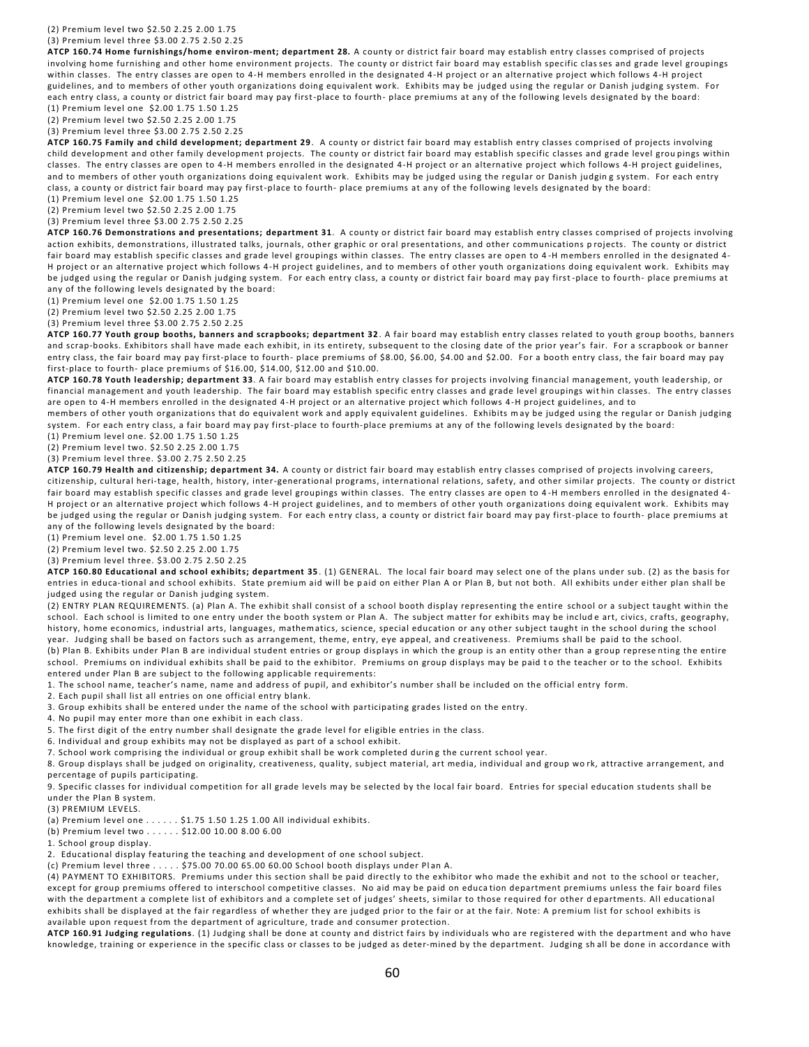(2) Premium level two $2.50 2.25 2.00 1.75

(3) Premium level three $3.00 2.75 2.50 2.25

**ATCP 160.74 Home furnishings/home environ-ment; department 28.** A county or district fair board may establish entry classes comprised of projects involving home furnishing and other home environment projects. The county or district fair board may establish specific classes and grade level groupings within classes. The entry classes are open to 4-H members enrolled in the designated 4-H project or an alternative project which follows 4-H project guidelines, and to members of other youth organizations doing equivalent work. Exhibits may be judged using the regular or Danish judging system. For each entry class, a county or district fair board may pay first-place to fourth- place premiums at any of the following levels designated by the board:

(1) Premium level one $2.00 1.75 1.50 1.25

(2) Premium level two $2.50 2.25 2.00 1.75

(3) Premium level three $3.00 2.75 2.50 2.25

**ATCP 160.75 Family and child development; department 29**. A county or district fair board may establish entry classes comprised of projects involving child development and other family development projects. The county or district fair board may establish specific classes and grade level groupings within classes. The entry classes are open to 4-H members enrolled in the designated 4-H project or an alternative project which follows 4-H project guidelines, and to members of other youth organizations doing equivalent work. Exhibits may be judged using the regular or Danish judging system. For each entry class, a county or district fair board may pay first-place to fourth- place premiums at any of the following levels designated by the board:

(1) Premium level one $2.00 1.75 1.50 1.25

(2) Premium level two $2.50 2.25 2.00 1.75

(3) Premium level three $3.00 2.75 2.50 2.25

**ATCP 160.76 Demonstrations and presentations; department 31**. A county or district fair board may establish entry classes comprised of projects involving action exhibits, demonstrations, illustrated talks, journals, other graphic or oral presentations, and other communications projects. The county or district fair board may establish specific classes and grade level groupings within classes. The entry classes are open to 4-H members enrolled in the designated 4-H project or an alternative project which follows 4-H project guidelines, and to members of other youth organizations doing equivalent work. Exhibits may be judged using the regular or Danish judging system. For each entry class, a county or district fair board may pay first-place to fourth- place premiums at any of the following levels designated by the board:

(1) Premium level one $2.00 1.75 1.50 1.25

(2) Premium level two $2.50 2.25 2.00 1.75

(3) Premium level three $3.00 2.75 2.50 2.25

**ATCP 160.77 Youth group booths, banners and scrapbooks; department 32**. A fair board may establish entry classes related to youth group booths, banners and scrap-books. Exhibitors shall have made each exhibit, in its entirety, subsequent to the closing date of the prior year's fair. For a scrapbook or banner entry class, the fair board may pay first-place to fourth- place premiums of $8.00, $6.00, $4.00 and $2.00. For a booth entry class, the fair board may pay first-place to fourth- place premiums of $16.00, $14.00, $12.00 and $10.00.

**ATCP 160.78 Youth leadership; department 33**. A fair board may establish entry classes for projects involving financial management, youth leadership, or financial management and youth leadership. The fair board may establish specific entry classes and grade level groupings within classes. The entry classes are open to 4-H members enrolled in the designated 4-H project or an alternative project which follows 4-H project guidelines, and to members of other youth organizations that do equivalent work and apply equivalent guidelines. Exhibits may be judged using the regular or Danish judging system. For each entry class, a fair board may pay first-place to fourth-place premiums at any of the following levels designated by the board:

(1) Premium level one. $2.00 1.75 1.50 1.25

(2) Premium level two. $2.50 2.25 2.00 1.75

(3) Premium level three. $3.00 2.75 2.50 2.25

**ATCP 160.79 Health and citizenship; department 34.** A county or district fair board may establish entry classes comprised of projects involving careers, citizenship, cultural heri-tage, health, history, inter-generational programs, international relations, safety, and other similar projects. The county or district fair board may establish specific classes and grade level groupings within classes. The entry classes are open to 4-H members enrolled in the designated 4-H project or an alternative project which follows 4-H project guidelines, and to members of other youth organizations doing equivalent work. Exhibits may be judged using the regular or Danish judging system. For each entry class, a county or district fair board may pay first-place to fourth- place premiums at any of the following levels designated by the board:

(1) Premium level one. $2.00 1.75 1.50 1.25

(2) Premium level two. $2.50 2.25 2.00 1.75

(3) Premium level three. $3.00 2.75 2.50 2.25

**ATCP 160.80 Educational and school exhibits; department 35**. (1) GENERAL. The local fair board may select one of the plans under sub. (2) as the basis for entries in educa-tional and school exhibits. State premium aid will be paid on either Plan A or Plan B, but not both. All exhibits under either plan shall be judged using the regular or Danish judging system.

(2) ENTRY PLAN REQUIREMENTS. (a) Plan A. The exhibit shall consist of a school booth display representing the entire school or a subject taught within the school. Each school is limited to one entry under the booth system or Plan A. The subject matter for exhibits may be include art, civics, crafts, geography, history, home economics, industrial arts, languages, mathematics, science, special education or any other subject taught in the school during the school year. Judging shall be based on factors such as arrangement, theme, entry, eye appeal, and creativeness. Premiums shall be paid to the school.

(b) Plan B. Exhibits under Plan B are individual student entries or group displays in which the group is an entity other than a group representing the entire school. Premiums on individual exhibits shall be paid to the exhibitor. Premiums on group displays may be paid to the teacher or to the school. Exhibits entered under Plan B are subject to the following applicable requirements:

1. The school name, teacher's name, name and address of pupil, and exhibitor's number shall be included on the official entry form.
2. Each pupil shall list all entries on one official entry blank.
3. Group exhibits shall be entered under the name of the school with participating grades listed on the entry.
4. No pupil may enter more than one exhibit in each class.
5. The first digit of the entry number shall designate the grade level for eligible entries in the class.
6. Individual and group exhibits may not be displayed as part of a school exhibit.
7. School work comprising the individual or group exhibit shall be work completed during the current school year.
8. Group displays shall be judged on originality, creativeness, quality, subject material, art media, individual and group work, attractive arrangement, and percentage of pupils participating.
9. Specific classes for individual competition for all grade levels may be selected by the local fair board. Entries for special education students shall be under the Plan B system.

(3) PREMIUM LEVELS.

(a) Premium level one . . . . . . $1.75 1.50 1.25 1.00 All individual exhibits.

(b) Premium level two . . . . . . $12.00 10.00 8.00 6.00

1. School group display.
2. Educational display featuring the teaching and development of one school subject.

(c) Premium level three . . . . . $75.00 70.00 65.00 60.00 School booth displays under Plan A.

(4) PAYMENT TO EXHIBITORS. Premiums under this section shall be paid directly to the exhibitor who made the exhibit and not to the school or teacher, except for group premiums offered to interschool competitive classes. No aid may be paid on education department premiums unless the fair board files with the department a complete list of exhibitors and a complete set of judges' sheets, similar to those required for other departments. All educational exhibits shall be displayed at the fair regardless of whether they are judged prior to the fair or at the fair. Note: A premium list for school exhibits is available upon request from the department of agriculture, trade and consumer protection.

**ATCP 160.91 Judging regulations**. (1) Judging shall be done at county and district fairs by individuals who are registered with the department and who have knowledge, training or experience in the specific class or classes to be judged as deter-mined by the department. Judging shall be done in accordance with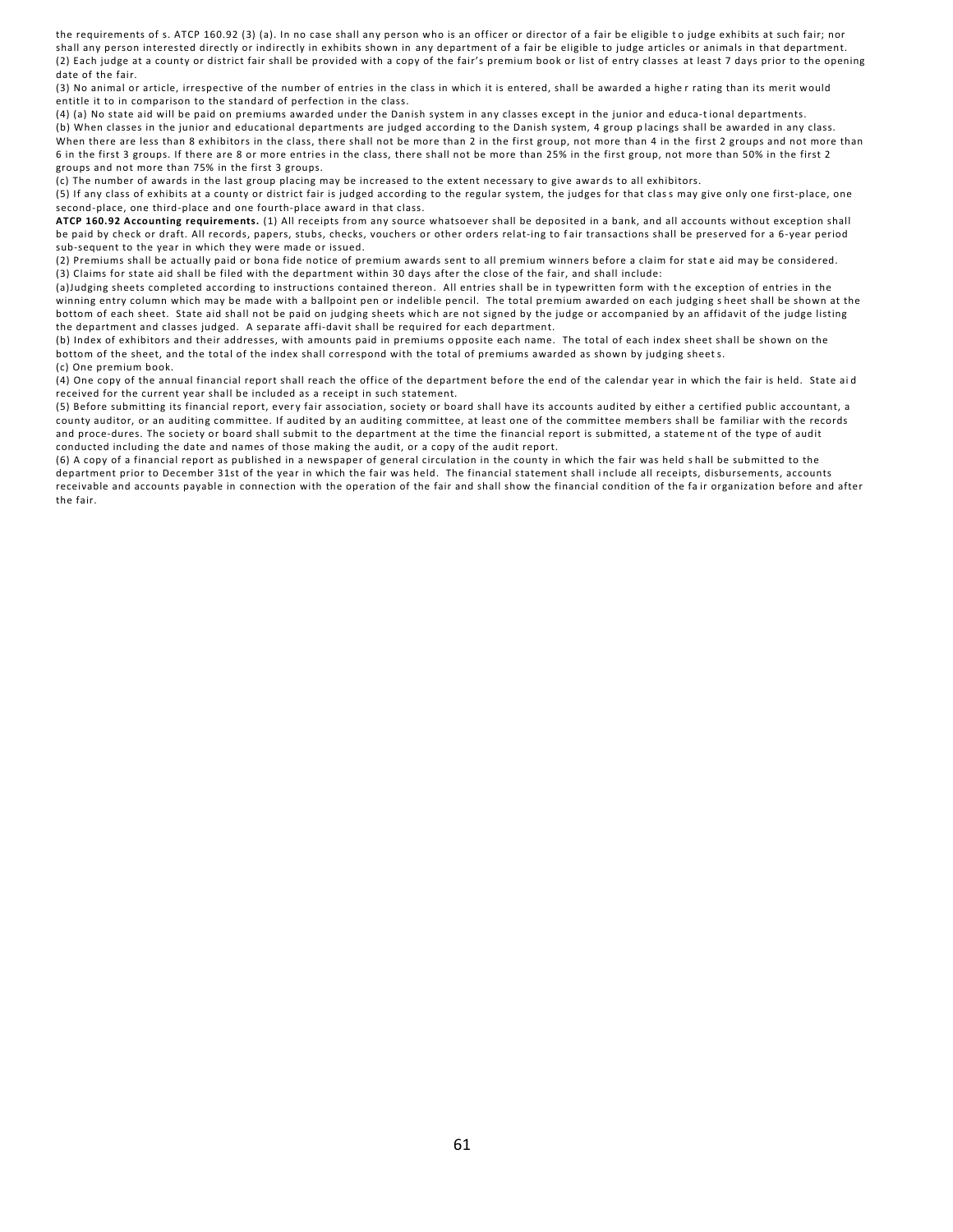the requirements of s. ATCP 160.92 (3) (a). In no case shall any person who is an officer or director of a fair be eligible to judge exhibits at such fair; nor shall any person interested directly or indirectly in exhibits shown in any department of a fair be eligible to judge articles or animals in that department.

(2) Each judge at a county or district fair shall be provided with a copy of the fair's premium book or list of entry classes at least 7 days prior to the opening date of the fair.

(3) No animal or article, irrespective of the number of entries in the class in which it is entered, shall be awarded a higher rating than its merit would entitle it to in comparison to the standard of perfection in the class.

(4) (a) No state aid will be paid on premiums awarded under the Danish system in any classes except in the junior and educa-tional departments.

(b) When classes in the junior and educational departments are judged according to the Danish system, 4 group placings shall be awarded in any class. When there are less than 8 exhibitors in the class, there shall not be more than 2 in the first group, not more than 4 in the first 2 groups and not more than 6 in the first 3 groups. If there are 8 or more entries in the class, there shall not be more than 25% in the first group, not more than 50% in the first 2 groups and not more than 75% in the first 3 groups.

(c) The number of awards in the last group placing may be increased to the extent necessary to give awards to all exhibitors.

(5) If any class of exhibits at a county or district fair is judged according to the regular system, the judges for that class may give only one first-place, one second-place, one third-place and one fourth-place award in that class.

**ATCP 160.92 Accounting requirements.** (1) All receipts from any source whatsoever shall be deposited in a bank, and all accounts without exception shall be paid by check or draft. All records, papers, stubs, checks, vouchers or other orders relat-ing to fair transactions shall be preserved for a 6-year period sub-sequent to the year in which they were made or issued.

(2) Premiums shall be actually paid or bona fide notice of premium awards sent to all premium winners before a claim for state aid may be considered.

(3) Claims for state aid shall be filed with the department within 30 days after the close of the fair, and shall include:

(a)Judging sheets completed according to instructions contained thereon. All entries shall be in typewritten form with the exception of entries in the winning entry column which may be made with a ballpoint pen or indelible pencil. The total premium awarded on each judging sheet shall be shown at the bottom of each sheet. State aid shall not be paid on judging sheets which are not signed by the judge or accompanied by an affidavit of the judge listing the department and classes judged. A separate affi-davit shall be required for each department.

(b) Index of exhibitors and their addresses, with amounts paid in premiums opposite each name. The total of each index sheet shall be shown on the bottom of the sheet, and the total of the index shall correspond with the total of premiums awarded as shown by judging sheets.

(c) One premium book.

(4) One copy of the annual financial report shall reach the office of the department before the end of the calendar year in which the fair is held. State aid received for the current year shall be included as a receipt in such statement.

(5) Before submitting its financial report, every fair association, society or board shall have its accounts audited by either a certified public accountant, a county auditor, or an auditing committee. If audited by an auditing committee, at least one of the committee members shall be familiar with the records and proce-dures. The society or board shall submit to the department at the time the financial report is submitted, a statement of the type of audit conducted including the date and names of those making the audit, or a copy of the audit report.

(6) A copy of a financial report as published in a newspaper of general circulation in the county in which the fair was held shall be submitted to the department prior to December 31st of the year in which the fair was held. The financial statement shall include all receipts, disbursements, accounts receivable and accounts payable in connection with the operation of the fair and shall show the financial condition of the fair organization before and after the fair.